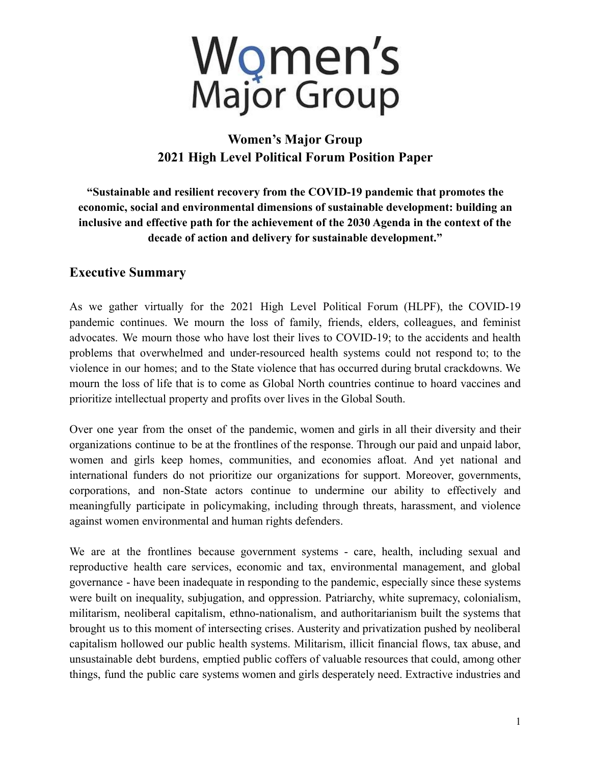# Women's Major Group

## Women's Major Group
## 2021 High Level Political Forum Position Paper

**"Sustainable and resilient recovery from the COVID-19 pandemic that promotes the economic, social and environmental dimensions of sustainable development: building an inclusive and effective path for the achievement of the 2030 Agenda in the context of the decade of action and delivery for sustainable development."**

## Executive Summary

As we gather virtually for the 2021 High Level Political Forum (HLPF), the COVID-19 pandemic continues. We mourn the loss of family, friends, elders, colleagues, and feminist advocates. We mourn those who have lost their lives to COVID-19; to the accidents and health problems that overwhelmed and under-resourced health systems could not respond to; to the violence in our homes; and to the State violence that has occurred during brutal crackdowns. We mourn the loss of life that is to come as Global North countries continue to hoard vaccines and prioritize intellectual property and profits over lives in the Global South.

Over one year from the onset of the pandemic, women and girls in all their diversity and their organizations continue to be at the frontlines of the response. Through our paid and unpaid labor, women and girls keep homes, communities, and economies afloat. And yet national and international funders do not prioritize our organizations for support. Moreover, governments, corporations, and non-State actors continue to undermine our ability to effectively and meaningfully participate in policymaking, including through threats, harassment, and violence against women environmental and human rights defenders.

We are at the frontlines because government systems - care, health, including sexual and reproductive health care services, economic and tax, environmental management, and global governance - have been inadequate in responding to the pandemic, especially since these systems were built on inequality, subjugation, and oppression. Patriarchy, white supremacy, colonialism, militarism, neoliberal capitalism, ethno-nationalism, and authoritarianism built the systems that brought us to this moment of intersecting crises. Austerity and privatization pushed by neoliberal capitalism hollowed our public health systems. Militarism, illicit financial flows, tax abuse, and unsustainable debt burdens, emptied public coffers of valuable resources that could, among other things, fund the public care systems women and girls desperately need. Extractive industries and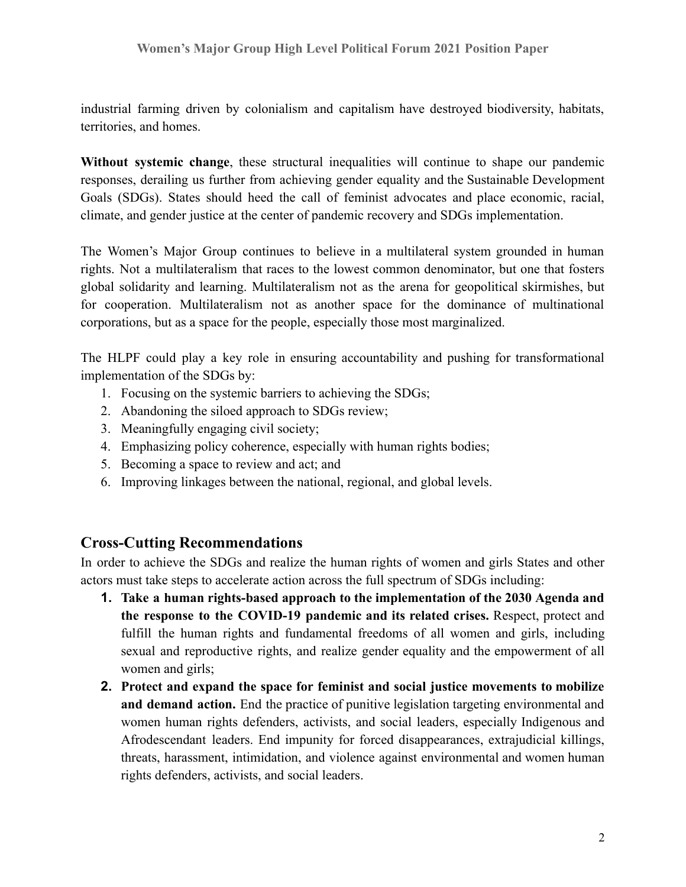industrial farming driven by colonialism and capitalism have destroyed biodiversity, habitats, territories, and homes.

**Without systemic change**, these structural inequalities will continue to shape our pandemic responses, derailing us further from achieving gender equality and the Sustainable Development Goals (SDGs). States should heed the call of feminist advocates and place economic, racial, climate, and gender justice at the center of pandemic recovery and SDGs implementation.

The Women's Major Group continues to believe in a multilateral system grounded in human rights. Not a multilateralism that races to the lowest common denominator, but one that fosters global solidarity and learning. Multilateralism not as the arena for geopolitical skirmishes, but for cooperation. Multilateralism not as another space for the dominance of multinational corporations, but as a space for the people, especially those most marginalized.

The HLPF could play a key role in ensuring accountability and pushing for transformational implementation of the SDGs by:

1. Focusing on the systemic barriers to achieving the SDGs;
2. Abandoning the siloed approach to SDGs review;
3. Meaningfully engaging civil society;
4. Emphasizing policy coherence, especially with human rights bodies;
5. Becoming a space to review and act; and
6. Improving linkages between the national, regional, and global levels.

## Cross-Cutting Recommendations

In order to achieve the SDGs and realize the human rights of women and girls States and other actors must take steps to accelerate action across the full spectrum of SDGs including:

1. **Take a human rights-based approach to the implementation of the 2030 Agenda and the response to the COVID-19 pandemic and its related crises.** Respect, protect and fulfill the human rights and fundamental freedoms of all women and girls, including sexual and reproductive rights, and realize gender equality and the empowerment of all women and girls;
2. **Protect and expand the space for feminist and social justice movements to mobilize and demand action.** End the practice of punitive legislation targeting environmental and women human rights defenders, activists, and social leaders, especially Indigenous and Afrodescendant leaders. End impunity for forced disappearances, extrajudicial killings, threats, harassment, intimidation, and violence against environmental and women human rights defenders, activists, and social leaders.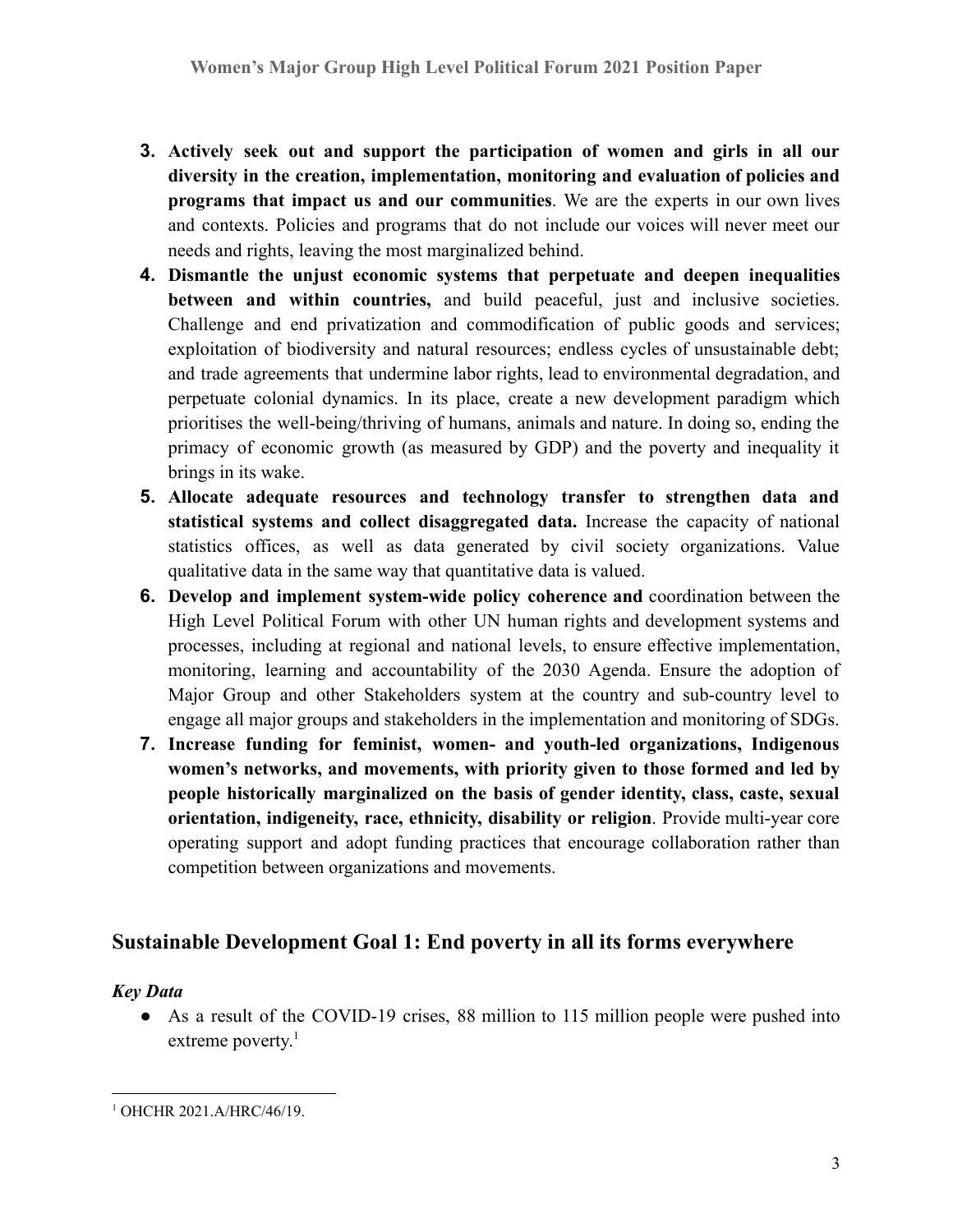3. **Actively seek out and support the participation of women and girls in all our diversity in the creation, implementation, monitoring and evaluation of policies and programs that impact us and our communities**. We are the experts in our own lives and contexts. Policies and programs that do not include our voices will never meet our needs and rights, leaving the most marginalized behind.
4. **Dismantle the unjust economic systems that perpetuate and deepen inequalities between and within countries,** and build peaceful, just and inclusive societies. Challenge and end privatization and commodification of public goods and services; exploitation of biodiversity and natural resources; endless cycles of unsustainable debt; and trade agreements that undermine labor rights, lead to environmental degradation, and perpetuate colonial dynamics. In its place, create a new development paradigm which prioritises the well-being/thriving of humans, animals and nature. In doing so, ending the primacy of economic growth (as measured by GDP) and the poverty and inequality it brings in its wake.
5. **Allocate adequate resources and technology transfer to strengthen data and statistical systems and collect disaggregated data.** Increase the capacity of national statistics offices, as well as data generated by civil society organizations. Value qualitative data in the same way that quantitative data is valued.
6. **Develop and implement system-wide policy coherence and** coordination between the High Level Political Forum with other UN human rights and development systems and processes, including at regional and national levels, to ensure effective implementation, monitoring, learning and accountability of the 2030 Agenda. Ensure the adoption of Major Group and other Stakeholders system at the country and sub-country level to engage all major groups and stakeholders in the implementation and monitoring of SDGs.
7. **Increase funding for feminist, women- and youth-led organizations, Indigenous women's networks, and movements, with priority given to those formed and led by people historically marginalized on the basis of gender identity, class, caste, sexual orientation, indigeneity, race, ethnicity, disability or religion**. Provide multi-year core operating support and adopt funding practices that encourage collaboration rather than competition between organizations and movements.

## Sustainable Development Goal 1: End poverty in all its forms everywhere

### *Key Data*

- As a result of the COVID-19 crises, 88 million to 115 million people were pushed into extreme poverty.[1]

---

[1] OHCHR 2021.A/HRC/46/19.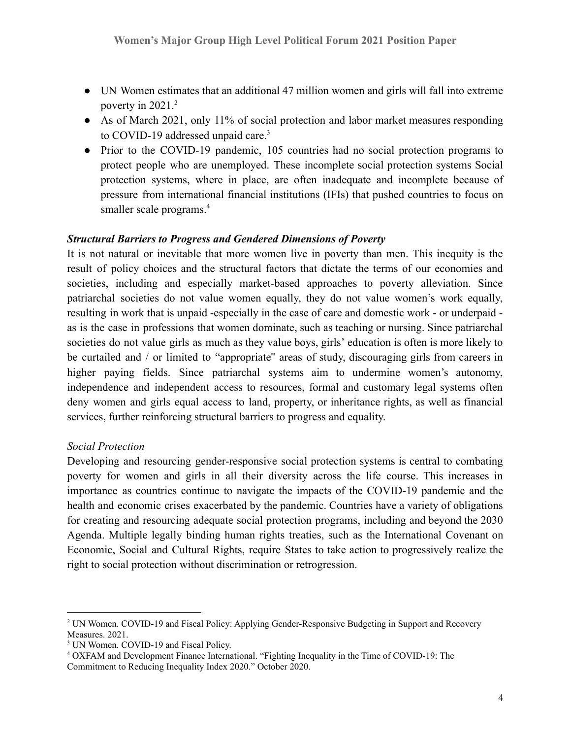- UN Women estimates that an additional 47 million women and girls will fall into extreme poverty in 2021.[2]
- As of March 2021, only 11% of social protection and labor market measures responding to COVID-19 addressed unpaid care.[3]
- Prior to the COVID-19 pandemic, 105 countries had no social protection programs to protect people who are unemployed. These incomplete social protection systems Social protection systems, where in place, are often inadequate and incomplete because of pressure from international financial institutions (IFIs) that pushed countries to focus on smaller scale programs.[4]

***Structural Barriers to Progress and Gendered Dimensions of Poverty***

It is not natural or inevitable that more women live in poverty than men. This inequity is the result of policy choices and the structural factors that dictate the terms of our economies and societies, including and especially market-based approaches to poverty alleviation. Since patriarchal societies do not value women equally, they do not value women's work equally, resulting in work that is unpaid -especially in the case of care and domestic work - or underpaid - as is the case in professions that women dominate, such as teaching or nursing. Since patriarchal societies do not value girls as much as they value boys, girls' education is often is more likely to be curtailed and / or limited to "appropriate" areas of study, discouraging girls from careers in higher paying fields. Since patriarchal systems aim to undermine women's autonomy, independence and independent access to resources, formal and customary legal systems often deny women and girls equal access to land, property, or inheritance rights, as well as financial services, further reinforcing structural barriers to progress and equality.

*Social Protection*

Developing and resourcing gender-responsive social protection systems is central to combating poverty for women and girls in all their diversity across the life course. This increases in importance as countries continue to navigate the impacts of the COVID-19 pandemic and the health and economic crises exacerbated by the pandemic. Countries have a variety of obligations for creating and resourcing adequate social protection programs, including and beyond the 2030 Agenda. Multiple legally binding human rights treaties, such as the International Covenant on Economic, Social and Cultural Rights, require States to take action to progressively realize the right to social protection without discrimination or retrogression.

---

[2] UN Women. COVID-19 and Fiscal Policy: Applying Gender-Responsive Budgeting in Support and Recovery Measures. 2021.

[3] UN Women. COVID-19 and Fiscal Policy.

[4] OXFAM and Development Finance International. "Fighting Inequality in the Time of COVID-19: The Commitment to Reducing Inequality Index 2020." October 2020.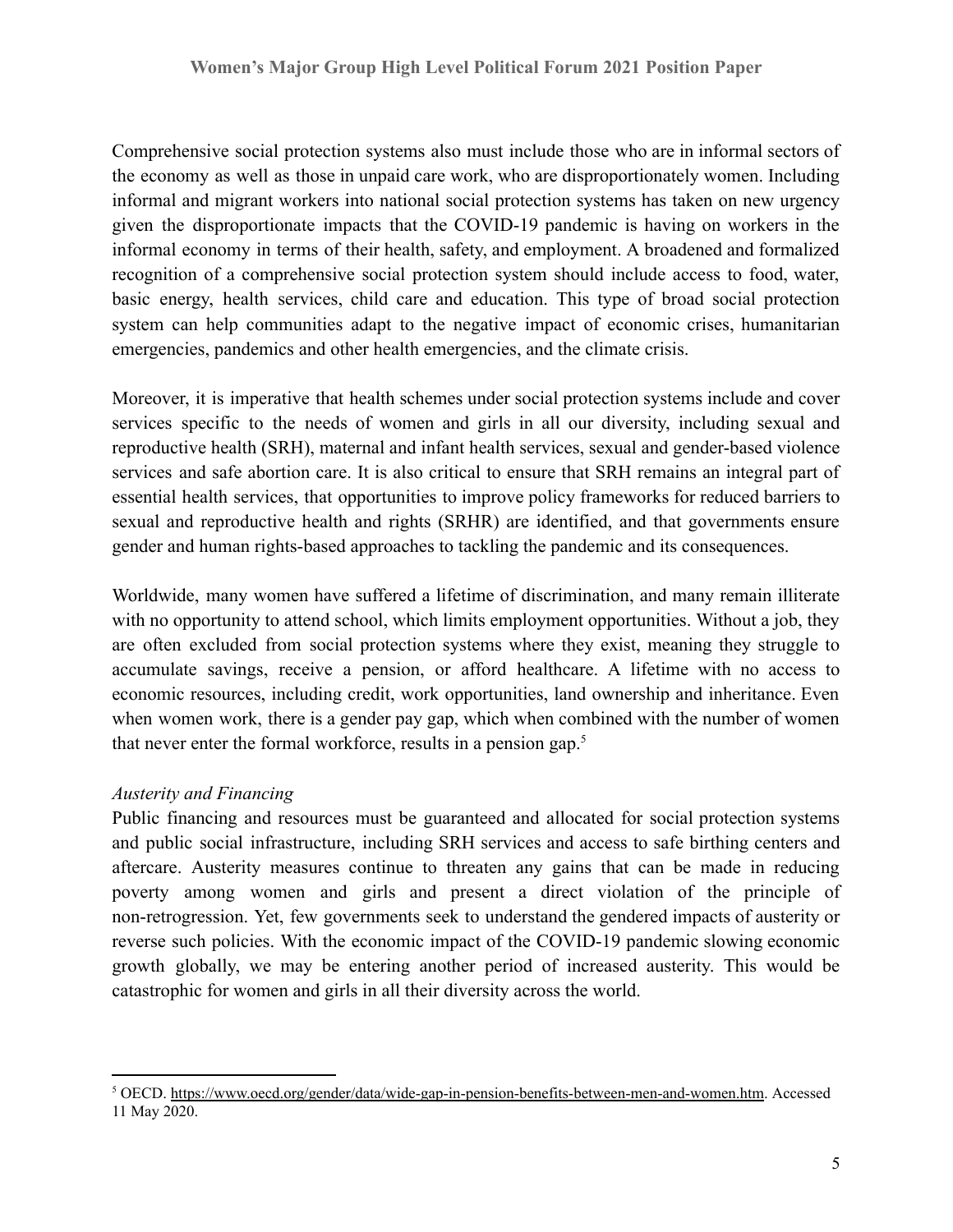Comprehensive social protection systems also must include those who are in informal sectors of the economy as well as those in unpaid care work, who are disproportionately women. Including informal and migrant workers into national social protection systems has taken on new urgency given the disproportionate impacts that the COVID-19 pandemic is having on workers in the informal economy in terms of their health, safety, and employment. A broadened and formalized recognition of a comprehensive social protection system should include access to food, water, basic energy, health services, child care and education. This type of broad social protection system can help communities adapt to the negative impact of economic crises, humanitarian emergencies, pandemics and other health emergencies, and the climate crisis.

Moreover, it is imperative that health schemes under social protection systems include and cover services specific to the needs of women and girls in all our diversity, including sexual and reproductive health (SRH), maternal and infant health services, sexual and gender-based violence services and safe abortion care. It is also critical to ensure that SRH remains an integral part of essential health services, that opportunities to improve policy frameworks for reduced barriers to sexual and reproductive health and rights (SRHR) are identified, and that governments ensure gender and human rights-based approaches to tackling the pandemic and its consequences.

Worldwide, many women have suffered a lifetime of discrimination, and many remain illiterate with no opportunity to attend school, which limits employment opportunities. Without a job, they are often excluded from social protection systems where they exist, meaning they struggle to accumulate savings, receive a pension, or afford healthcare. A lifetime with no access to economic resources, including credit, work opportunities, land ownership and inheritance. Even when women work, there is a gender pay gap, which when combined with the number of women that never enter the formal workforce, results in a pension gap.[5]

*Austerity and Financing*

Public financing and resources must be guaranteed and allocated for social protection systems and public social infrastructure, including SRH services and access to safe birthing centers and aftercare. Austerity measures continue to threaten any gains that can be made in reducing poverty among women and girls and present a direct violation of the principle of non-retrogression. Yet, few governments seek to understand the gendered impacts of austerity or reverse such policies. With the economic impact of the COVID-19 pandemic slowing economic growth globally, we may be entering another period of increased austerity. This would be catastrophic for women and girls in all their diversity across the world.

[5] OECD. https://www.oecd.org/gender/data/wide-gap-in-pension-benefits-between-men-and-women.htm. Accessed 11 May 2020.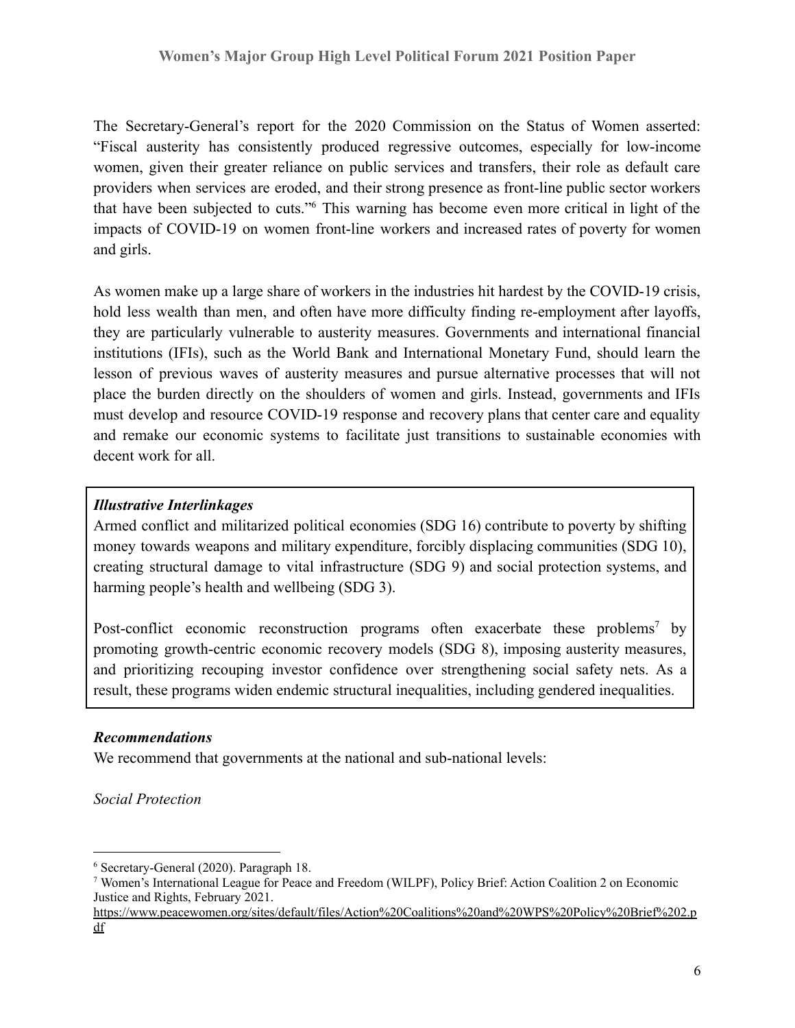The Secretary-General's report for the 2020 Commission on the Status of Women asserted: "Fiscal austerity has consistently produced regressive outcomes, especially for low-income women, given their greater reliance on public services and transfers, their role as default care providers when services are eroded, and their strong presence as front-line public sector workers that have been subjected to cuts."[6] This warning has become even more critical in light of the impacts of COVID-19 on women front-line workers and increased rates of poverty for women and girls.

As women make up a large share of workers in the industries hit hardest by the COVID-19 crisis, hold less wealth than men, and often have more difficulty finding re-employment after layoffs, they are particularly vulnerable to austerity measures. Governments and international financial institutions (IFIs), such as the World Bank and International Monetary Fund, should learn the lesson of previous waves of austerity measures and pursue alternative processes that will not place the burden directly on the shoulders of women and girls. Instead, governments and IFIs must develop and resource COVID-19 response and recovery plans that center care and equality and remake our economic systems to facilitate just transitions to sustainable economies with decent work for all.

***Illustrative Interlinkages***

Armed conflict and militarized political economies (SDG 16) contribute to poverty by shifting money towards weapons and military expenditure, forcibly displacing communities (SDG 10), creating structural damage to vital infrastructure (SDG 9) and social protection systems, and harming people's health and wellbeing (SDG 3).

Post-conflict economic reconstruction programs often exacerbate these problems[7] by promoting growth-centric economic recovery models (SDG 8), imposing austerity measures, and prioritizing recouping investor confidence over strengthening social safety nets. As a result, these programs widen endemic structural inequalities, including gendered inequalities.

***Recommendations***

We recommend that governments at the national and sub-national levels:

*Social Protection*

---

[6] Secretary-General (2020). Paragraph 18.

[7] Women's International League for Peace and Freedom (WILPF), Policy Brief: Action Coalition 2 on Economic Justice and Rights, February 2021. https://www.peacewomen.org/sites/default/files/Action%20Coalitions%20and%20WPS%20Policy%20Brief%202.pdf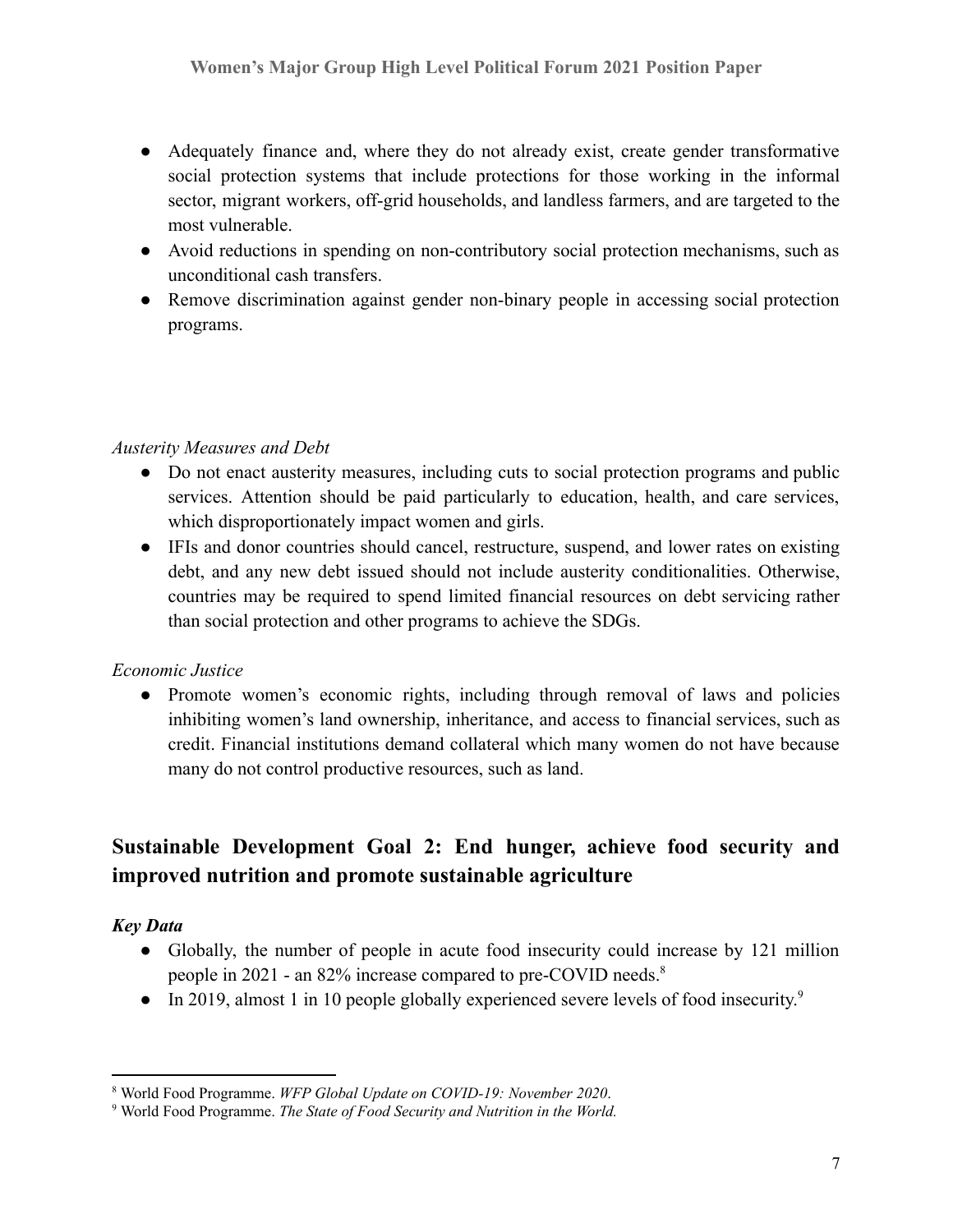- Adequately finance and, where they do not already exist, create gender transformative social protection systems that include protections for those working in the informal sector, migrant workers, off-grid households, and landless farmers, and are targeted to the most vulnerable.
- Avoid reductions in spending on non-contributory social protection mechanisms, such as unconditional cash transfers.
- Remove discrimination against gender non-binary people in accessing social protection programs.

*Austerity Measures and Debt*

- Do not enact austerity measures, including cuts to social protection programs and public services. Attention should be paid particularly to education, health, and care services, which disproportionately impact women and girls.
- IFIs and donor countries should cancel, restructure, suspend, and lower rates on existing debt, and any new debt issued should not include austerity conditionalities. Otherwise, countries may be required to spend limited financial resources on debt servicing rather than social protection and other programs to achieve the SDGs.

*Economic Justice*

- Promote women's economic rights, including through removal of laws and policies inhibiting women's land ownership, inheritance, and access to financial services, such as credit. Financial institutions demand collateral which many women do not have because many do not control productive resources, such as land.

## Sustainable Development Goal 2: End hunger, achieve food security and improved nutrition and promote sustainable agriculture

***Key Data***

- Globally, the number of people in acute food insecurity could increase by 121 million people in 2021 - an 82% increase compared to pre-COVID needs.[8]
- In 2019, almost 1 in 10 people globally experienced severe levels of food insecurity.[9]

---

[8] World Food Programme. *WFP Global Update on COVID-19: November 2020*.

[9] World Food Programme. *The State of Food Security and Nutrition in the World.*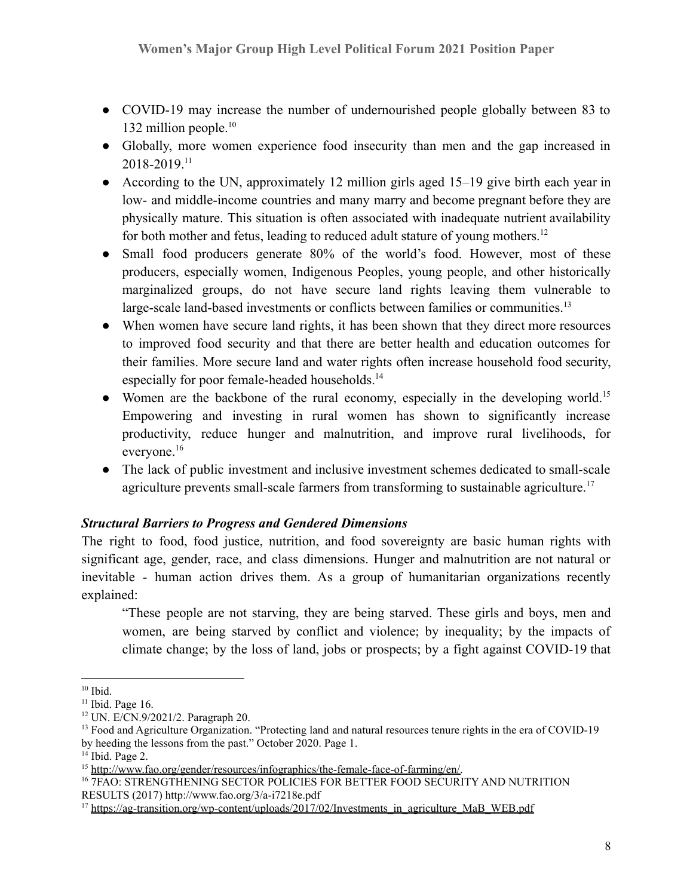- COVID-19 may increase the number of undernourished people globally between 83 to 132 million people.[10]
- Globally, more women experience food insecurity than men and the gap increased in 2018-2019.[11]
- According to the UN, approximately 12 million girls aged 15–19 give birth each year in low- and middle-income countries and many marry and become pregnant before they are physically mature. This situation is often associated with inadequate nutrient availability for both mother and fetus, leading to reduced adult stature of young mothers.[12]
- Small food producers generate 80% of the world's food. However, most of these producers, especially women, Indigenous Peoples, young people, and other historically marginalized groups, do not have secure land rights leaving them vulnerable to large-scale land-based investments or conflicts between families or communities.[13]
- When women have secure land rights, it has been shown that they direct more resources to improved food security and that there are better health and education outcomes for their families. More secure land and water rights often increase household food security, especially for poor female-headed households.[14]
- Women are the backbone of the rural economy, especially in the developing world.[15] Empowering and investing in rural women has shown to significantly increase productivity, reduce hunger and malnutrition, and improve rural livelihoods, for everyone.[16]
- The lack of public investment and inclusive investment schemes dedicated to small-scale agriculture prevents small-scale farmers from transforming to sustainable agriculture.[17]

***Structural Barriers to Progress and Gendered Dimensions***

The right to food, food justice, nutrition, and food sovereignty are basic human rights with significant age, gender, race, and class dimensions. Hunger and malnutrition are not natural or inevitable - human action drives them. As a group of humanitarian organizations recently explained:

> "These people are not starving, they are being starved. These girls and boys, men and women, are being starved by conflict and violence; by inequality; by the impacts of climate change; by the loss of land, jobs or prospects; by a fight against COVID-19 that

---

[10] Ibid.

[11] Ibid. Page 16.

[12] UN. E/CN.9/2021/2. Paragraph 20.

[13] Food and Agriculture Organization. "Protecting land and natural resources tenure rights in the era of COVID-19 by heeding the lessons from the past." October 2020. Page 1.

[14] Ibid. Page 2.

[15] http://www.fao.org/gender/resources/infographics/the-female-face-of-farming/en/.

[16] 7FAO: STRENGTHENING SECTOR POLICIES FOR BETTER FOOD SECURITY AND NUTRITION RESULTS (2017) http://www.fao.org/3/a-i7218e.pdf

[17] https://ag-transition.org/wp-content/uploads/2017/02/Investments_in_agriculture_MaB_WEB.pdf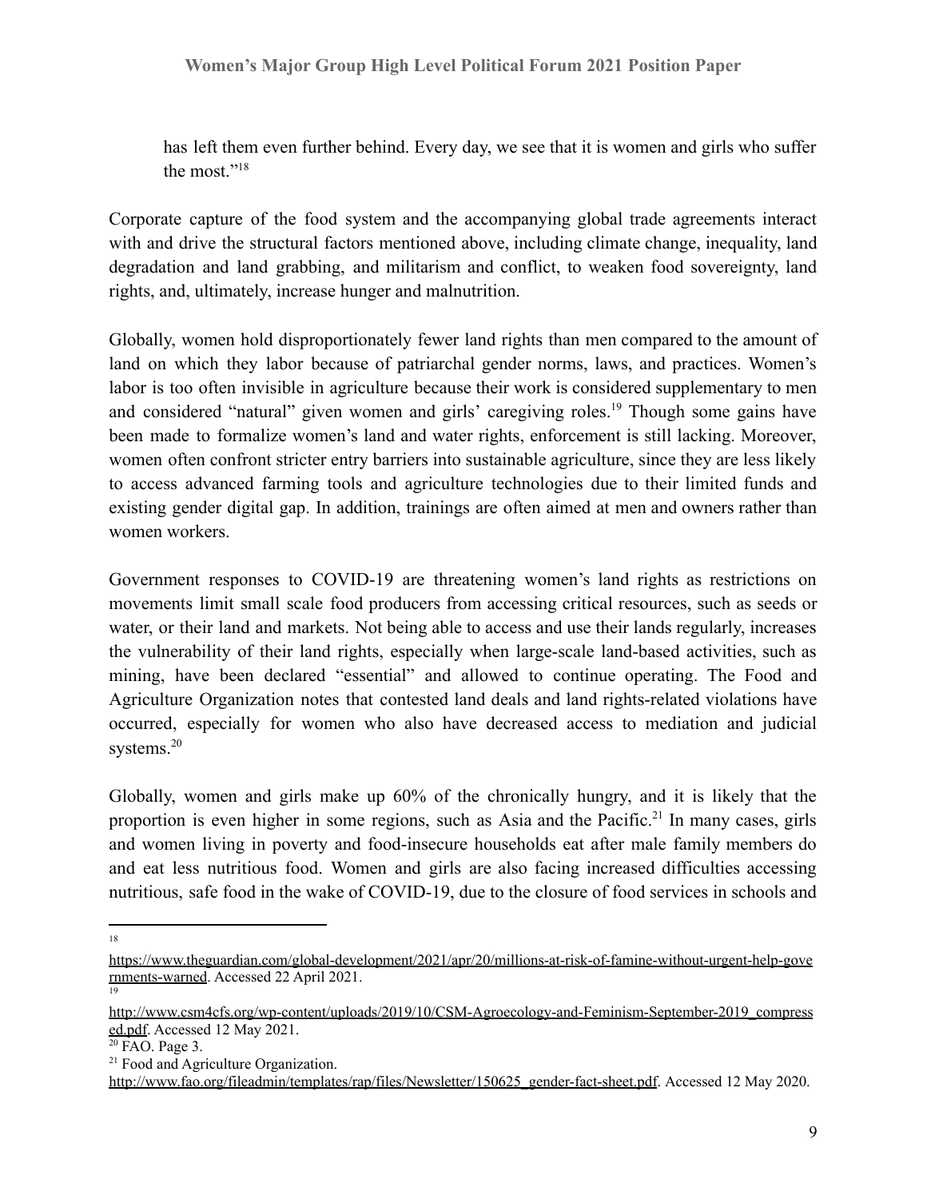has left them even further behind. Every day, we see that it is women and girls who suffer the most."[18]

Corporate capture of the food system and the accompanying global trade agreements interact with and drive the structural factors mentioned above, including climate change, inequality, land degradation and land grabbing, and militarism and conflict, to weaken food sovereignty, land rights, and, ultimately, increase hunger and malnutrition.

Globally, women hold disproportionately fewer land rights than men compared to the amount of land on which they labor because of patriarchal gender norms, laws, and practices. Women's labor is too often invisible in agriculture because their work is considered supplementary to men and considered "natural" given women and girls' caregiving roles.[19] Though some gains have been made to formalize women's land and water rights, enforcement is still lacking. Moreover, women often confront stricter entry barriers into sustainable agriculture, since they are less likely to access advanced farming tools and agriculture technologies due to their limited funds and existing gender digital gap. In addition, trainings are often aimed at men and owners rather than women workers.

Government responses to COVID-19 are threatening women's land rights as restrictions on movements limit small scale food producers from accessing critical resources, such as seeds or water, or their land and markets. Not being able to access and use their lands regularly, increases the vulnerability of their land rights, especially when large-scale land-based activities, such as mining, have been declared "essential" and allowed to continue operating. The Food and Agriculture Organization notes that contested land deals and land rights-related violations have occurred, especially for women who also have decreased access to mediation and judicial systems.[20]

Globally, women and girls make up 60% of the chronically hungry, and it is likely that the proportion is even higher in some regions, such as Asia and the Pacific.[21] In many cases, girls and women living in poverty and food-insecure households eat after male family members do and eat less nutritious food. Women and girls are also facing increased difficulties accessing nutritious, safe food in the wake of COVID-19, due to the closure of food services in schools and

---

[18] https://www.theguardian.com/global-development/2021/apr/20/millions-at-risk-of-famine-without-urgent-help-governments-warned. Accessed 22 April 2021.

[19] http://www.csm4cfs.org/wp-content/uploads/2019/10/CSM-Agroecology-and-Feminism-September-2019_compressed.pdf. Accessed 12 May 2021.

[20] FAO. Page 3.

[21] Food and Agriculture Organization. http://www.fao.org/fileadmin/templates/rap/files/Newsletter/150625_gender-fact-sheet.pdf. Accessed 12 May 2020.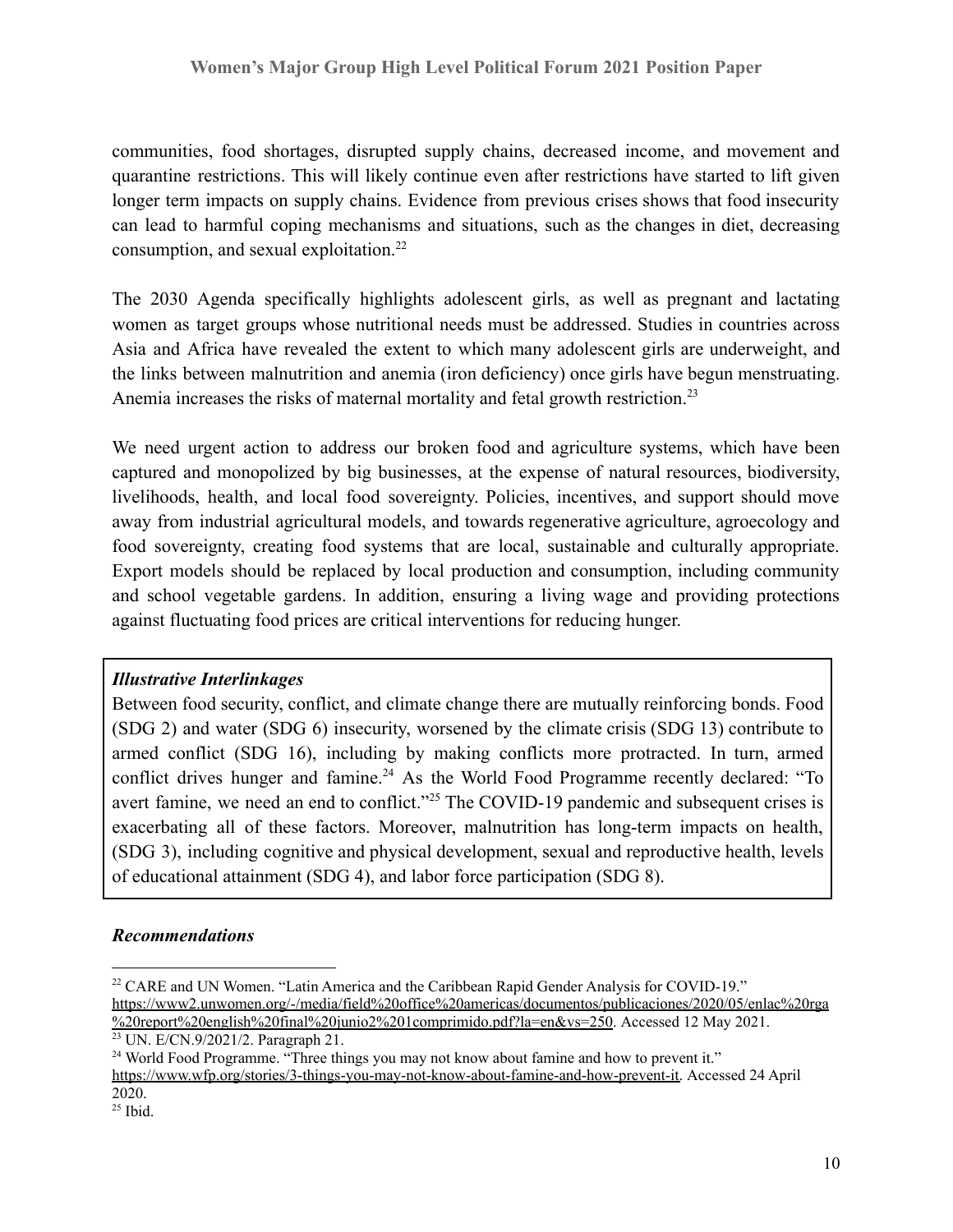communities, food shortages, disrupted supply chains, decreased income, and movement and quarantine restrictions. This will likely continue even after restrictions have started to lift given longer term impacts on supply chains. Evidence from previous crises shows that food insecurity can lead to harmful coping mechanisms and situations, such as the changes in diet, decreasing consumption, and sexual exploitation.[22]

The 2030 Agenda specifically highlights adolescent girls, as well as pregnant and lactating women as target groups whose nutritional needs must be addressed. Studies in countries across Asia and Africa have revealed the extent to which many adolescent girls are underweight, and the links between malnutrition and anemia (iron deficiency) once girls have begun menstruating. Anemia increases the risks of maternal mortality and fetal growth restriction.[23]

We need urgent action to address our broken food and agriculture systems, which have been captured and monopolized by big businesses, at the expense of natural resources, biodiversity, livelihoods, health, and local food sovereignty. Policies, incentives, and support should move away from industrial agricultural models, and towards regenerative agriculture, agroecology and food sovereignty, creating food systems that are local, sustainable and culturally appropriate. Export models should be replaced by local production and consumption, including community and school vegetable gardens. In addition, ensuring a living wage and providing protections against fluctuating food prices are critical interventions for reducing hunger.

***Illustrative Interlinkages***

Between food security, conflict, and climate change there are mutually reinforcing bonds. Food (SDG 2) and water (SDG 6) insecurity, worsened by the climate crisis (SDG 13) contribute to armed conflict (SDG 16), including by making conflicts more protracted. In turn, armed conflict drives hunger and famine.[24] As the World Food Programme recently declared: "To avert famine, we need an end to conflict."[25] The COVID-19 pandemic and subsequent crises is exacerbating all of these factors. Moreover, malnutrition has long-term impacts on health, (SDG 3), including cognitive and physical development, sexual and reproductive health, levels of educational attainment (SDG 4), and labor force participation (SDG 8).

***Recommendations***

---

[22] CARE and UN Women. "Latin America and the Caribbean Rapid Gender Analysis for COVID-19." https://www2.unwomen.org/-/media/field%20office%20americas/documentos/publicaciones/2020/05/enlac%20rga%20report%20english%20final%20junio2%201comprimido.pdf?la=en&vs=250. Accessed 12 May 2021.

[23] UN. E/CN.9/2021/2. Paragraph 21.

[24] World Food Programme. "Three things you may not know about famine and how to prevent it." https://www.wfp.org/stories/3-things-you-may-not-know-about-famine-and-how-prevent-it. Accessed 24 April 2020.

[25] Ibid.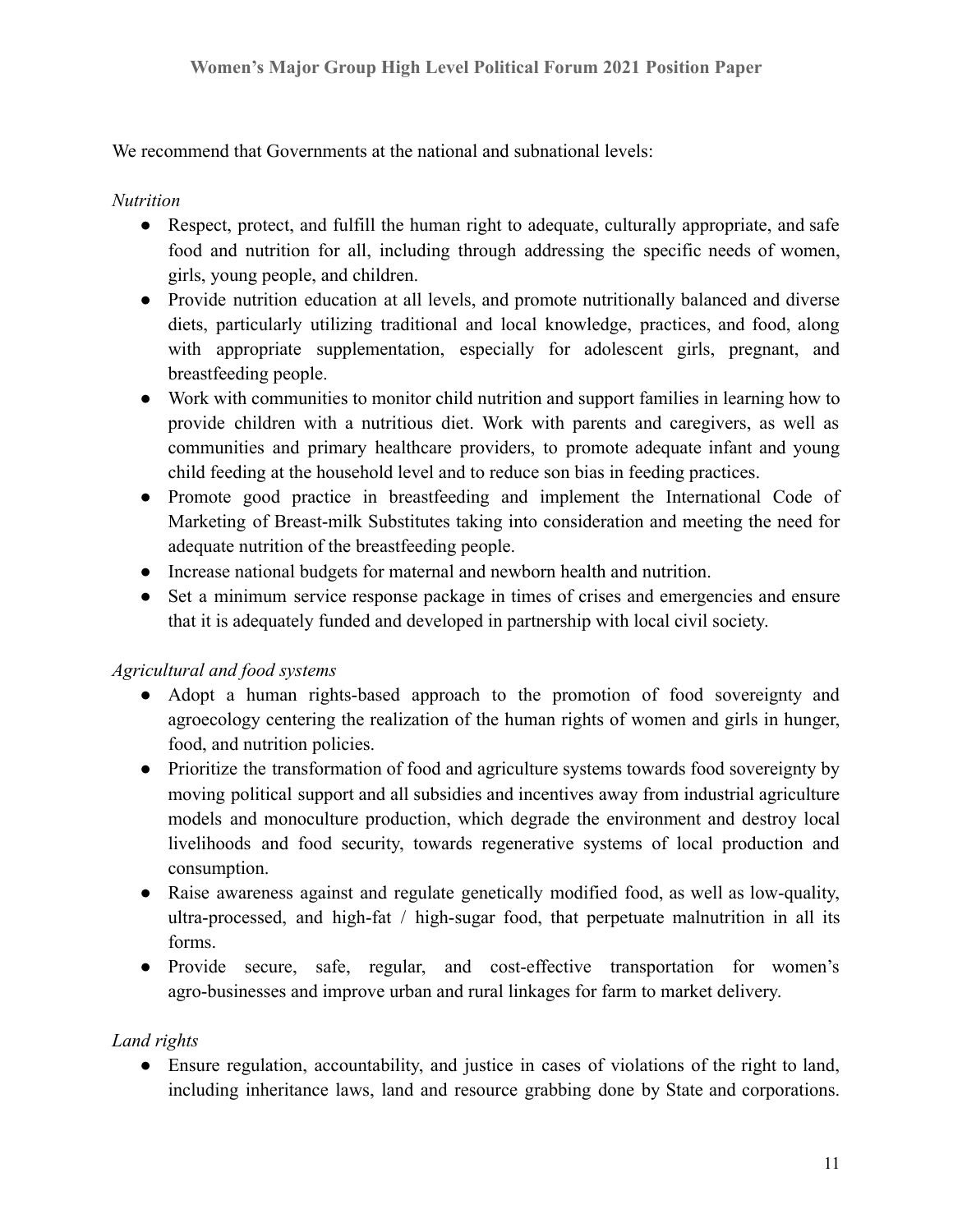We recommend that Governments at the national and subnational levels:

*Nutrition*

- Respect, protect, and fulfill the human right to adequate, culturally appropriate, and safe food and nutrition for all, including through addressing the specific needs of women, girls, young people, and children.
- Provide nutrition education at all levels, and promote nutritionally balanced and diverse diets, particularly utilizing traditional and local knowledge, practices, and food, along with appropriate supplementation, especially for adolescent girls, pregnant, and breastfeeding people.
- Work with communities to monitor child nutrition and support families in learning how to provide children with a nutritious diet. Work with parents and caregivers, as well as communities and primary healthcare providers, to promote adequate infant and young child feeding at the household level and to reduce son bias in feeding practices.
- Promote good practice in breastfeeding and implement the International Code of Marketing of Breast-milk Substitutes taking into consideration and meeting the need for adequate nutrition of the breastfeeding people.
- Increase national budgets for maternal and newborn health and nutrition.
- Set a minimum service response package in times of crises and emergencies and ensure that it is adequately funded and developed in partnership with local civil society.

*Agricultural and food systems*

- Adopt a human rights-based approach to the promotion of food sovereignty and agroecology centering the realization of the human rights of women and girls in hunger, food, and nutrition policies.
- Prioritize the transformation of food and agriculture systems towards food sovereignty by moving political support and all subsidies and incentives away from industrial agriculture models and monoculture production, which degrade the environment and destroy local livelihoods and food security, towards regenerative systems of local production and consumption.
- Raise awareness against and regulate genetically modified food, as well as low-quality, ultra-processed, and high-fat / high-sugar food, that perpetuate malnutrition in all its forms.
- Provide secure, safe, regular, and cost-effective transportation for women's agro-businesses and improve urban and rural linkages for farm to market delivery.

*Land rights*

- Ensure regulation, accountability, and justice in cases of violations of the right to land, including inheritance laws, land and resource grabbing done by State and corporations.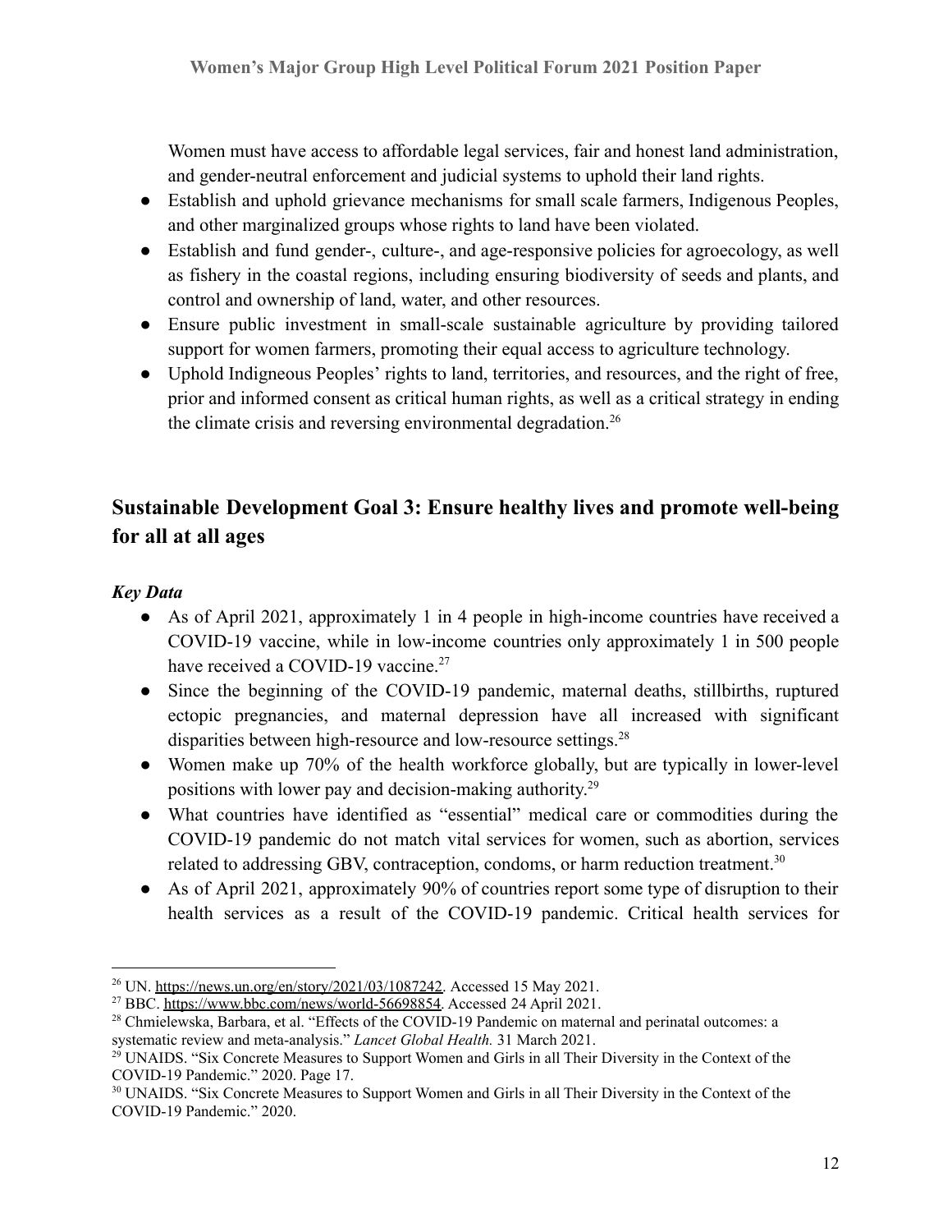Women must have access to affordable legal services, fair and honest land administration, and gender-neutral enforcement and judicial systems to uphold their land rights.

- Establish and uphold grievance mechanisms for small scale farmers, Indigenous Peoples, and other marginalized groups whose rights to land have been violated.
- Establish and fund gender-, culture-, and age-responsive policies for agroecology, as well as fishery in the coastal regions, including ensuring biodiversity of seeds and plants, and control and ownership of land, water, and other resources.
- Ensure public investment in small-scale sustainable agriculture by providing tailored support for women farmers, promoting their equal access to agriculture technology.
- Uphold Indigneous Peoples' rights to land, territories, and resources, and the right of free, prior and informed consent as critical human rights, as well as a critical strategy in ending the climate crisis and reversing environmental degradation.[26]

## Sustainable Development Goal 3: Ensure healthy lives and promote well-being for all at all ages

***Key Data***

- As of April 2021, approximately 1 in 4 people in high-income countries have received a COVID-19 vaccine, while in low-income countries only approximately 1 in 500 people have received a COVID-19 vaccine.[27]
- Since the beginning of the COVID-19 pandemic, maternal deaths, stillbirths, ruptured ectopic pregnancies, and maternal depression have all increased with significant disparities between high-resource and low-resource settings.[28]
- Women make up 70% of the health workforce globally, but are typically in lower-level positions with lower pay and decision-making authority.[29]
- What countries have identified as "essential" medical care or commodities during the COVID-19 pandemic do not match vital services for women, such as abortion, services related to addressing GBV, contraception, condoms, or harm reduction treatment.[30]
- As of April 2021, approximately 90% of countries report some type of disruption to their health services as a result of the COVID-19 pandemic. Critical health services for

[26] UN. https://news.un.org/en/story/2021/03/1087242. Accessed 15 May 2021.

[27] BBC. https://www.bbc.com/news/world-56698854. Accessed 24 April 2021.

[28] Chmielewska, Barbara, et al. "Effects of the COVID-19 Pandemic on maternal and perinatal outcomes: a systematic review and meta-analysis." *Lancet Global Health.* 31 March 2021.

[29] UNAIDS. "Six Concrete Measures to Support Women and Girls in all Their Diversity in the Context of the COVID-19 Pandemic." 2020. Page 17.

[30] UNAIDS. "Six Concrete Measures to Support Women and Girls in all Their Diversity in the Context of the COVID-19 Pandemic." 2020.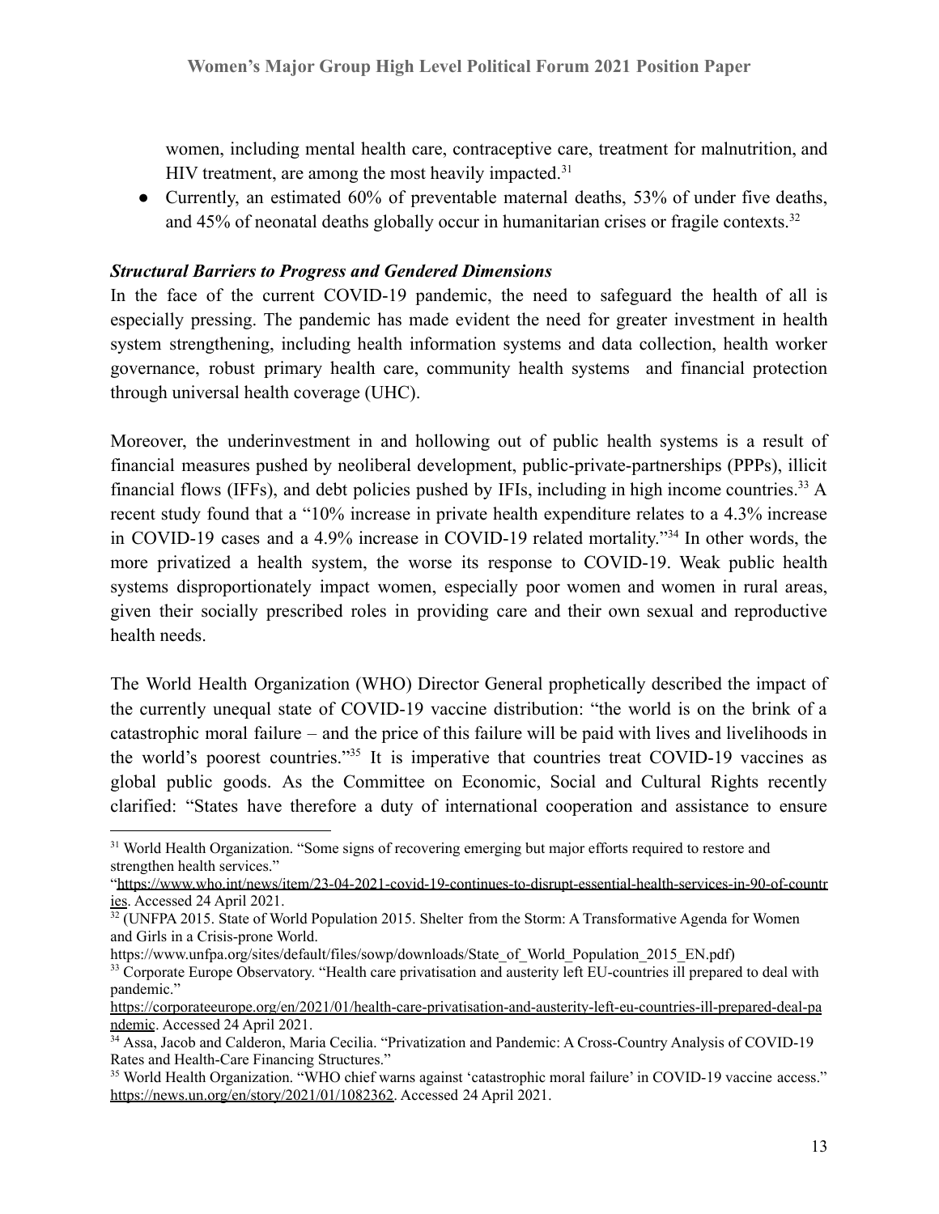women, including mental health care, contraceptive care, treatment for malnutrition, and HIV treatment, are among the most heavily impacted.[31]

- Currently, an estimated 60% of preventable maternal deaths, 53% of under five deaths, and 45% of neonatal deaths globally occur in humanitarian crises or fragile contexts.[32]

### *Structural Barriers to Progress and Gendered Dimensions*

In the face of the current COVID-19 pandemic, the need to safeguard the health of all is especially pressing. The pandemic has made evident the need for greater investment in health system strengthening, including health information systems and data collection, health worker governance, robust primary health care, community health systems and financial protection through universal health coverage (UHC).

Moreover, the underinvestment in and hollowing out of public health systems is a result of financial measures pushed by neoliberal development, public-private-partnerships (PPPs), illicit financial flows (IFFs), and debt policies pushed by IFIs, including in high income countries.[33] A recent study found that a "10% increase in private health expenditure relates to a 4.3% increase in COVID-19 cases and a 4.9% increase in COVID-19 related mortality."[34] In other words, the more privatized a health system, the worse its response to COVID-19. Weak public health systems disproportionately impact women, especially poor women and women in rural areas, given their socially prescribed roles in providing care and their own sexual and reproductive health needs.

The World Health Organization (WHO) Director General prophetically described the impact of the currently unequal state of COVID-19 vaccine distribution: "the world is on the brink of a catastrophic moral failure – and the price of this failure will be paid with lives and livelihoods in the world's poorest countries."[35] It is imperative that countries treat COVID-19 vaccines as global public goods. As the Committee on Economic, Social and Cultural Rights recently clarified: "States have therefore a duty of international cooperation and assistance to ensure

---

[31] World Health Organization. "Some signs of recovering emerging but major efforts required to restore and strengthen health services." "https://www.who.int/news/item/23-04-2021-covid-19-continues-to-disrupt-essential-health-services-in-90-of-countries. Accessed 24 April 2021.

[32] (UNFPA 2015. State of World Population 2015. Shelter from the Storm: A Transformative Agenda for Women and Girls in a Crisis-prone World. https://www.unfpa.org/sites/default/files/sowp/downloads/State_of_World_Population_2015_EN.pdf)

[33] Corporate Europe Observatory. "Health care privatisation and austerity left EU-countries ill prepared to deal with pandemic." https://corporateeurope.org/en/2021/01/health-care-privatisation-and-austerity-left-eu-countries-ill-prepared-deal-pandemic. Accessed 24 April 2021.

[34] Assa, Jacob and Calderon, Maria Cecilia. "Privatization and Pandemic: A Cross-Country Analysis of COVID-19 Rates and Health-Care Financing Structures."

[35] World Health Organization. "WHO chief warns against 'catastrophic moral failure' in COVID-19 vaccine access." https://news.un.org/en/story/2021/01/1082362. Accessed 24 April 2021.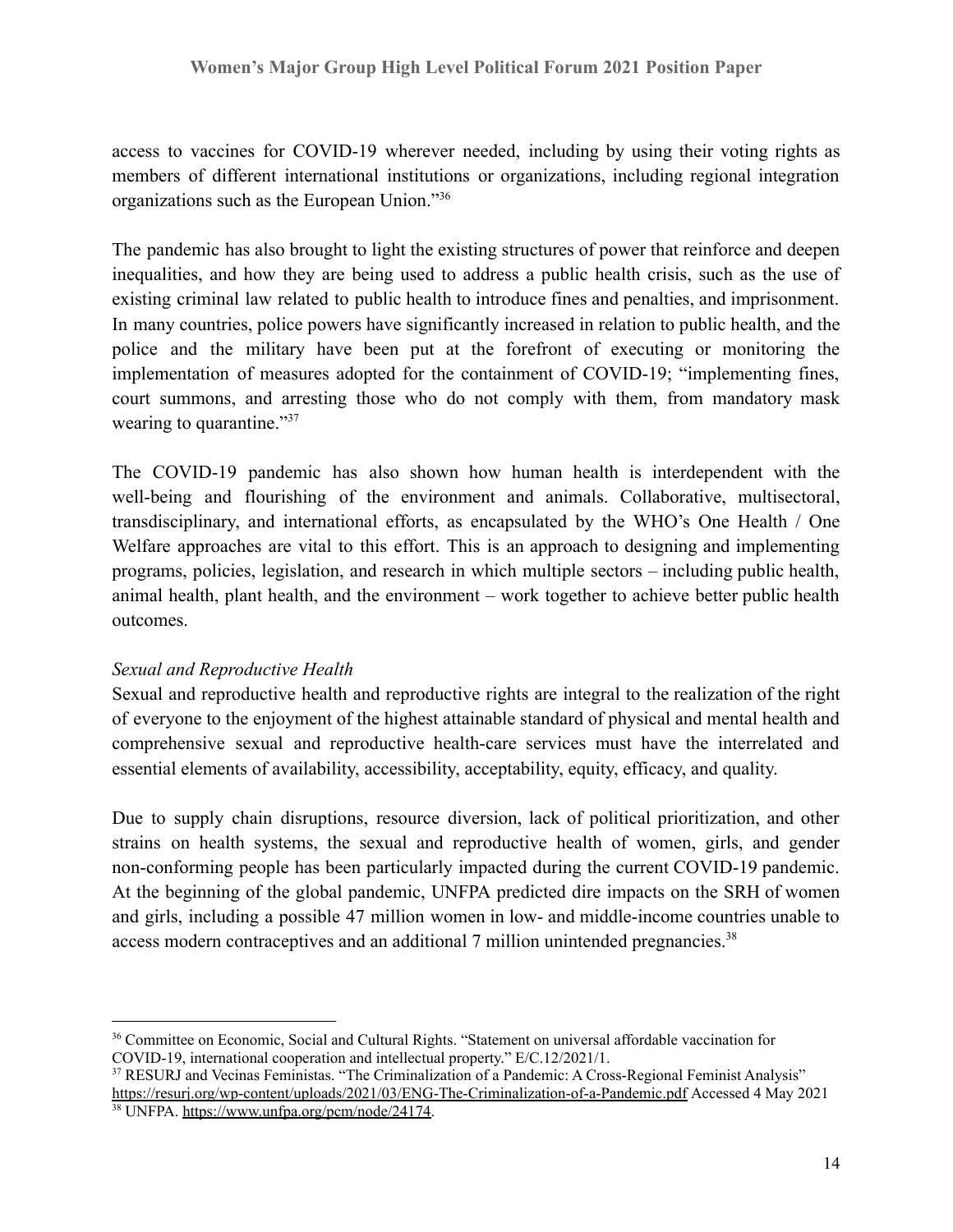access to vaccines for COVID-19 wherever needed, including by using their voting rights as members of different international institutions or organizations, including regional integration organizations such as the European Union."[36]

The pandemic has also brought to light the existing structures of power that reinforce and deepen inequalities, and how they are being used to address a public health crisis, such as the use of existing criminal law related to public health to introduce fines and penalties, and imprisonment. In many countries, police powers have significantly increased in relation to public health, and the police and the military have been put at the forefront of executing or monitoring the implementation of measures adopted for the containment of COVID-19; "implementing fines, court summons, and arresting those who do not comply with them, from mandatory mask wearing to quarantine."[37]

The COVID-19 pandemic has also shown how human health is interdependent with the well-being and flourishing of the environment and animals. Collaborative, multisectoral, transdisciplinary, and international efforts, as encapsulated by the WHO's One Health / One Welfare approaches are vital to this effort. This is an approach to designing and implementing programs, policies, legislation, and research in which multiple sectors – including public health, animal health, plant health, and the environment – work together to achieve better public health outcomes.

*Sexual and Reproductive Health*

Sexual and reproductive health and reproductive rights are integral to the realization of the right of everyone to the enjoyment of the highest attainable standard of physical and mental health and comprehensive sexual and reproductive health-care services must have the interrelated and essential elements of availability, accessibility, acceptability, equity, efficacy, and quality.

Due to supply chain disruptions, resource diversion, lack of political prioritization, and other strains on health systems, the sexual and reproductive health of women, girls, and gender non-conforming people has been particularly impacted during the current COVID-19 pandemic. At the beginning of the global pandemic, UNFPA predicted dire impacts on the SRH of women and girls, including a possible 47 million women in low- and middle-income countries unable to access modern contraceptives and an additional 7 million unintended pregnancies.[38]

---

[36] Committee on Economic, Social and Cultural Rights. "Statement on universal affordable vaccination for COVID-19, international cooperation and intellectual property." E/C.12/2021/1.

[37] RESURJ and Vecinas Feministas. "The Criminalization of a Pandemic: A Cross-Regional Feminist Analysis" https://resurj.org/wp-content/uploads/2021/03/ENG-The-Criminalization-of-a-Pandemic.pdf Accessed 4 May 2021

[38] UNFPA. https://www.unfpa.org/pcm/node/24174.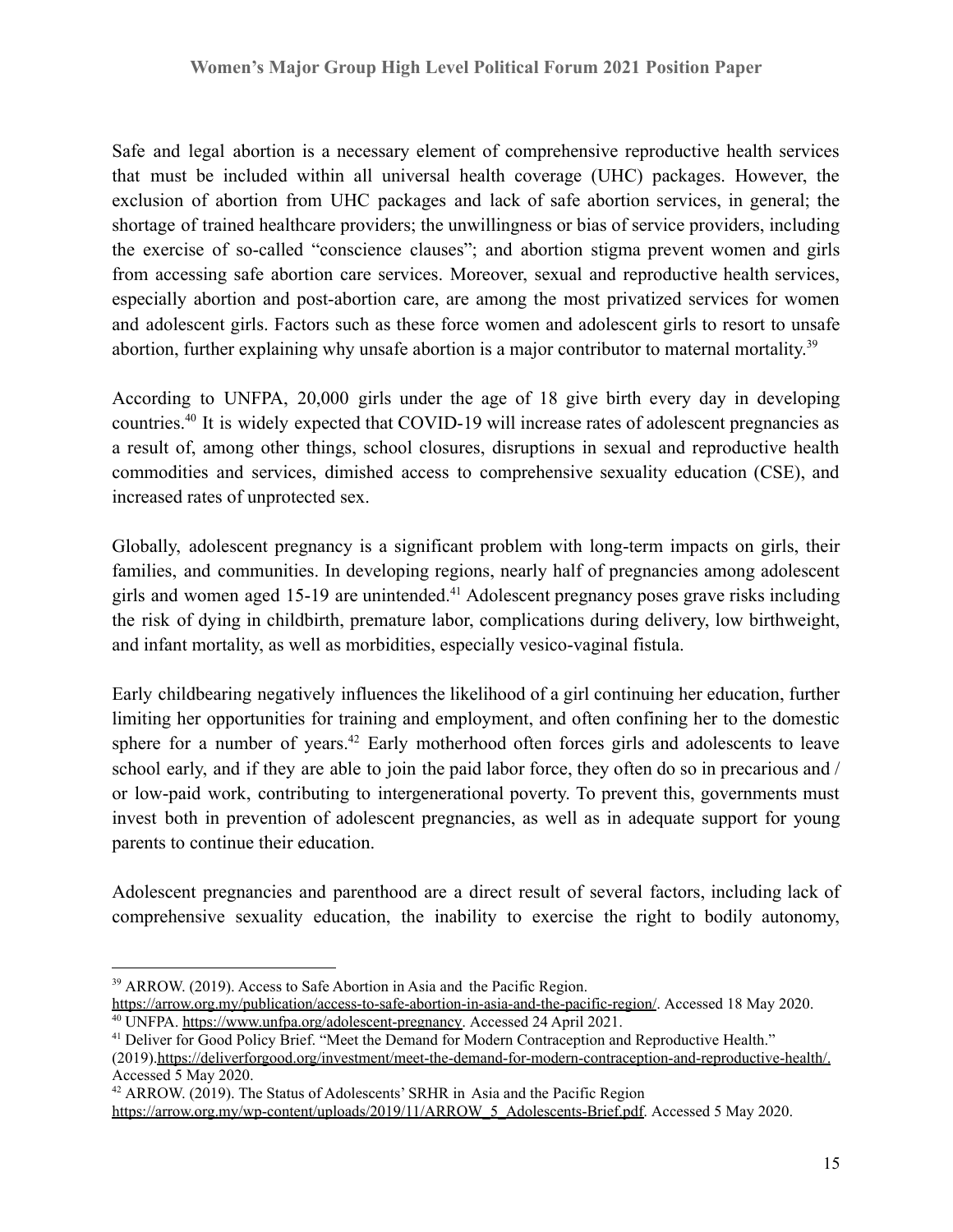Safe and legal abortion is a necessary element of comprehensive reproductive health services that must be included within all universal health coverage (UHC) packages. However, the exclusion of abortion from UHC packages and lack of safe abortion services, in general; the shortage of trained healthcare providers; the unwillingness or bias of service providers, including the exercise of so-called "conscience clauses"; and abortion stigma prevent women and girls from accessing safe abortion care services. Moreover, sexual and reproductive health services, especially abortion and post-abortion care, are among the most privatized services for women and adolescent girls. Factors such as these force women and adolescent girls to resort to unsafe abortion, further explaining why unsafe abortion is a major contributor to maternal mortality.[39]

According to UNFPA, 20,000 girls under the age of 18 give birth every day in developing countries.[40] It is widely expected that COVID-19 will increase rates of adolescent pregnancies as a result of, among other things, school closures, disruptions in sexual and reproductive health commodities and services, dimished access to comprehensive sexuality education (CSE), and increased rates of unprotected sex.

Globally, adolescent pregnancy is a significant problem with long-term impacts on girls, their families, and communities. In developing regions, nearly half of pregnancies among adolescent girls and women aged 15-19 are unintended.[41] Adolescent pregnancy poses grave risks including the risk of dying in childbirth, premature labor, complications during delivery, low birthweight, and infant mortality, as well as morbidities, especially vesico-vaginal fistula.

Early childbearing negatively influences the likelihood of a girl continuing her education, further limiting her opportunities for training and employment, and often confining her to the domestic sphere for a number of years.[42] Early motherhood often forces girls and adolescents to leave school early, and if they are able to join the paid labor force, they often do so in precarious and / or low-paid work, contributing to intergenerational poverty. To prevent this, governments must invest both in prevention of adolescent pregnancies, as well as in adequate support for young parents to continue their education.

Adolescent pregnancies and parenthood are a direct result of several factors, including lack of comprehensive sexuality education, the inability to exercise the right to bodily autonomy,

---

[39] ARROW. (2019). Access to Safe Abortion in Asia and the Pacific Region. https://arrow.org.my/publication/access-to-safe-abortion-in-asia-and-the-pacific-region/. Accessed 18 May 2020.

[40] UNFPA. https://www.unfpa.org/adolescent-pregnancy. Accessed 24 April 2021.

[41] Deliver for Good Policy Brief. "Meet the Demand for Modern Contraception and Reproductive Health." (2019).https://deliverforgood.org/investment/meet-the-demand-for-modern-contraception-and-reproductive-health/. Accessed 5 May 2020.

[42] ARROW. (2019). The Status of Adolescents' SRHR in Asia and the Pacific Region https://arrow.org.my/wp-content/uploads/2019/11/ARROW_5_Adolescents-Brief.pdf. Accessed 5 May 2020.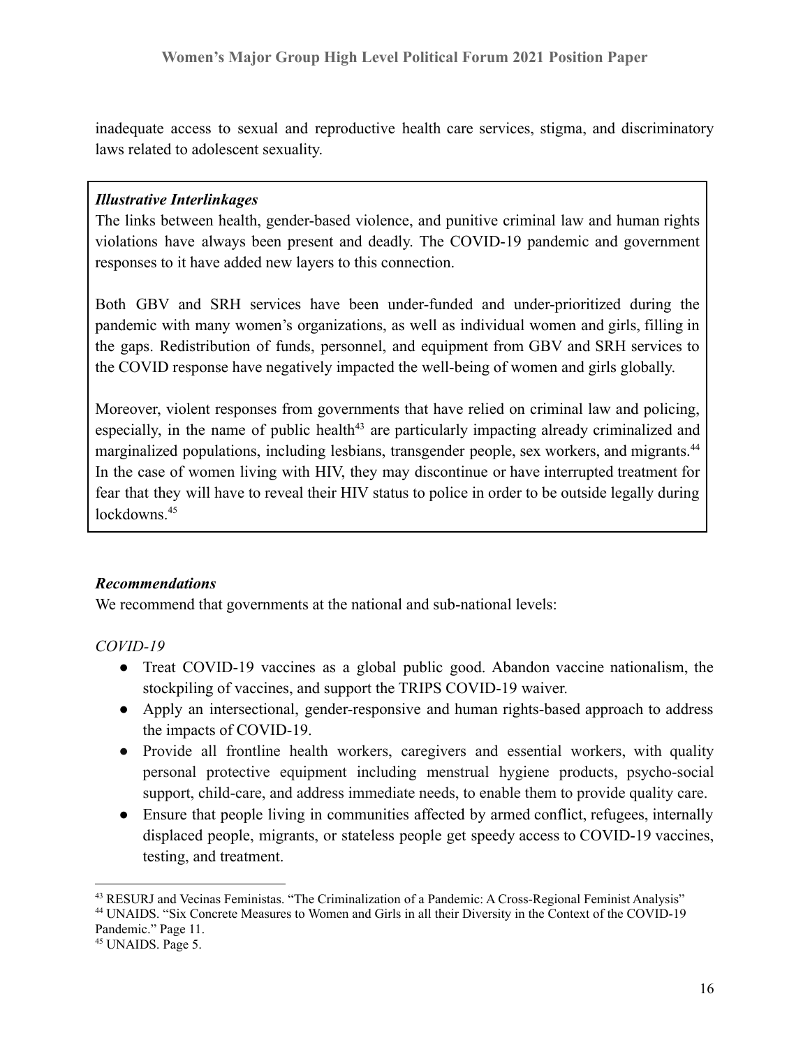inadequate access to sexual and reproductive health care services, stigma, and discriminatory laws related to adolescent sexuality.

> ***Illustrative Interlinkages***
>
> The links between health, gender-based violence, and punitive criminal law and human rights violations have always been present and deadly. The COVID-19 pandemic and government responses to it have added new layers to this connection.
>
> Both GBV and SRH services have been under-funded and under-prioritized during the pandemic with many women's organizations, as well as individual women and girls, filling in the gaps. Redistribution of funds, personnel, and equipment from GBV and SRH services to the COVID response have negatively impacted the well-being of women and girls globally.
>
> Moreover, violent responses from governments that have relied on criminal law and policing, especially, in the name of public health[43] are particularly impacting already criminalized and marginalized populations, including lesbians, transgender people, sex workers, and migrants.[44] In the case of women living with HIV, they may discontinue or have interrupted treatment for fear that they will have to reveal their HIV status to police in order to be outside legally during lockdowns.[45]

***Recommendations***

We recommend that governments at the national and sub-national levels:

*COVID-19*

- Treat COVID-19 vaccines as a global public good. Abandon vaccine nationalism, the stockpiling of vaccines, and support the TRIPS COVID-19 waiver.
- Apply an intersectional, gender-responsive and human rights-based approach to address the impacts of COVID-19.
- Provide all frontline health workers, caregivers and essential workers, with quality personal protective equipment including menstrual hygiene products, psycho-social support, child-care, and address immediate needs, to enable them to provide quality care.
- Ensure that people living in communities affected by armed conflict, refugees, internally displaced people, migrants, or stateless people get speedy access to COVID-19 vaccines, testing, and treatment.

---

[43] RESURJ and Vecinas Feministas. "The Criminalization of a Pandemic: A Cross-Regional Feminist Analysis"

[44] UNAIDS. "Six Concrete Measures to Women and Girls in all their Diversity in the Context of the COVID-19 Pandemic." Page 11.

[45] UNAIDS. Page 5.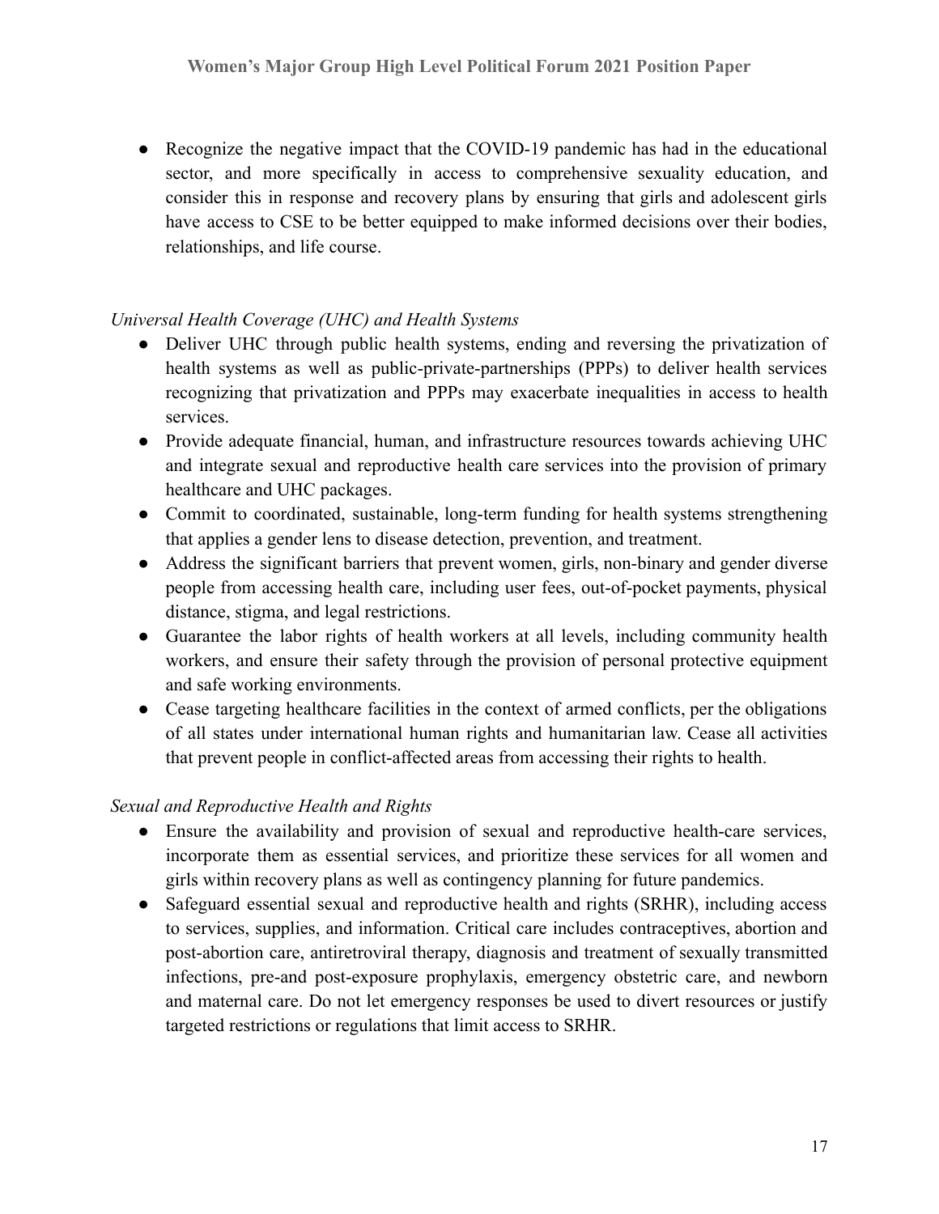- Recognize the negative impact that the COVID-19 pandemic has had in the educational sector, and more specifically in access to comprehensive sexuality education, and consider this in response and recovery plans by ensuring that girls and adolescent girls have access to CSE to be better equipped to make informed decisions over their bodies, relationships, and life course.

*Universal Health Coverage (UHC) and Health Systems*

- Deliver UHC through public health systems, ending and reversing the privatization of health systems as well as public-private-partnerships (PPPs) to deliver health services recognizing that privatization and PPPs may exacerbate inequalities in access to health services.
- Provide adequate financial, human, and infrastructure resources towards achieving UHC and integrate sexual and reproductive health care services into the provision of primary healthcare and UHC packages.
- Commit to coordinated, sustainable, long-term funding for health systems strengthening that applies a gender lens to disease detection, prevention, and treatment.
- Address the significant barriers that prevent women, girls, non-binary and gender diverse people from accessing health care, including user fees, out-of-pocket payments, physical distance, stigma, and legal restrictions.
- Guarantee the labor rights of health workers at all levels, including community health workers, and ensure their safety through the provision of personal protective equipment and safe working environments.
- Cease targeting healthcare facilities in the context of armed conflicts, per the obligations of all states under international human rights and humanitarian law. Cease all activities that prevent people in conflict-affected areas from accessing their rights to health.

*Sexual and Reproductive Health and Rights*

- Ensure the availability and provision of sexual and reproductive health-care services, incorporate them as essential services, and prioritize these services for all women and girls within recovery plans as well as contingency planning for future pandemics.
- Safeguard essential sexual and reproductive health and rights (SRHR), including access to services, supplies, and information. Critical care includes contraceptives, abortion and post-abortion care, antiretroviral therapy, diagnosis and treatment of sexually transmitted infections, pre-and post-exposure prophylaxis, emergency obstetric care, and newborn and maternal care. Do not let emergency responses be used to divert resources or justify targeted restrictions or regulations that limit access to SRHR.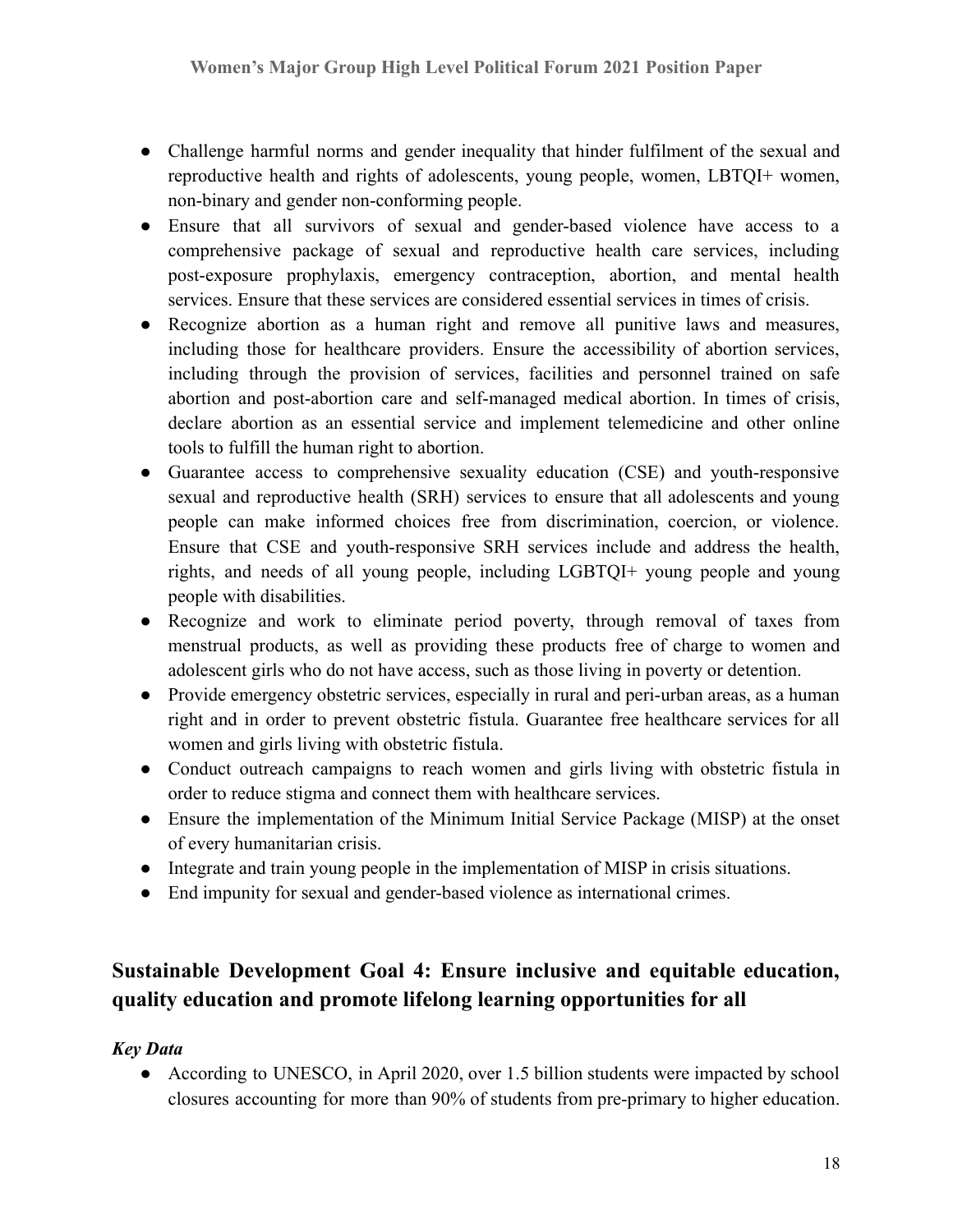- Challenge harmful norms and gender inequality that hinder fulfilment of the sexual and reproductive health and rights of adolescents, young people, women, LBTQI+ women, non-binary and gender non-conforming people.
- Ensure that all survivors of sexual and gender-based violence have access to a comprehensive package of sexual and reproductive health care services, including post-exposure prophylaxis, emergency contraception, abortion, and mental health services. Ensure that these services are considered essential services in times of crisis.
- Recognize abortion as a human right and remove all punitive laws and measures, including those for healthcare providers. Ensure the accessibility of abortion services, including through the provision of services, facilities and personnel trained on safe abortion and post-abortion care and self-managed medical abortion. In times of crisis, declare abortion as an essential service and implement telemedicine and other online tools to fulfill the human right to abortion.
- Guarantee access to comprehensive sexuality education (CSE) and youth-responsive sexual and reproductive health (SRH) services to ensure that all adolescents and young people can make informed choices free from discrimination, coercion, or violence. Ensure that CSE and youth-responsive SRH services include and address the health, rights, and needs of all young people, including LGBTQI+ young people and young people with disabilities.
- Recognize and work to eliminate period poverty, through removal of taxes from menstrual products, as well as providing these products free of charge to women and adolescent girls who do not have access, such as those living in poverty or detention.
- Provide emergency obstetric services, especially in rural and peri-urban areas, as a human right and in order to prevent obstetric fistula. Guarantee free healthcare services for all women and girls living with obstetric fistula.
- Conduct outreach campaigns to reach women and girls living with obstetric fistula in order to reduce stigma and connect them with healthcare services.
- Ensure the implementation of the Minimum Initial Service Package (MISP) at the onset of every humanitarian crisis.
- Integrate and train young people in the implementation of MISP in crisis situations.
- End impunity for sexual and gender-based violence as international crimes.

## Sustainable Development Goal 4: Ensure inclusive and equitable education, quality education and promote lifelong learning opportunities for all

***Key Data***

- According to UNESCO, in April 2020, over 1.5 billion students were impacted by school closures accounting for more than 90% of students from pre-primary to higher education.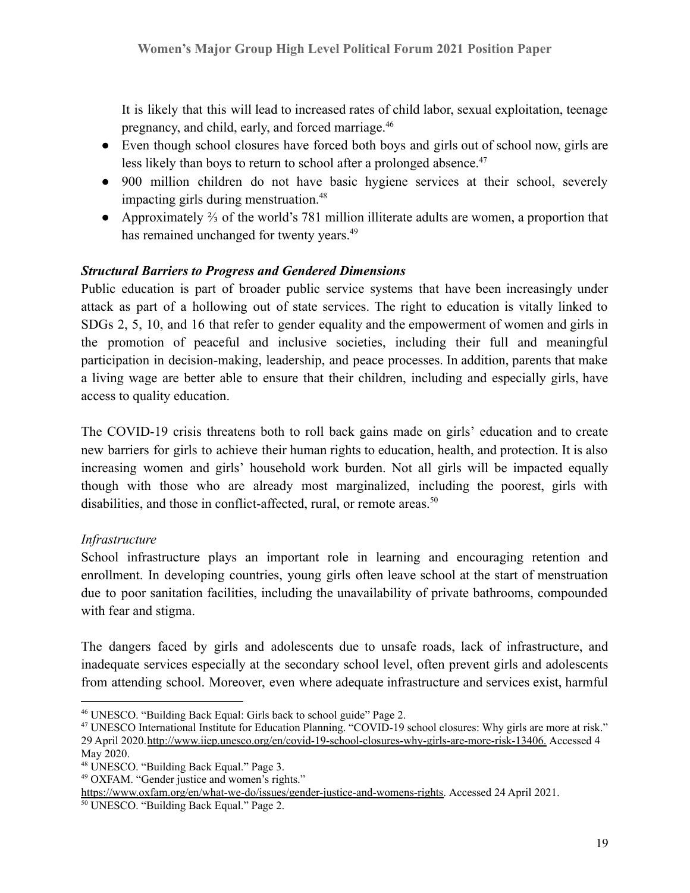It is likely that this will lead to increased rates of child labor, sexual exploitation, teenage pregnancy, and child, early, and forced marriage.[46]

- Even though school closures have forced both boys and girls out of school now, girls are less likely than boys to return to school after a prolonged absence.[47]
- 900 million children do not have basic hygiene services at their school, severely impacting girls during menstruation.[48]
- Approximately ⅔ of the world's 781 million illiterate adults are women, a proportion that has remained unchanged for twenty years.[49]

***Structural Barriers to Progress and Gendered Dimensions***

Public education is part of broader public service systems that have been increasingly under attack as part of a hollowing out of state services. The right to education is vitally linked to SDGs 2, 5, 10, and 16 that refer to gender equality and the empowerment of women and girls in the promotion of peaceful and inclusive societies, including their full and meaningful participation in decision-making, leadership, and peace processes. In addition, parents that make a living wage are better able to ensure that their children, including and especially girls, have access to quality education.

The COVID-19 crisis threatens both to roll back gains made on girls' education and to create new barriers for girls to achieve their human rights to education, health, and protection. It is also increasing women and girls' household work burden. Not all girls will be impacted equally though with those who are already most marginalized, including the poorest, girls with disabilities, and those in conflict-affected, rural, or remote areas.[50]

*Infrastructure*

School infrastructure plays an important role in learning and encouraging retention and enrollment. In developing countries, young girls often leave school at the start of menstruation due to poor sanitation facilities, including the unavailability of private bathrooms, compounded with fear and stigma.

The dangers faced by girls and adolescents due to unsafe roads, lack of infrastructure, and inadequate services especially at the secondary school level, often prevent girls and adolescents from attending school. Moreover, even where adequate infrastructure and services exist, harmful

---

[46] UNESCO. "Building Back Equal: Girls back to school guide" Page 2.

[47] UNESCO International Institute for Education Planning. "COVID-19 school closures: Why girls are more at risk." 29 April 2020. http://www.iiep.unesco.org/en/covid-19-school-closures-why-girls-are-more-risk-13406. Accessed 4 May 2020.

[48] UNESCO. "Building Back Equal." Page 3.

[49] OXFAM. "Gender justice and women's rights." https://www.oxfam.org/en/what-we-do/issues/gender-justice-and-womens-rights. Accessed 24 April 2021.

[50] UNESCO. "Building Back Equal." Page 2.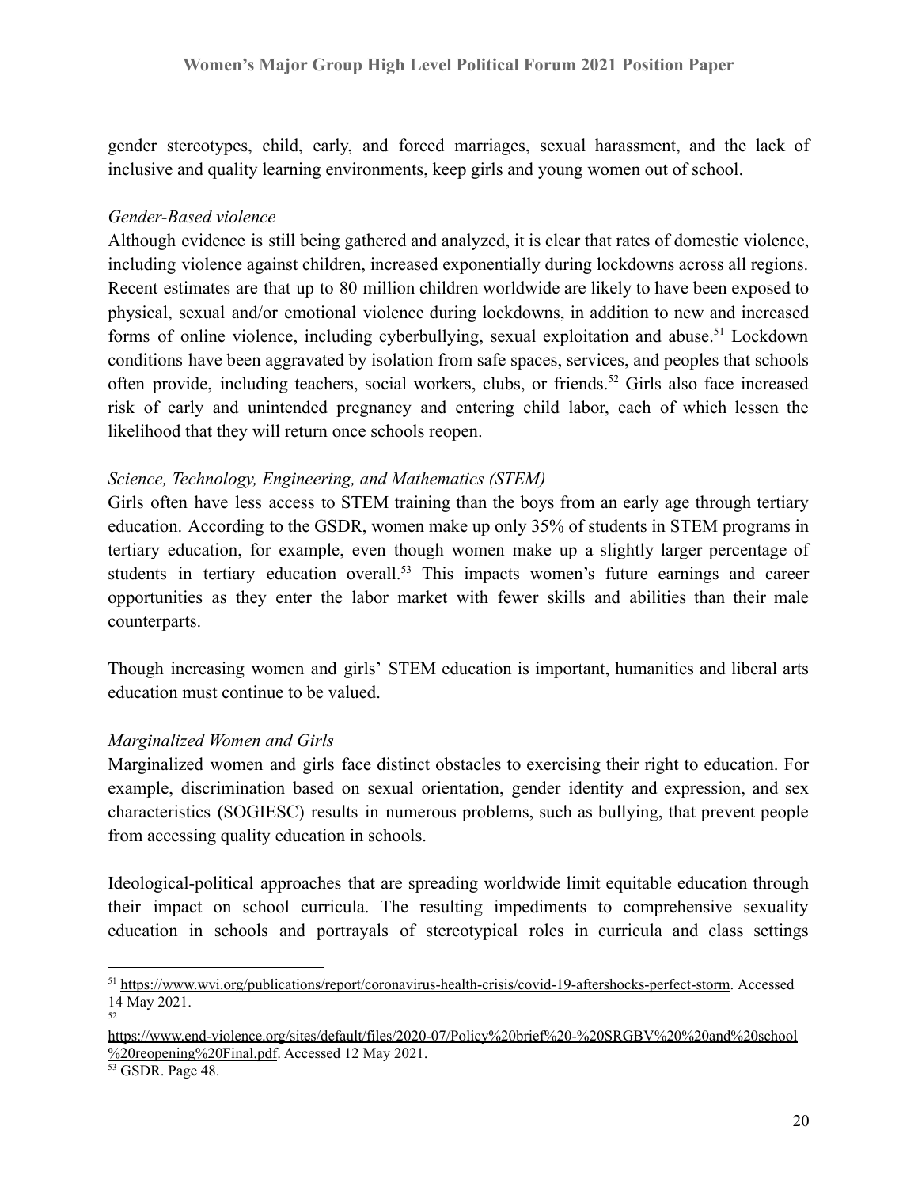gender stereotypes, child, early, and forced marriages, sexual harassment, and the lack of inclusive and quality learning environments, keep girls and young women out of school.

*Gender-Based violence*

Although evidence is still being gathered and analyzed, it is clear that rates of domestic violence, including violence against children, increased exponentially during lockdowns across all regions. Recent estimates are that up to 80 million children worldwide are likely to have been exposed to physical, sexual and/or emotional violence during lockdowns, in addition to new and increased forms of online violence, including cyberbullying, sexual exploitation and abuse.[51] Lockdown conditions have been aggravated by isolation from safe spaces, services, and peoples that schools often provide, including teachers, social workers, clubs, or friends.[52] Girls also face increased risk of early and unintended pregnancy and entering child labor, each of which lessen the likelihood that they will return once schools reopen.

*Science, Technology, Engineering, and Mathematics (STEM)*

Girls often have less access to STEM training than the boys from an early age through tertiary education. According to the GSDR, women make up only 35% of students in STEM programs in tertiary education, for example, even though women make up a slightly larger percentage of students in tertiary education overall.[53] This impacts women's future earnings and career opportunities as they enter the labor market with fewer skills and abilities than their male counterparts.

Though increasing women and girls' STEM education is important, humanities and liberal arts education must continue to be valued.

*Marginalized Women and Girls*

Marginalized women and girls face distinct obstacles to exercising their right to education. For example, discrimination based on sexual orientation, gender identity and expression, and sex characteristics (SOGIESC) results in numerous problems, such as bullying, that prevent people from accessing quality education in schools.

Ideological-political approaches that are spreading worldwide limit equitable education through their impact on school curricula. The resulting impediments to comprehensive sexuality education in schools and portrayals of stereotypical roles in curricula and class settings

---

[51] https://www.wvi.org/publications/report/coronavirus-health-crisis/covid-19-aftershocks-perfect-storm. Accessed 14 May 2021.

[52] https://www.end-violence.org/sites/default/files/2020-07/Policy%20brief%20-%20SRGBV%20%20and%20school%20reopening%20Final.pdf. Accessed 12 May 2021.

[53] GSDR. Page 48.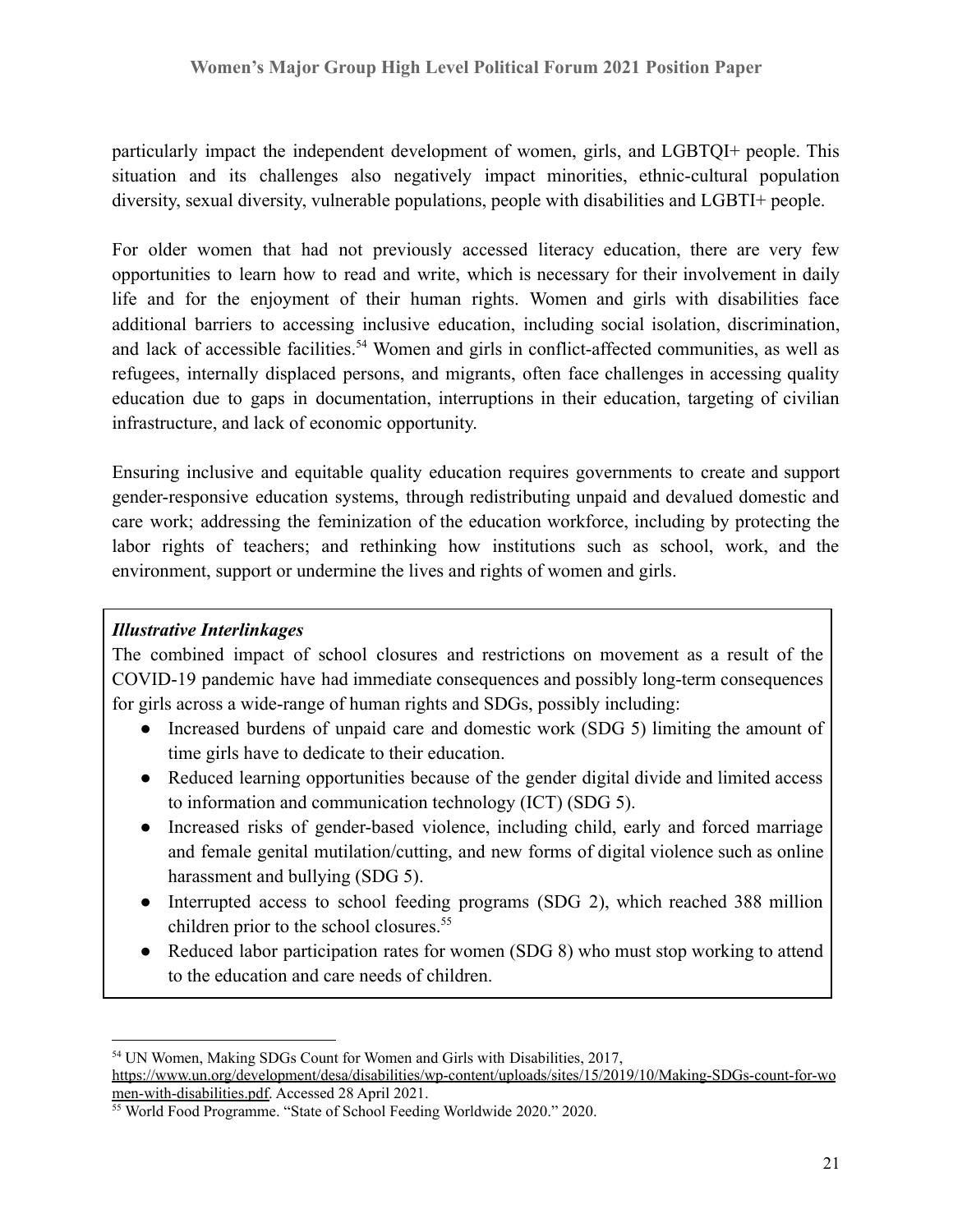particularly impact the independent development of women, girls, and LGBTQI+ people. This situation and its challenges also negatively impact minorities, ethnic-cultural population diversity, sexual diversity, vulnerable populations, people with disabilities and LGBTI+ people.

For older women that had not previously accessed literacy education, there are very few opportunities to learn how to read and write, which is necessary for their involvement in daily life and for the enjoyment of their human rights. Women and girls with disabilities face additional barriers to accessing inclusive education, including social isolation, discrimination, and lack of accessible facilities.[54] Women and girls in conflict-affected communities, as well as refugees, internally displaced persons, and migrants, often face challenges in accessing quality education due to gaps in documentation, interruptions in their education, targeting of civilian infrastructure, and lack of economic opportunity.

Ensuring inclusive and equitable quality education requires governments to create and support gender-responsive education systems, through redistributing unpaid and devalued domestic and care work; addressing the feminization of the education workforce, including by protecting the labor rights of teachers; and rethinking how institutions such as school, work, and the environment, support or undermine the lives and rights of women and girls.

***Illustrative Interlinkages***

The combined impact of school closures and restrictions on movement as a result of the COVID-19 pandemic have had immediate consequences and possibly long-term consequences for girls across a wide-range of human rights and SDGs, possibly including:

- Increased burdens of unpaid care and domestic work (SDG 5) limiting the amount of time girls have to dedicate to their education.
- Reduced learning opportunities because of the gender digital divide and limited access to information and communication technology (ICT) (SDG 5).
- Increased risks of gender-based violence, including child, early and forced marriage and female genital mutilation/cutting, and new forms of digital violence such as online harassment and bullying (SDG 5).
- Interrupted access to school feeding programs (SDG 2), which reached 388 million children prior to the school closures.[55]
- Reduced labor participation rates for women (SDG 8) who must stop working to attend to the education and care needs of children.

---

[54] UN Women, Making SDGs Count for Women and Girls with Disabilities, 2017, https://www.un.org/development/desa/disabilities/wp-content/uploads/sites/15/2019/10/Making-SDGs-count-for-women-with-disabilities.pdf. Accessed 28 April 2021.

[55] World Food Programme. "State of School Feeding Worldwide 2020." 2020.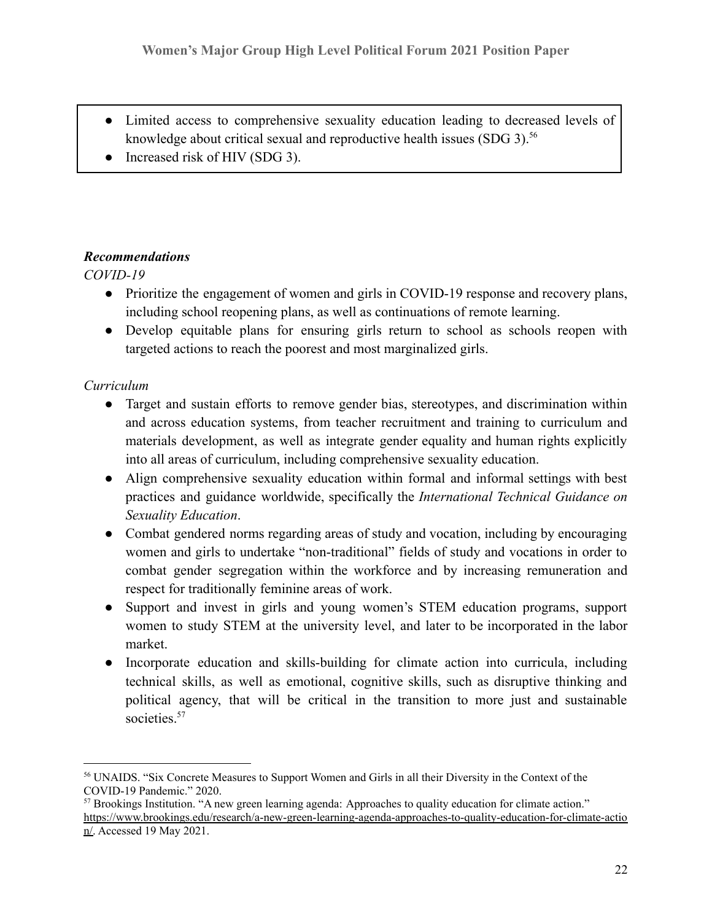- Limited access to comprehensive sexuality education leading to decreased levels of knowledge about critical sexual and reproductive health issues (SDG 3).[56]
- Increased risk of HIV (SDG 3).

***Recommendations***

*COVID-19*

- Prioritize the engagement of women and girls in COVID-19 response and recovery plans, including school reopening plans, as well as continuations of remote learning.
- Develop equitable plans for ensuring girls return to school as schools reopen with targeted actions to reach the poorest and most marginalized girls.

*Curriculum*

- Target and sustain efforts to remove gender bias, stereotypes, and discrimination within and across education systems, from teacher recruitment and training to curriculum and materials development, as well as integrate gender equality and human rights explicitly into all areas of curriculum, including comprehensive sexuality education.
- Align comprehensive sexuality education within formal and informal settings with best practices and guidance worldwide, specifically the *International Technical Guidance on Sexuality Education*.
- Combat gendered norms regarding areas of study and vocation, including by encouraging women and girls to undertake "non-traditional" fields of study and vocations in order to combat gender segregation within the workforce and by increasing remuneration and respect for traditionally feminine areas of work.
- Support and invest in girls and young women's STEM education programs, support women to study STEM at the university level, and later to be incorporated in the labor market.
- Incorporate education and skills-building for climate action into curricula, including technical skills, as well as emotional, cognitive skills, such as disruptive thinking and political agency, that will be critical in the transition to more just and sustainable societies.[57]

---

[56] UNAIDS. "Six Concrete Measures to Support Women and Girls in all their Diversity in the Context of the COVID-19 Pandemic." 2020.

[57] Brookings Institution. "A new green learning agenda: Approaches to quality education for climate action." https://www.brookings.edu/research/a-new-green-learning-agenda-approaches-to-quality-education-for-climate-action/. Accessed 19 May 2021.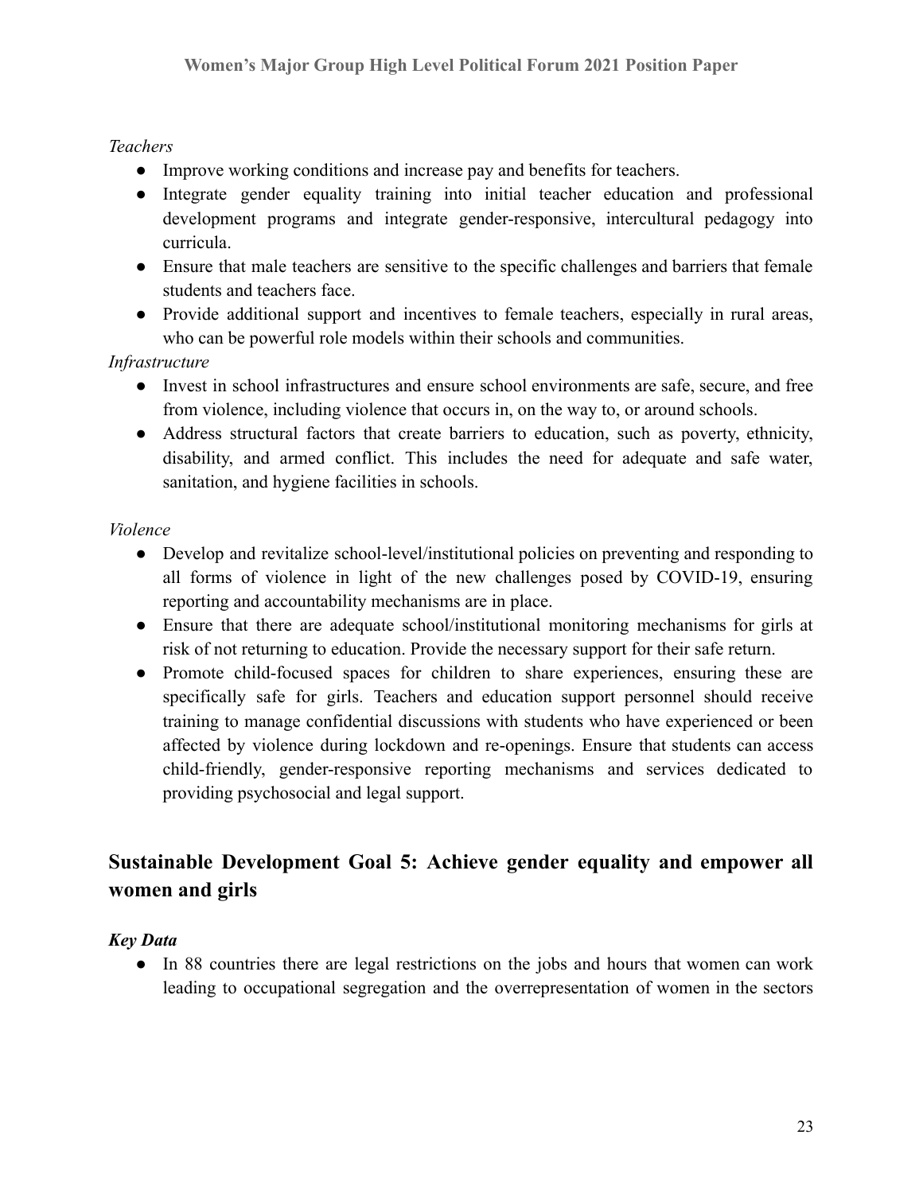*Teachers*

- Improve working conditions and increase pay and benefits for teachers.
- Integrate gender equality training into initial teacher education and professional development programs and integrate gender-responsive, intercultural pedagogy into curricula.
- Ensure that male teachers are sensitive to the specific challenges and barriers that female students and teachers face.
- Provide additional support and incentives to female teachers, especially in rural areas, who can be powerful role models within their schools and communities.

*Infrastructure*

- Invest in school infrastructures and ensure school environments are safe, secure, and free from violence, including violence that occurs in, on the way to, or around schools.
- Address structural factors that create barriers to education, such as poverty, ethnicity, disability, and armed conflict. This includes the need for adequate and safe water, sanitation, and hygiene facilities in schools.

*Violence*

- Develop and revitalize school-level/institutional policies on preventing and responding to all forms of violence in light of the new challenges posed by COVID-19, ensuring reporting and accountability mechanisms are in place.
- Ensure that there are adequate school/institutional monitoring mechanisms for girls at risk of not returning to education. Provide the necessary support for their safe return.
- Promote child-focused spaces for children to share experiences, ensuring these are specifically safe for girls. Teachers and education support personnel should receive training to manage confidential discussions with students who have experienced or been affected by violence during lockdown and re-openings. Ensure that students can access child-friendly, gender-responsive reporting mechanisms and services dedicated to providing psychosocial and legal support.

## Sustainable Development Goal 5: Achieve gender equality and empower all women and girls

***Key Data***

- In 88 countries there are legal restrictions on the jobs and hours that women can work leading to occupational segregation and the overrepresentation of women in the sectors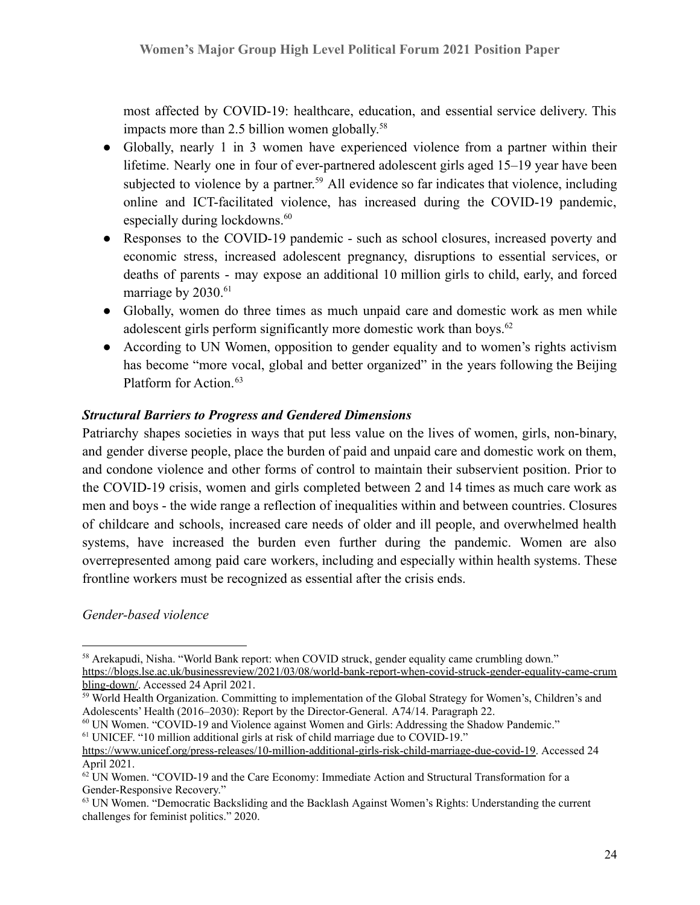most affected by COVID-19: healthcare, education, and essential service delivery. This impacts more than 2.5 billion women globally.[58]

- Globally, nearly 1 in 3 women have experienced violence from a partner within their lifetime. Nearly one in four of ever-partnered adolescent girls aged 15–19 year have been subjected to violence by a partner.[59] All evidence so far indicates that violence, including online and ICT-facilitated violence, has increased during the COVID-19 pandemic, especially during lockdowns.[60]
- Responses to the COVID-19 pandemic - such as school closures, increased poverty and economic stress, increased adolescent pregnancy, disruptions to essential services, or deaths of parents - may expose an additional 10 million girls to child, early, and forced marriage by 2030.[61]
- Globally, women do three times as much unpaid care and domestic work as men while adolescent girls perform significantly more domestic work than boys.[62]
- According to UN Women, opposition to gender equality and to women's rights activism has become "more vocal, global and better organized" in the years following the Beijing Platform for Action.[63]

***Structural Barriers to Progress and Gendered Dimensions***

Patriarchy shapes societies in ways that put less value on the lives of women, girls, non-binary, and gender diverse people, place the burden of paid and unpaid care and domestic work on them, and condone violence and other forms of control to maintain their subservient position. Prior to the COVID-19 crisis, women and girls completed between 2 and 14 times as much care work as men and boys - the wide range a reflection of inequalities within and between countries. Closures of childcare and schools, increased care needs of older and ill people, and overwhelmed health systems, have increased the burden even further during the pandemic. Women are also overrepresented among paid care workers, including and especially within health systems. These frontline workers must be recognized as essential after the crisis ends.

*Gender-based violence*

---

[58] Arekapudi, Nisha. "World Bank report: when COVID struck, gender equality came crumbling down." https://blogs.lse.ac.uk/businessreview/2021/03/08/world-bank-report-when-covid-struck-gender-equality-came-crumbling-down/. Accessed 24 April 2021.

[59] World Health Organization. Committing to implementation of the Global Strategy for Women's, Children's and Adolescents' Health (2016–2030): Report by the Director-General. A74/14. Paragraph 22.

[60] UN Women. "COVID-19 and Violence against Women and Girls: Addressing the Shadow Pandemic."

[61] UNICEF. "10 million additional girls at risk of child marriage due to COVID-19." https://www.unicef.org/press-releases/10-million-additional-girls-risk-child-marriage-due-covid-19. Accessed 24 April 2021.

[62] UN Women. "COVID-19 and the Care Economy: Immediate Action and Structural Transformation for a Gender-Responsive Recovery."

[63] UN Women. "Democratic Backsliding and the Backlash Against Women's Rights: Understanding the current challenges for feminist politics." 2020.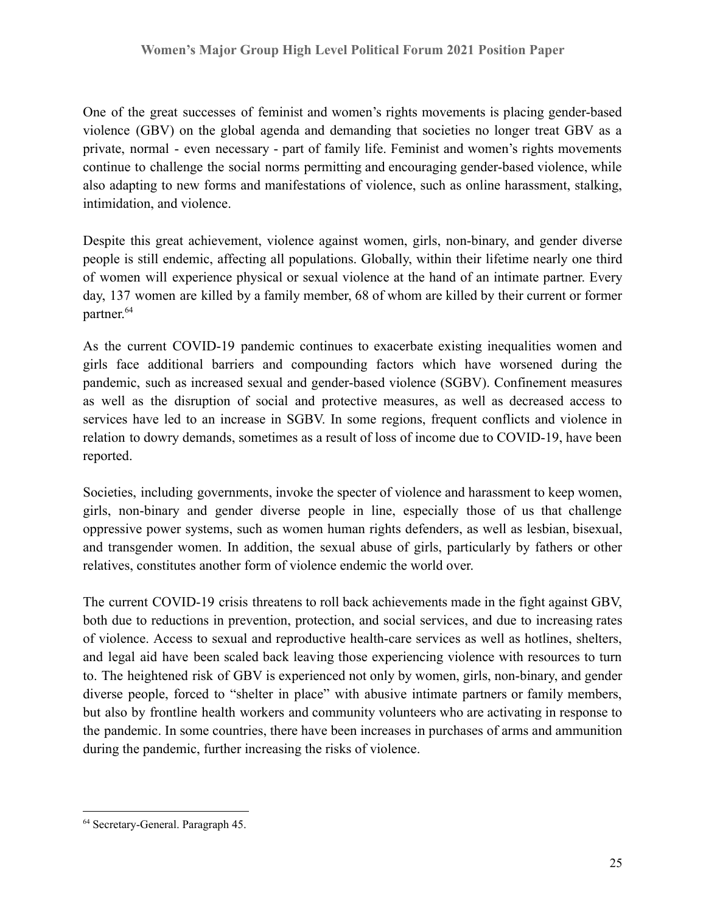One of the great successes of feminist and women's rights movements is placing gender-based violence (GBV) on the global agenda and demanding that societies no longer treat GBV as a private, normal - even necessary - part of family life. Feminist and women's rights movements continue to challenge the social norms permitting and encouraging gender-based violence, while also adapting to new forms and manifestations of violence, such as online harassment, stalking, intimidation, and violence.

Despite this great achievement, violence against women, girls, non-binary, and gender diverse people is still endemic, affecting all populations. Globally, within their lifetime nearly one third of women will experience physical or sexual violence at the hand of an intimate partner. Every day, 137 women are killed by a family member, 68 of whom are killed by their current or former partner.[64]

As the current COVID-19 pandemic continues to exacerbate existing inequalities women and girls face additional barriers and compounding factors which have worsened during the pandemic, such as increased sexual and gender-based violence (SGBV). Confinement measures as well as the disruption of social and protective measures, as well as decreased access to services have led to an increase in SGBV. In some regions, frequent conflicts and violence in relation to dowry demands, sometimes as a result of loss of income due to COVID-19, have been reported.

Societies, including governments, invoke the specter of violence and harassment to keep women, girls, non-binary and gender diverse people in line, especially those of us that challenge oppressive power systems, such as women human rights defenders, as well as lesbian, bisexual, and transgender women. In addition, the sexual abuse of girls, particularly by fathers or other relatives, constitutes another form of violence endemic the world over.

The current COVID-19 crisis threatens to roll back achievements made in the fight against GBV, both due to reductions in prevention, protection, and social services, and due to increasing rates of violence. Access to sexual and reproductive health-care services as well as hotlines, shelters, and legal aid have been scaled back leaving those experiencing violence with resources to turn to. The heightened risk of GBV is experienced not only by women, girls, non-binary, and gender diverse people, forced to "shelter in place" with abusive intimate partners or family members, but also by frontline health workers and community volunteers who are activating in response to the pandemic. In some countries, there have been increases in purchases of arms and ammunition during the pandemic, further increasing the risks of violence.

---

[64] Secretary-General. Paragraph 45.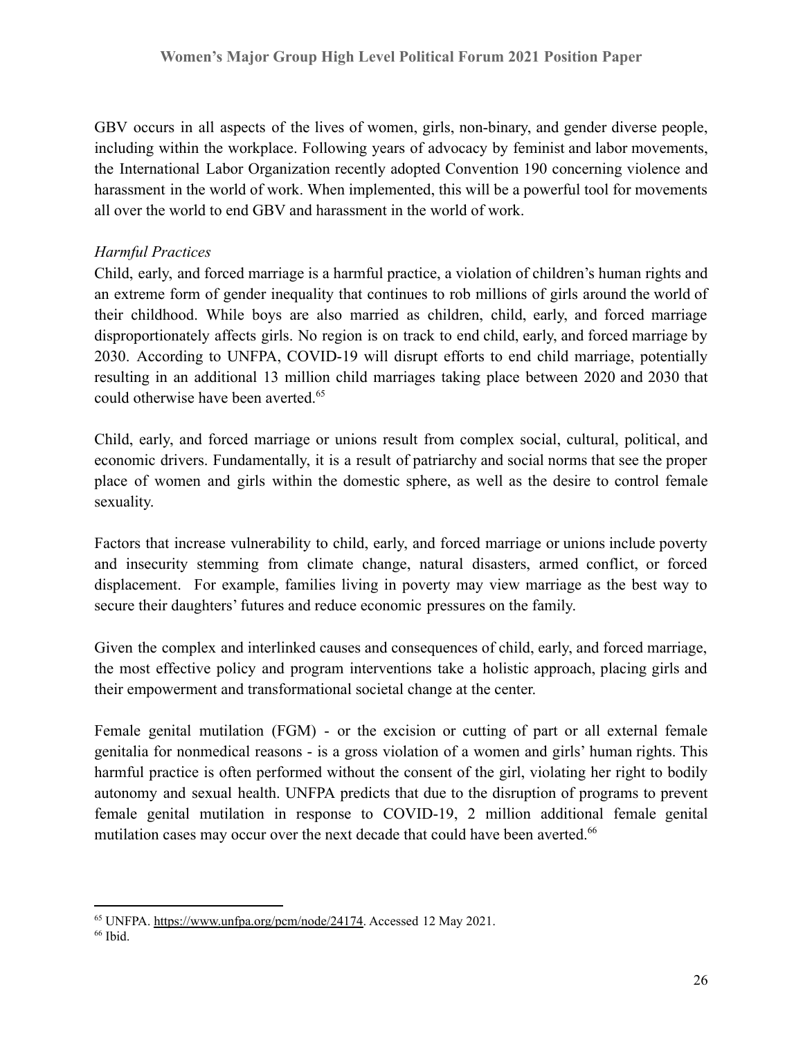GBV occurs in all aspects of the lives of women, girls, non-binary, and gender diverse people, including within the workplace. Following years of advocacy by feminist and labor movements, the International Labor Organization recently adopted Convention 190 concerning violence and harassment in the world of work. When implemented, this will be a powerful tool for movements all over the world to end GBV and harassment in the world of work.

*Harmful Practices*

Child, early, and forced marriage is a harmful practice, a violation of children's human rights and an extreme form of gender inequality that continues to rob millions of girls around the world of their childhood. While boys are also married as children, child, early, and forced marriage disproportionately affects girls. No region is on track to end child, early, and forced marriage by 2030. According to UNFPA, COVID-19 will disrupt efforts to end child marriage, potentially resulting in an additional 13 million child marriages taking place between 2020 and 2030 that could otherwise have been averted.[65]

Child, early, and forced marriage or unions result from complex social, cultural, political, and economic drivers. Fundamentally, it is a result of patriarchy and social norms that see the proper place of women and girls within the domestic sphere, as well as the desire to control female sexuality.

Factors that increase vulnerability to child, early, and forced marriage or unions include poverty and insecurity stemming from climate change, natural disasters, armed conflict, or forced displacement. For example, families living in poverty may view marriage as the best way to secure their daughters' futures and reduce economic pressures on the family.

Given the complex and interlinked causes and consequences of child, early, and forced marriage, the most effective policy and program interventions take a holistic approach, placing girls and their empowerment and transformational societal change at the center.

Female genital mutilation (FGM) - or the excision or cutting of part or all external female genitalia for nonmedical reasons - is a gross violation of a women and girls' human rights. This harmful practice is often performed without the consent of the girl, violating her right to bodily autonomy and sexual health. UNFPA predicts that due to the disruption of programs to prevent female genital mutilation in response to COVID-19, 2 million additional female genital mutilation cases may occur over the next decade that could have been averted.[66]

---

[65] UNFPA. https://www.unfpa.org/pcm/node/24174. Accessed 12 May 2021.

[66] Ibid.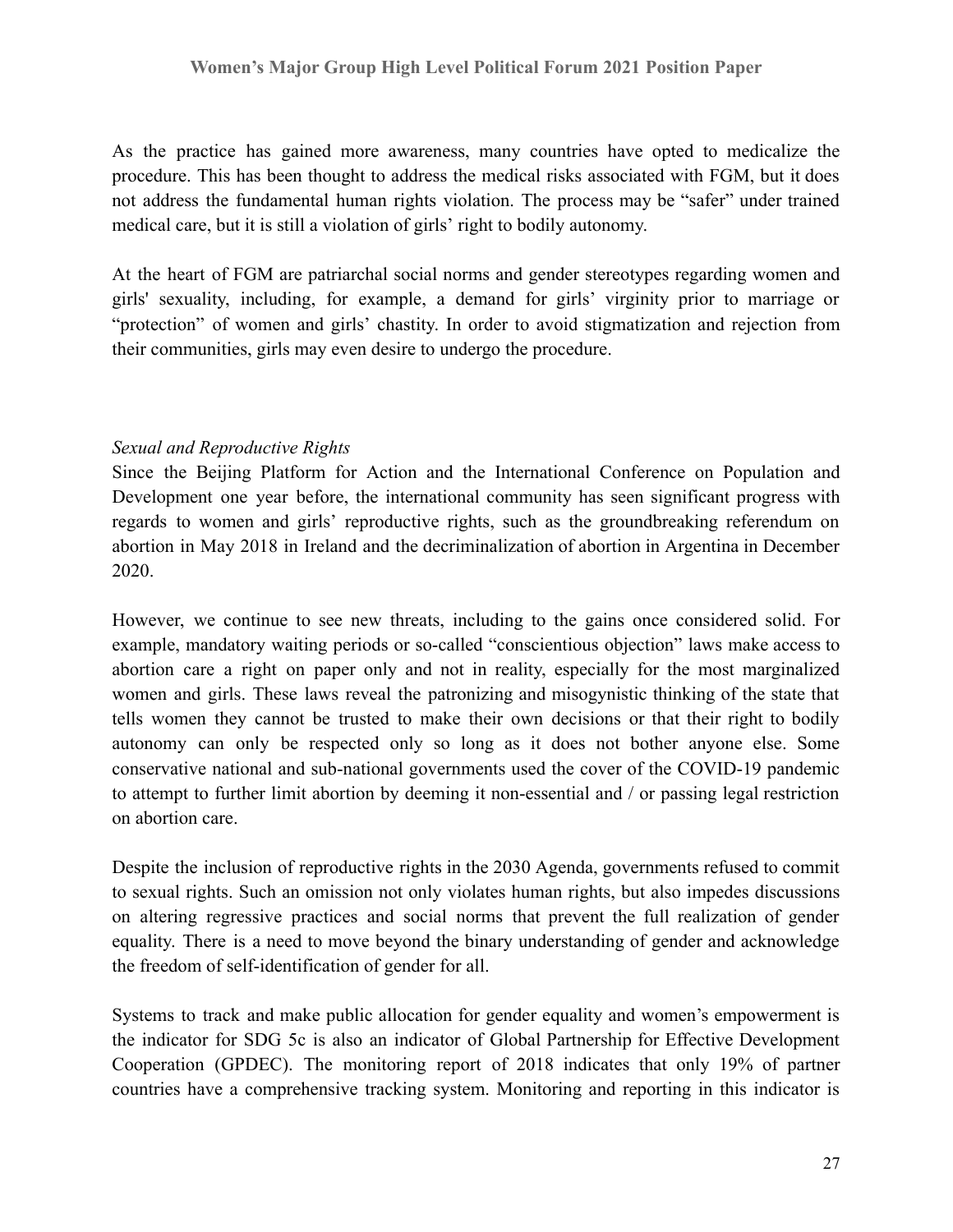As the practice has gained more awareness, many countries have opted to medicalize the procedure. This has been thought to address the medical risks associated with FGM, but it does not address the fundamental human rights violation. The process may be "safer" under trained medical care, but it is still a violation of girls' right to bodily autonomy.

At the heart of FGM are patriarchal social norms and gender stereotypes regarding women and girls' sexuality, including, for example, a demand for girls' virginity prior to marriage or "protection" of women and girls' chastity. In order to avoid stigmatization and rejection from their communities, girls may even desire to undergo the procedure.

*Sexual and Reproductive Rights*

Since the Beijing Platform for Action and the International Conference on Population and Development one year before, the international community has seen significant progress with regards to women and girls' reproductive rights, such as the groundbreaking referendum on abortion in May 2018 in Ireland and the decriminalization of abortion in Argentina in December 2020.

However, we continue to see new threats, including to the gains once considered solid. For example, mandatory waiting periods or so-called "conscientious objection" laws make access to abortion care a right on paper only and not in reality, especially for the most marginalized women and girls. These laws reveal the patronizing and misogynistic thinking of the state that tells women they cannot be trusted to make their own decisions or that their right to bodily autonomy can only be respected only so long as it does not bother anyone else. Some conservative national and sub-national governments used the cover of the COVID-19 pandemic to attempt to further limit abortion by deeming it non-essential and / or passing legal restriction on abortion care.

Despite the inclusion of reproductive rights in the 2030 Agenda, governments refused to commit to sexual rights. Such an omission not only violates human rights, but also impedes discussions on altering regressive practices and social norms that prevent the full realization of gender equality. There is a need to move beyond the binary understanding of gender and acknowledge the freedom of self-identification of gender for all.

Systems to track and make public allocation for gender equality and women's empowerment is the indicator for SDG 5c is also an indicator of Global Partnership for Effective Development Cooperation (GPDEC). The monitoring report of 2018 indicates that only 19% of partner countries have a comprehensive tracking system. Monitoring and reporting in this indicator is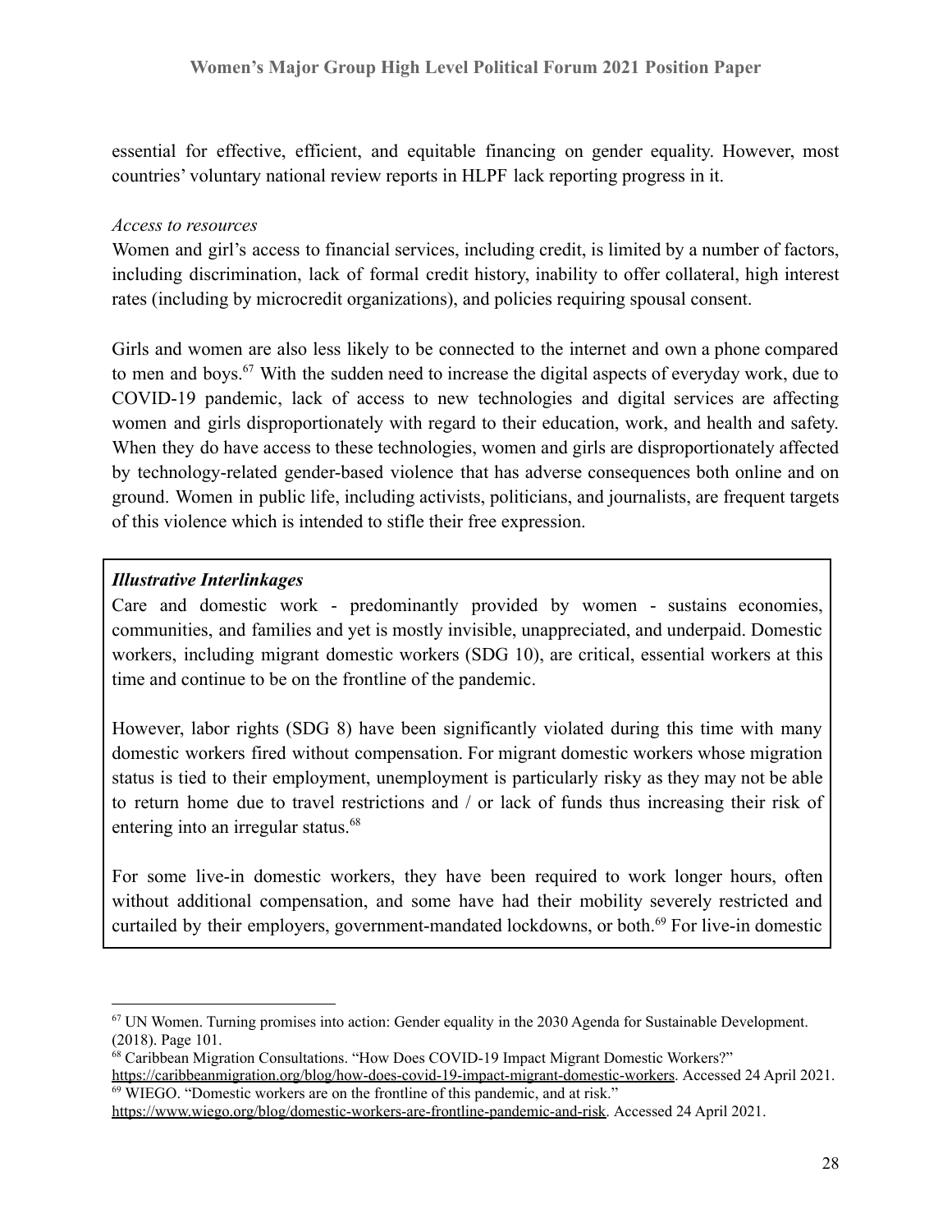essential for effective, efficient, and equitable financing on gender equality. However, most countries' voluntary national review reports in HLPF lack reporting progress in it.

*Access to resources*

Women and girl's access to financial services, including credit, is limited by a number of factors, including discrimination, lack of formal credit history, inability to offer collateral, high interest rates (including by microcredit organizations), and policies requiring spousal consent.

Girls and women are also less likely to be connected to the internet and own a phone compared to men and boys.[67] With the sudden need to increase the digital aspects of everyday work, due to COVID-19 pandemic, lack of access to new technologies and digital services are affecting women and girls disproportionately with regard to their education, work, and health and safety. When they do have access to these technologies, women and girls are disproportionately affected by technology-related gender-based violence that has adverse consequences both online and on ground. Women in public life, including activists, politicians, and journalists, are frequent targets of this violence which is intended to stifle their free expression.

> ***Illustrative Interlinkages***
>
> Care and domestic work - predominantly provided by women - sustains economies, communities, and families and yet is mostly invisible, unappreciated, and underpaid. Domestic workers, including migrant domestic workers (SDG 10), are critical, essential workers at this time and continue to be on the frontline of the pandemic.
>
> However, labor rights (SDG 8) have been significantly violated during this time with many domestic workers fired without compensation. For migrant domestic workers whose migration status is tied to their employment, unemployment is particularly risky as they may not be able to return home due to travel restrictions and / or lack of funds thus increasing their risk of entering into an irregular status.[68]
>
> For some live-in domestic workers, they have been required to work longer hours, often without additional compensation, and some have had their mobility severely restricted and curtailed by their employers, government-mandated lockdowns, or both.[69] For live-in domestic

---

[67] UN Women. Turning promises into action: Gender equality in the 2030 Agenda for Sustainable Development. (2018). Page 101.

[68] Caribbean Migration Consultations. "How Does COVID-19 Impact Migrant Domestic Workers?" https://caribbeanmigration.org/blog/how-does-covid-19-impact-migrant-domestic-workers. Accessed 24 April 2021.

[69] WIEGO. "Domestic workers are on the frontline of this pandemic, and at risk." https://www.wiego.org/blog/domestic-workers-are-frontline-pandemic-and-risk. Accessed 24 April 2021.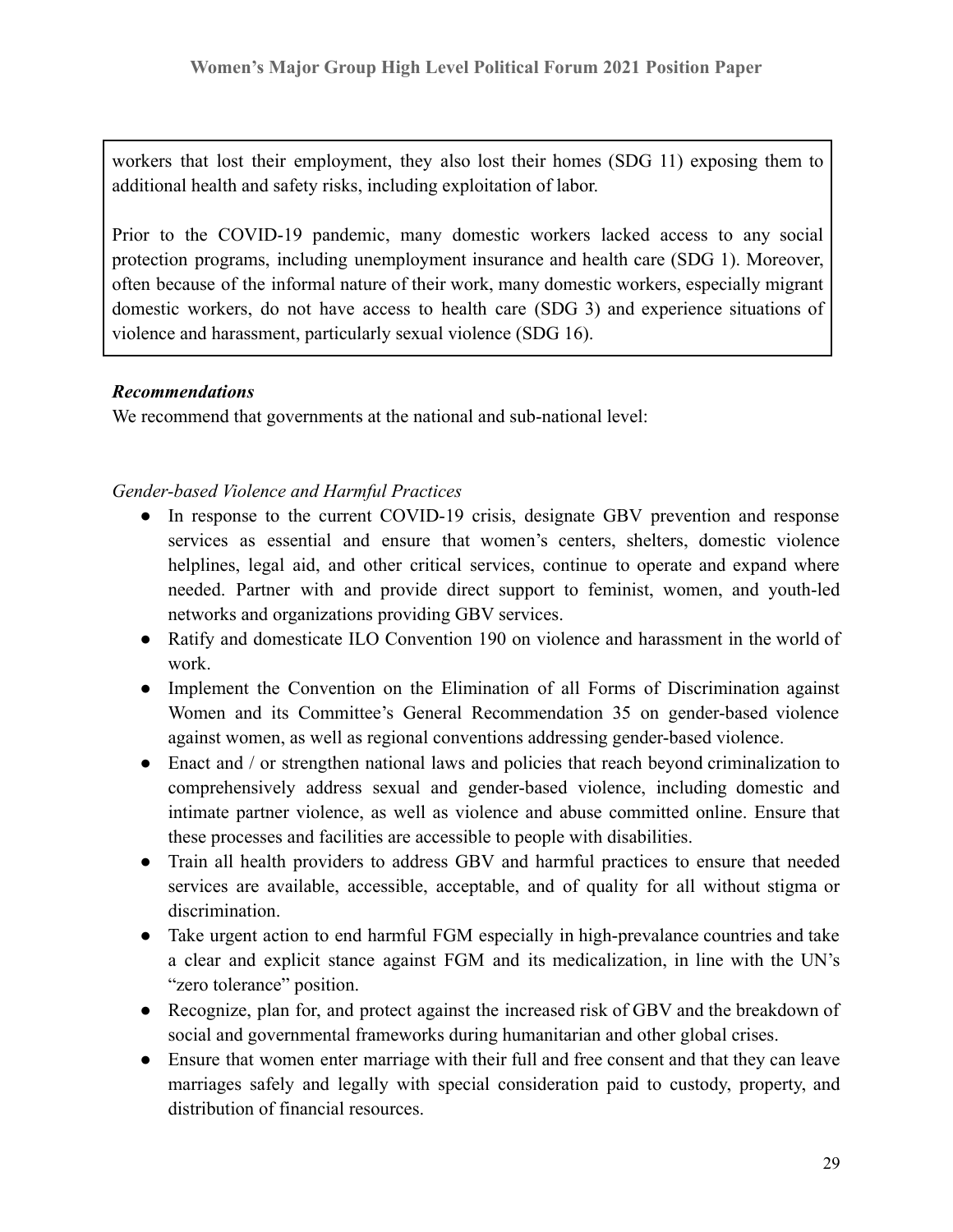workers that lost their employment, they also lost their homes (SDG 11) exposing them to additional health and safety risks, including exploitation of labor.

Prior to the COVID-19 pandemic, many domestic workers lacked access to any social protection programs, including unemployment insurance and health care (SDG 1). Moreover, often because of the informal nature of their work, many domestic workers, especially migrant domestic workers, do not have access to health care (SDG 3) and experience situations of violence and harassment, particularly sexual violence (SDG 16).

***Recommendations***

We recommend that governments at the national and sub-national level:

*Gender-based Violence and Harmful Practices*

- In response to the current COVID-19 crisis, designate GBV prevention and response services as essential and ensure that women's centers, shelters, domestic violence helplines, legal aid, and other critical services, continue to operate and expand where needed. Partner with and provide direct support to feminist, women, and youth-led networks and organizations providing GBV services.
- Ratify and domesticate ILO Convention 190 on violence and harassment in the world of work.
- Implement the Convention on the Elimination of all Forms of Discrimination against Women and its Committee's General Recommendation 35 on gender-based violence against women, as well as regional conventions addressing gender-based violence.
- Enact and / or strengthen national laws and policies that reach beyond criminalization to comprehensively address sexual and gender-based violence, including domestic and intimate partner violence, as well as violence and abuse committed online. Ensure that these processes and facilities are accessible to people with disabilities.
- Train all health providers to address GBV and harmful practices to ensure that needed services are available, accessible, acceptable, and of quality for all without stigma or discrimination.
- Take urgent action to end harmful FGM especially in high-prevalance countries and take a clear and explicit stance against FGM and its medicalization, in line with the UN's "zero tolerance" position.
- Recognize, plan for, and protect against the increased risk of GBV and the breakdown of social and governmental frameworks during humanitarian and other global crises.
- Ensure that women enter marriage with their full and free consent and that they can leave marriages safely and legally with special consideration paid to custody, property, and distribution of financial resources.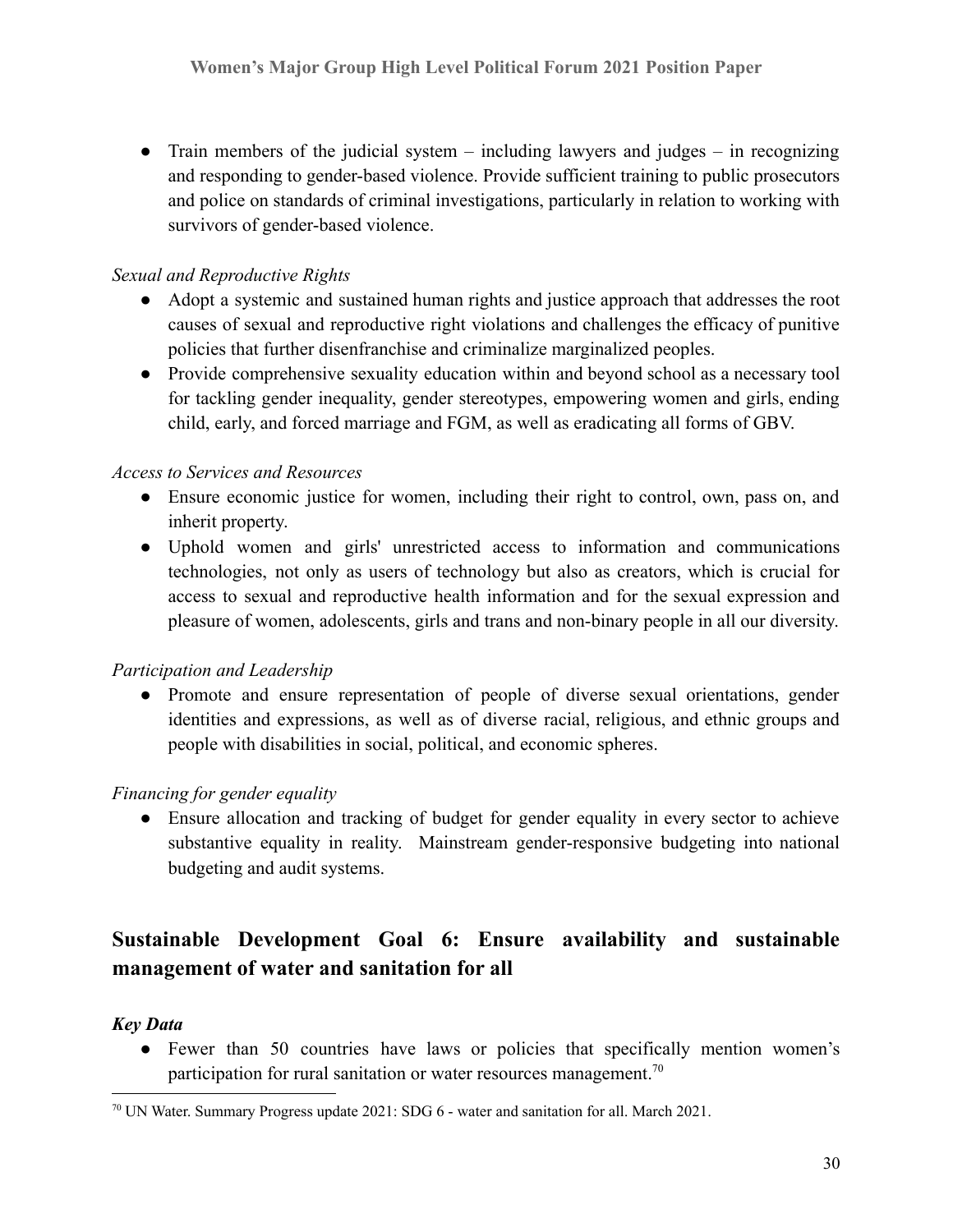- Train members of the judicial system – including lawyers and judges – in recognizing and responding to gender-based violence. Provide sufficient training to public prosecutors and police on standards of criminal investigations, particularly in relation to working with survivors of gender-based violence.

*Sexual and Reproductive Rights*

- Adopt a systemic and sustained human rights and justice approach that addresses the root causes of sexual and reproductive right violations and challenges the efficacy of punitive policies that further disenfranchise and criminalize marginalized peoples.
- Provide comprehensive sexuality education within and beyond school as a necessary tool for tackling gender inequality, gender stereotypes, empowering women and girls, ending child, early, and forced marriage and FGM, as well as eradicating all forms of GBV.

*Access to Services and Resources*

- Ensure economic justice for women, including their right to control, own, pass on, and inherit property.
- Uphold women and girls' unrestricted access to information and communications technologies, not only as users of technology but also as creators, which is crucial for access to sexual and reproductive health information and for the sexual expression and pleasure of women, adolescents, girls and trans and non-binary people in all our diversity.

*Participation and Leadership*

- Promote and ensure representation of people of diverse sexual orientations, gender identities and expressions, as well as of diverse racial, religious, and ethnic groups and people with disabilities in social, political, and economic spheres.

*Financing for gender equality*

- Ensure allocation and tracking of budget for gender equality in every sector to achieve substantive equality in reality. Mainstream gender-responsive budgeting into national budgeting and audit systems.

## Sustainable Development Goal 6: Ensure availability and sustainable management of water and sanitation for all

***Key Data***

- Fewer than 50 countries have laws or policies that specifically mention women's participation for rural sanitation or water resources management.[70]

[70] UN Water. Summary Progress update 2021: SDG 6 - water and sanitation for all. March 2021.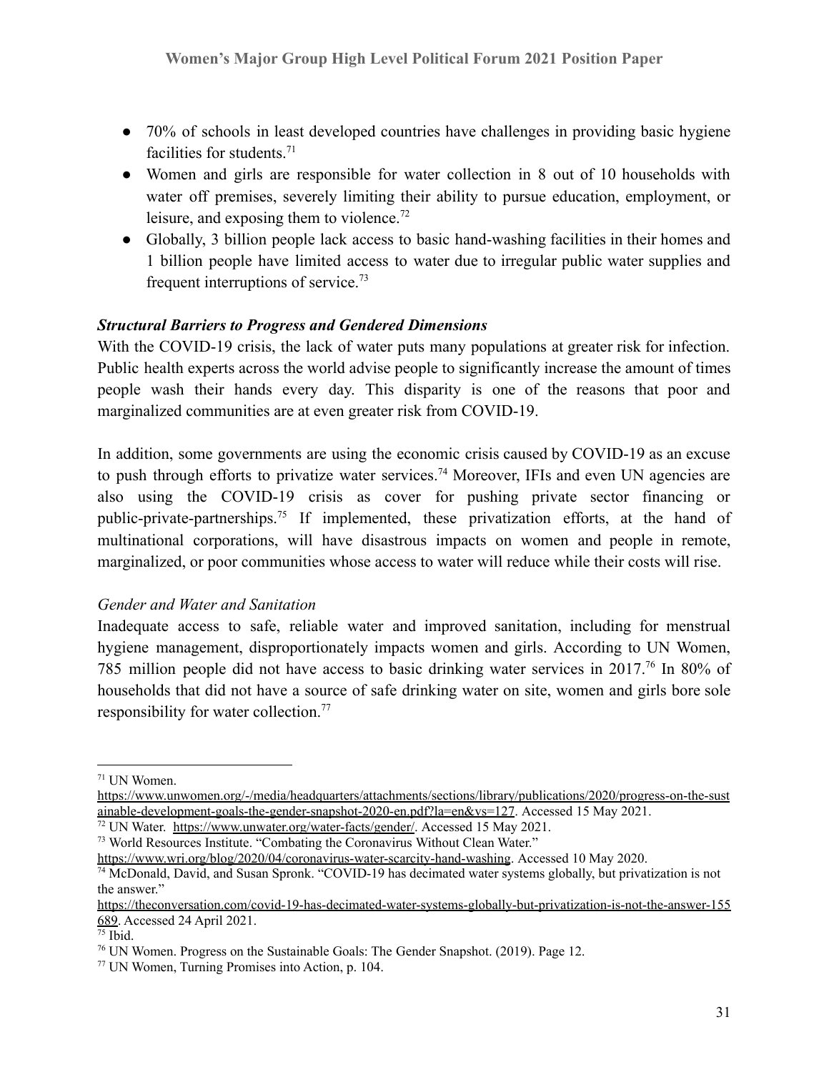- 70% of schools in least developed countries have challenges in providing basic hygiene facilities for students.[71]
- Women and girls are responsible for water collection in 8 out of 10 households with water off premises, severely limiting their ability to pursue education, employment, or leisure, and exposing them to violence.[72]
- Globally, 3 billion people lack access to basic hand-washing facilities in their homes and 1 billion people have limited access to water due to irregular public water supplies and frequent interruptions of service.[73]

***Structural Barriers to Progress and Gendered Dimensions***

With the COVID-19 crisis, the lack of water puts many populations at greater risk for infection. Public health experts across the world advise people to significantly increase the amount of times people wash their hands every day. This disparity is one of the reasons that poor and marginalized communities are at even greater risk from COVID-19.

In addition, some governments are using the economic crisis caused by COVID-19 as an excuse to push through efforts to privatize water services.[74] Moreover, IFIs and even UN agencies are also using the COVID-19 crisis as cover for pushing private sector financing or public-private-partnerships.[75] If implemented, these privatization efforts, at the hand of multinational corporations, will have disastrous impacts on women and people in remote, marginalized, or poor communities whose access to water will reduce while their costs will rise.

*Gender and Water and Sanitation*

Inadequate access to safe, reliable water and improved sanitation, including for menstrual hygiene management, disproportionately impacts women and girls. According to UN Women, 785 million people did not have access to basic drinking water services in 2017.[76] In 80% of households that did not have a source of safe drinking water on site, women and girls bore sole responsibility for water collection.[77]

---

[71] UN Women. https://www.unwomen.org/-/media/headquarters/attachments/sections/library/publications/2020/progress-on-the-sustainable-development-goals-the-gender-snapshot-2020-en.pdf?la=en&vs=127. Accessed 15 May 2021.

[72] UN Water. https://www.unwater.org/water-facts/gender/. Accessed 15 May 2021.

[73] World Resources Institute. "Combating the Coronavirus Without Clean Water." https://www.wri.org/blog/2020/04/coronavirus-water-scarcity-hand-washing. Accessed 10 May 2020.

[74] McDonald, David, and Susan Spronk. "COVID-19 has decimated water systems globally, but privatization is not the answer." https://theconversation.com/covid-19-has-decimated-water-systems-globally-but-privatization-is-not-the-answer-155689. Accessed 24 April 2021.

[75] Ibid.

[76] UN Women. Progress on the Sustainable Goals: The Gender Snapshot. (2019). Page 12.

[77] UN Women, Turning Promises into Action, p. 104.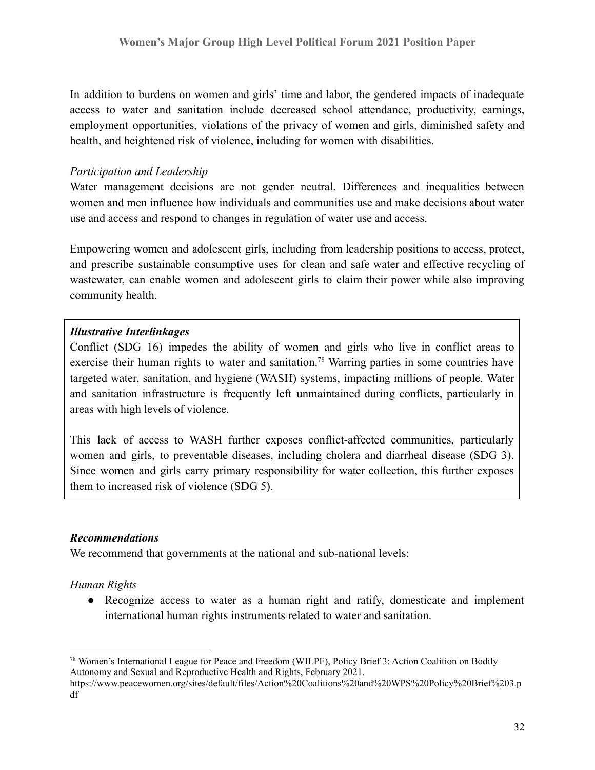In addition to burdens on women and girls' time and labor, the gendered impacts of inadequate access to water and sanitation include decreased school attendance, productivity, earnings, employment opportunities, violations of the privacy of women and girls, diminished safety and health, and heightened risk of violence, including for women with disabilities.

*Participation and Leadership*

Water management decisions are not gender neutral. Differences and inequalities between women and men influence how individuals and communities use and make decisions about water use and access and respond to changes in regulation of water use and access.

Empowering women and adolescent girls, including from leadership positions to access, protect, and prescribe sustainable consumptive uses for clean and safe water and effective recycling of wastewater, can enable women and adolescent girls to claim their power while also improving community health.

> ***Illustrative Interlinkages***
>
> Conflict (SDG 16) impedes the ability of women and girls who live in conflict areas to exercise their human rights to water and sanitation.[78] Warring parties in some countries have targeted water, sanitation, and hygiene (WASH) systems, impacting millions of people. Water and sanitation infrastructure is frequently left unmaintained during conflicts, particularly in areas with high levels of violence.
>
> This lack of access to WASH further exposes conflict-affected communities, particularly women and girls, to preventable diseases, including cholera and diarrheal disease (SDG 3). Since women and girls carry primary responsibility for water collection, this further exposes them to increased risk of violence (SDG 5).

***Recommendations***

We recommend that governments at the national and sub-national levels:

*Human Rights*

- Recognize access to water as a human right and ratify, domesticate and implement international human rights instruments related to water and sanitation.

---

[78] Women's International League for Peace and Freedom (WILPF), Policy Brief 3: Action Coalition on Bodily Autonomy and Sexual and Reproductive Health and Rights, February 2021. https://www.peacewomen.org/sites/default/files/Action%20Coalitions%20and%20WPS%20Policy%20Brief%203.pdf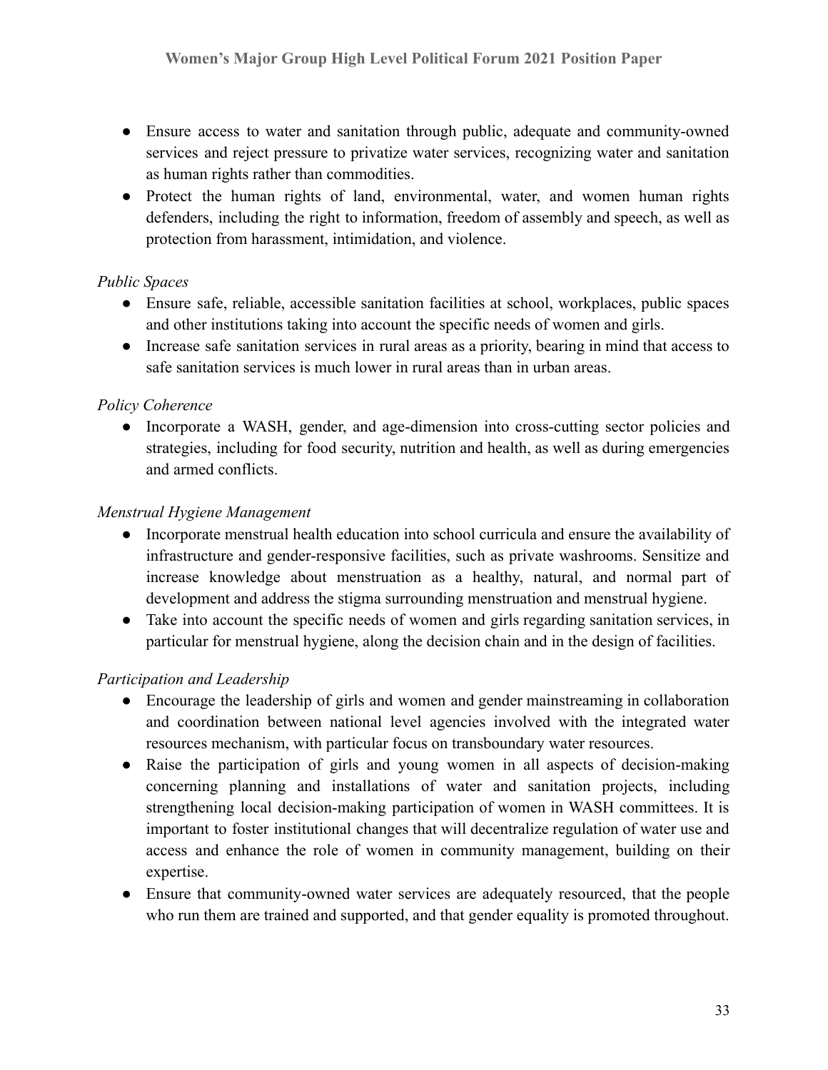- Ensure access to water and sanitation through public, adequate and community-owned services and reject pressure to privatize water services, recognizing water and sanitation as human rights rather than commodities.
- Protect the human rights of land, environmental, water, and women human rights defenders, including the right to information, freedom of assembly and speech, as well as protection from harassment, intimidation, and violence.

*Public Spaces*

- Ensure safe, reliable, accessible sanitation facilities at school, workplaces, public spaces and other institutions taking into account the specific needs of women and girls.
- Increase safe sanitation services in rural areas as a priority, bearing in mind that access to safe sanitation services is much lower in rural areas than in urban areas.

*Policy Coherence*

- Incorporate a WASH, gender, and age-dimension into cross-cutting sector policies and strategies, including for food security, nutrition and health, as well as during emergencies and armed conflicts.

*Menstrual Hygiene Management*

- Incorporate menstrual health education into school curricula and ensure the availability of infrastructure and gender-responsive facilities, such as private washrooms. Sensitize and increase knowledge about menstruation as a healthy, natural, and normal part of development and address the stigma surrounding menstruation and menstrual hygiene.
- Take into account the specific needs of women and girls regarding sanitation services, in particular for menstrual hygiene, along the decision chain and in the design of facilities.

*Participation and Leadership*

- Encourage the leadership of girls and women and gender mainstreaming in collaboration and coordination between national level agencies involved with the integrated water resources mechanism, with particular focus on transboundary water resources.
- Raise the participation of girls and young women in all aspects of decision-making concerning planning and installations of water and sanitation projects, including strengthening local decision-making participation of women in WASH committees. It is important to foster institutional changes that will decentralize regulation of water use and access and enhance the role of women in community management, building on their expertise.
- Ensure that community-owned water services are adequately resourced, that the people who run them are trained and supported, and that gender equality is promoted throughout.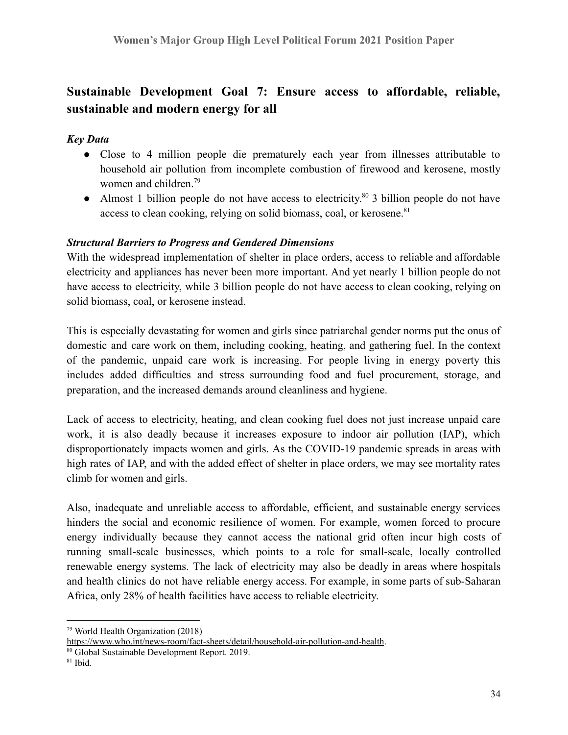## Sustainable Development Goal 7: Ensure access to affordable, reliable, sustainable and modern energy for all

### *Key Data*

- Close to 4 million people die prematurely each year from illnesses attributable to household air pollution from incomplete combustion of firewood and kerosene, mostly women and children.[79]
- Almost 1 billion people do not have access to electricity.[80] 3 billion people do not have access to clean cooking, relying on solid biomass, coal, or kerosene.[81]

### ***Structural Barriers to Progress and Gendered Dimensions***

With the widespread implementation of shelter in place orders, access to reliable and affordable electricity and appliances has never been more important. And yet nearly 1 billion people do not have access to electricity, while 3 billion people do not have access to clean cooking, relying on solid biomass, coal, or kerosene instead.

This is especially devastating for women and girls since patriarchal gender norms put the onus of domestic and care work on them, including cooking, heating, and gathering fuel. In the context of the pandemic, unpaid care work is increasing. For people living in energy poverty this includes added difficulties and stress surrounding food and fuel procurement, storage, and preparation, and the increased demands around cleanliness and hygiene.

Lack of access to electricity, heating, and clean cooking fuel does not just increase unpaid care work, it is also deadly because it increases exposure to indoor air pollution (IAP), which disproportionately impacts women and girls. As the COVID-19 pandemic spreads in areas with high rates of IAP, and with the added effect of shelter in place orders, we may see mortality rates climb for women and girls.

Also, inadequate and unreliable access to affordable, efficient, and sustainable energy services hinders the social and economic resilience of women. For example, women forced to procure energy individually because they cannot access the national grid often incur high costs of running small-scale businesses, which points to a role for small-scale, locally controlled renewable energy systems. The lack of electricity may also be deadly in areas where hospitals and health clinics do not have reliable energy access. For example, in some parts of sub-Saharan Africa, only 28% of health facilities have access to reliable electricity.

---

[79] World Health Organization (2018) https://www.who.int/news-room/fact-sheets/detail/household-air-pollution-and-health.

[80] Global Sustainable Development Report. 2019.

[81] Ibid.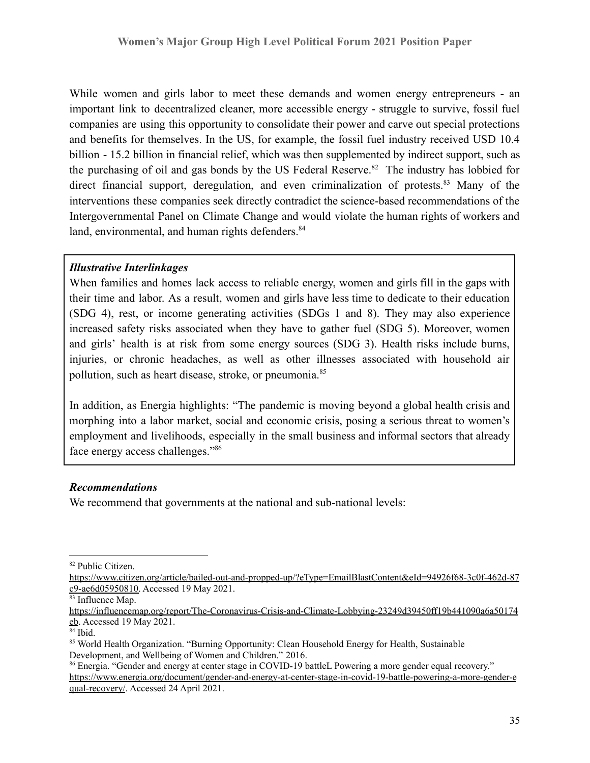While women and girls labor to meet these demands and women energy entrepreneurs - an important link to decentralized cleaner, more accessible energy - struggle to survive, fossil fuel companies are using this opportunity to consolidate their power and carve out special protections and benefits for themselves. In the US, for example, the fossil fuel industry received USD 10.4 billion - 15.2 billion in financial relief, which was then supplemented by indirect support, such as the purchasing of oil and gas bonds by the US Federal Reserve.[82] The industry has lobbied for direct financial support, deregulation, and even criminalization of protests.[83] Many of the interventions these companies seek directly contradict the science-based recommendations of the Intergovernmental Panel on Climate Change and would violate the human rights of workers and land, environmental, and human rights defenders.[84]

***Illustrative Interlinkages***

When families and homes lack access to reliable energy, women and girls fill in the gaps with their time and labor. As a result, women and girls have less time to dedicate to their education (SDG 4), rest, or income generating activities (SDGs 1 and 8). They may also experience increased safety risks associated when they have to gather fuel (SDG 5). Moreover, women and girls' health is at risk from some energy sources (SDG 3). Health risks include burns, injuries, or chronic headaches, as well as other illnesses associated with household air pollution, such as heart disease, stroke, or pneumonia.[85]

In addition, as Energia highlights: "The pandemic is moving beyond a global health crisis and morphing into a labor market, social and economic crisis, posing a serious threat to women's employment and livelihoods, especially in the small business and informal sectors that already face energy access challenges."[86]

***Recommendations***

We recommend that governments at the national and sub-national levels:

---

[82] Public Citizen. https://www.citizen.org/article/bailed-out-and-propped-up/?eType=EmailBlastContent&eId=94926f68-3c0f-462d-87c9-ae6d05950810. Accessed 19 May 2021.

[83] Influence Map. https://influencemap.org/report/The-Coronavirus-Crisis-and-Climate-Lobbying-23249d39450ff19b441090a6a50174eb. Accessed 19 May 2021.

[84] Ibid.

[85] World Health Organization. "Burning Opportunity: Clean Household Energy for Health, Sustainable Development, and Wellbeing of Women and Children." 2016.

[86] Energia. "Gender and energy at center stage in COVID-19 battleL Powering a more gender equal recovery." https://www.energia.org/document/gender-and-energy-at-center-stage-in-covid-19-battle-powering-a-more-gender-equal-recovery/. Accessed 24 April 2021.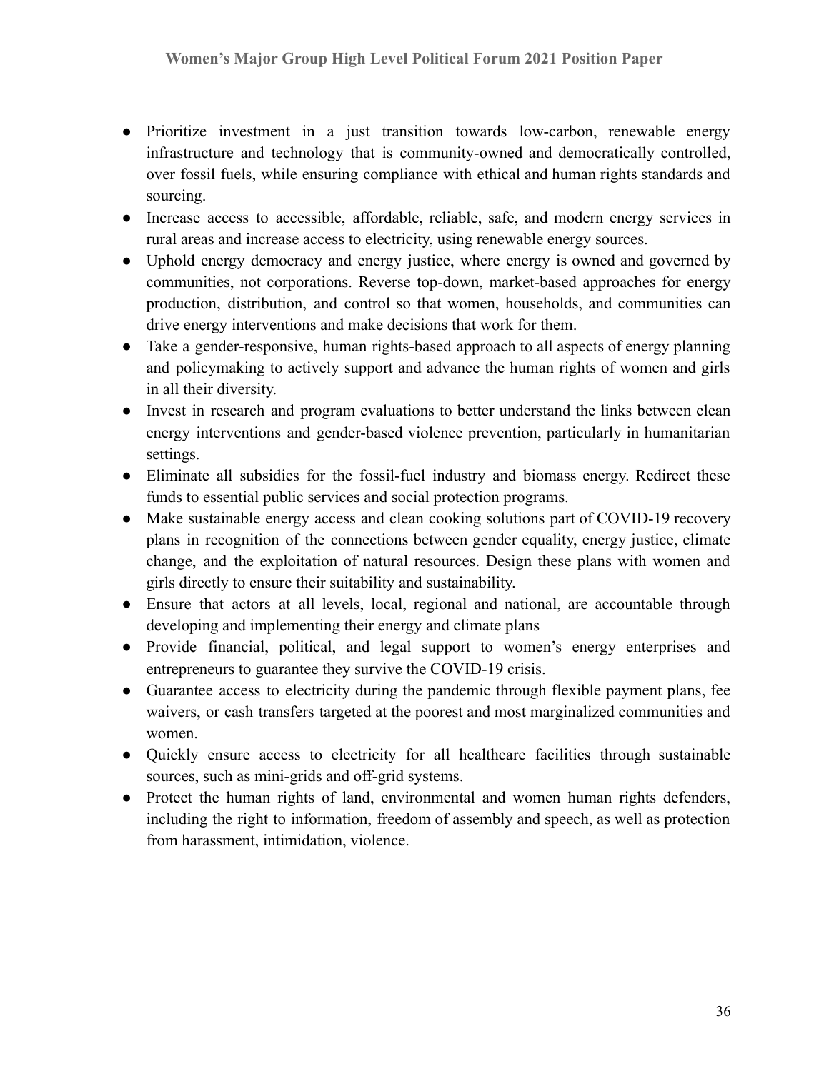- Prioritize investment in a just transition towards low-carbon, renewable energy infrastructure and technology that is community-owned and democratically controlled, over fossil fuels, while ensuring compliance with ethical and human rights standards and sourcing.
- Increase access to accessible, affordable, reliable, safe, and modern energy services in rural areas and increase access to electricity, using renewable energy sources.
- Uphold energy democracy and energy justice, where energy is owned and governed by communities, not corporations. Reverse top-down, market-based approaches for energy production, distribution, and control so that women, households, and communities can drive energy interventions and make decisions that work for them.
- Take a gender-responsive, human rights-based approach to all aspects of energy planning and policymaking to actively support and advance the human rights of women and girls in all their diversity.
- Invest in research and program evaluations to better understand the links between clean energy interventions and gender-based violence prevention, particularly in humanitarian settings.
- Eliminate all subsidies for the fossil-fuel industry and biomass energy. Redirect these funds to essential public services and social protection programs.
- Make sustainable energy access and clean cooking solutions part of COVID-19 recovery plans in recognition of the connections between gender equality, energy justice, climate change, and the exploitation of natural resources. Design these plans with women and girls directly to ensure their suitability and sustainability.
- Ensure that actors at all levels, local, regional and national, are accountable through developing and implementing their energy and climate plans
- Provide financial, political, and legal support to women's energy enterprises and entrepreneurs to guarantee they survive the COVID-19 crisis.
- Guarantee access to electricity during the pandemic through flexible payment plans, fee waivers, or cash transfers targeted at the poorest and most marginalized communities and women.
- Quickly ensure access to electricity for all healthcare facilities through sustainable sources, such as mini-grids and off-grid systems.
- Protect the human rights of land, environmental and women human rights defenders, including the right to information, freedom of assembly and speech, as well as protection from harassment, intimidation, violence.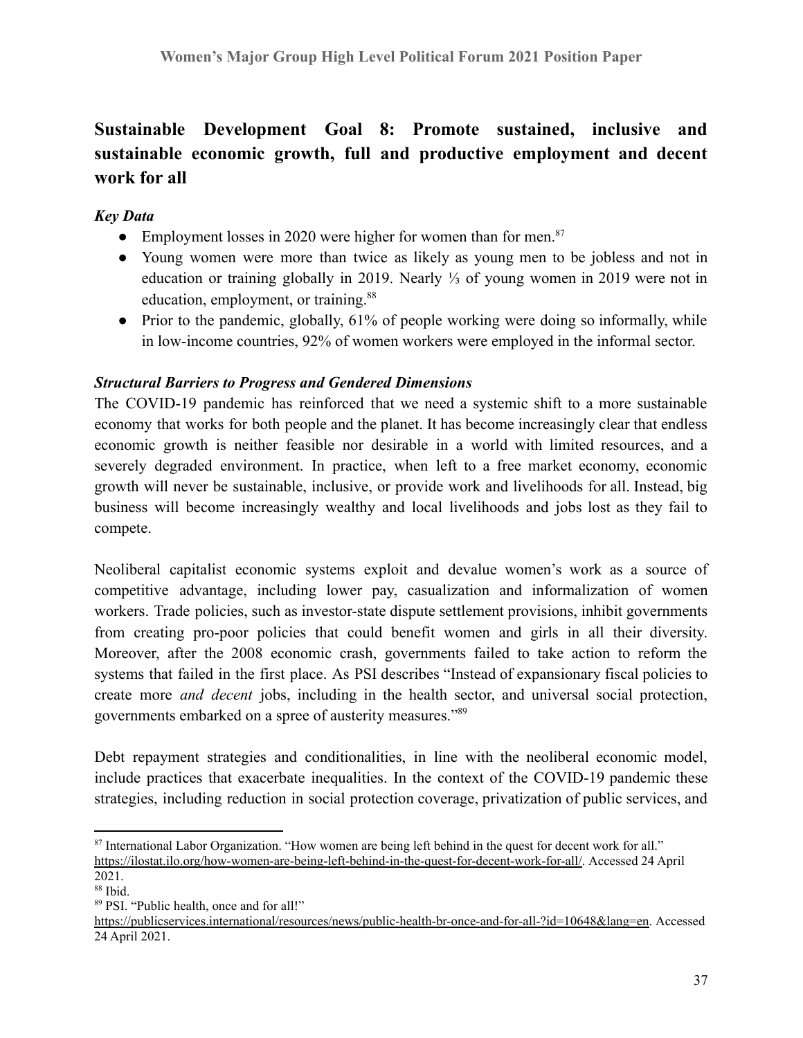## Sustainable Development Goal 8: Promote sustained, inclusive and sustainable economic growth, full and productive employment and decent work for all

### *Key Data*

- Employment losses in 2020 were higher for women than for men.[87]
- Young women were more than twice as likely as young men to be jobless and not in education or training globally in 2019. Nearly ⅓ of young women in 2019 were not in education, employment, or training.[88]
- Prior to the pandemic, globally, 61% of people working were doing so informally, while in low-income countries, 92% of women workers were employed in the informal sector.

### *Structural Barriers to Progress and Gendered Dimensions*

The COVID-19 pandemic has reinforced that we need a systemic shift to a more sustainable economy that works for both people and the planet. It has become increasingly clear that endless economic growth is neither feasible nor desirable in a world with limited resources, and a severely degraded environment. In practice, when left to a free market economy, economic growth will never be sustainable, inclusive, or provide work and livelihoods for all. Instead, big business will become increasingly wealthy and local livelihoods and jobs lost as they fail to compete.

Neoliberal capitalist economic systems exploit and devalue women's work as a source of competitive advantage, including lower pay, casualization and informalization of women workers. Trade policies, such as investor-state dispute settlement provisions, inhibit governments from creating pro-poor policies that could benefit women and girls in all their diversity. Moreover, after the 2008 economic crash, governments failed to take action to reform the systems that failed in the first place. As PSI describes "Instead of expansionary fiscal policies to create more *and decent* jobs, including in the health sector, and universal social protection, governments embarked on a spree of austerity measures."[89]

Debt repayment strategies and conditionalities, in line with the neoliberal economic model, include practices that exacerbate inequalities. In the context of the COVID-19 pandemic these strategies, including reduction in social protection coverage, privatization of public services, and

---

[87] International Labor Organization. "How women are being left behind in the quest for decent work for all." https://ilostat.ilo.org/how-women-are-being-left-behind-in-the-quest-for-decent-work-for-all/. Accessed 24 April 2021.

[88] Ibid.

[89] PSI. "Public health, once and for all!" https://publicservices.international/resources/news/public-health-br-once-and-for-all-?id=10648&lang=en. Accessed 24 April 2021.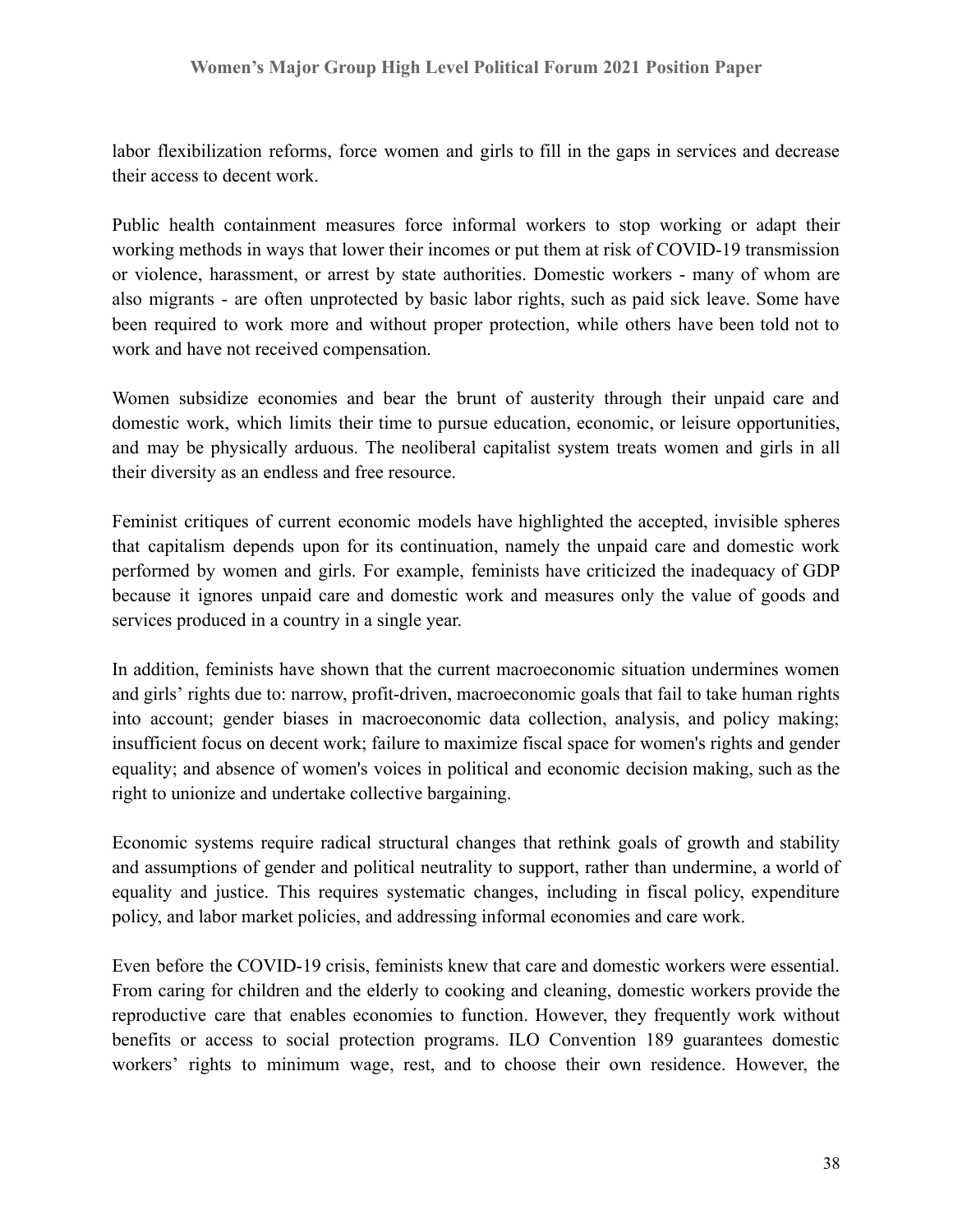labor flexibilization reforms, force women and girls to fill in the gaps in services and decrease their access to decent work.

Public health containment measures force informal workers to stop working or adapt their working methods in ways that lower their incomes or put them at risk of COVID-19 transmission or violence, harassment, or arrest by state authorities. Domestic workers - many of whom are also migrants - are often unprotected by basic labor rights, such as paid sick leave. Some have been required to work more and without proper protection, while others have been told not to work and have not received compensation.

Women subsidize economies and bear the brunt of austerity through their unpaid care and domestic work, which limits their time to pursue education, economic, or leisure opportunities, and may be physically arduous. The neoliberal capitalist system treats women and girls in all their diversity as an endless and free resource.

Feminist critiques of current economic models have highlighted the accepted, invisible spheres that capitalism depends upon for its continuation, namely the unpaid care and domestic work performed by women and girls. For example, feminists have criticized the inadequacy of GDP because it ignores unpaid care and domestic work and measures only the value of goods and services produced in a country in a single year.

In addition, feminists have shown that the current macroeconomic situation undermines women and girls' rights due to: narrow, profit-driven, macroeconomic goals that fail to take human rights into account; gender biases in macroeconomic data collection, analysis, and policy making; insufficient focus on decent work; failure to maximize fiscal space for women's rights and gender equality; and absence of women's voices in political and economic decision making, such as the right to unionize and undertake collective bargaining.

Economic systems require radical structural changes that rethink goals of growth and stability and assumptions of gender and political neutrality to support, rather than undermine, a world of equality and justice. This requires systematic changes, including in fiscal policy, expenditure policy, and labor market policies, and addressing informal economies and care work.

Even before the COVID-19 crisis, feminists knew that care and domestic workers were essential. From caring for children and the elderly to cooking and cleaning, domestic workers provide the reproductive care that enables economies to function. However, they frequently work without benefits or access to social protection programs. ILO Convention 189 guarantees domestic workers' rights to minimum wage, rest, and to choose their own residence. However, the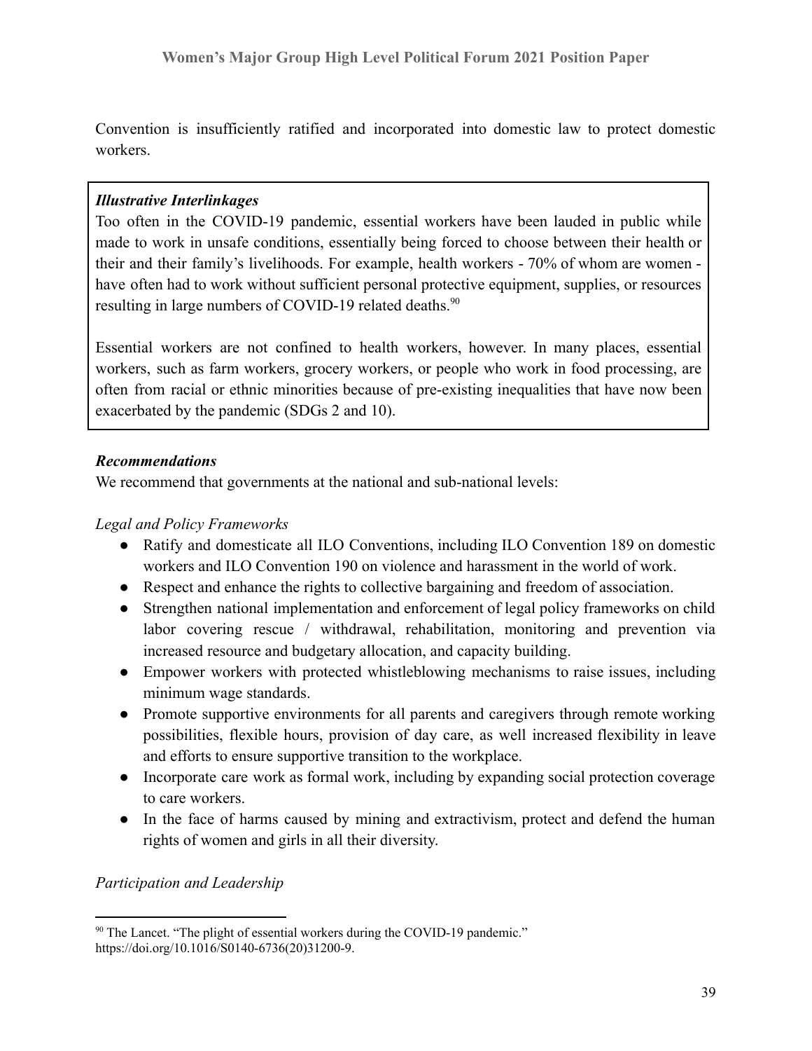Convention is insufficiently ratified and incorporated into domestic law to protect domestic workers.

> ***Illustrative Interlinkages***
>
> Too often in the COVID-19 pandemic, essential workers have been lauded in public while made to work in unsafe conditions, essentially being forced to choose between their health or their and their family's livelihoods. For example, health workers - 70% of whom are women - have often had to work without sufficient personal protective equipment, supplies, or resources resulting in large numbers of COVID-19 related deaths.[90]
>
> Essential workers are not confined to health workers, however. In many places, essential workers, such as farm workers, grocery workers, or people who work in food processing, are often from racial or ethnic minorities because of pre-existing inequalities that have now been exacerbated by the pandemic (SDGs 2 and 10).

***Recommendations***

We recommend that governments at the national and sub-national levels:

*Legal and Policy Frameworks*

- Ratify and domesticate all ILO Conventions, including ILO Convention 189 on domestic workers and ILO Convention 190 on violence and harassment in the world of work.
- Respect and enhance the rights to collective bargaining and freedom of association.
- Strengthen national implementation and enforcement of legal policy frameworks on child labor covering rescue / withdrawal, rehabilitation, monitoring and prevention via increased resource and budgetary allocation, and capacity building.
- Empower workers with protected whistleblowing mechanisms to raise issues, including minimum wage standards.
- Promote supportive environments for all parents and caregivers through remote working possibilities, flexible hours, provision of day care, as well increased flexibility in leave and efforts to ensure supportive transition to the workplace.
- Incorporate care work as formal work, including by expanding social protection coverage to care workers.
- In the face of harms caused by mining and extractivism, protect and defend the human rights of women and girls in all their diversity.

*Participation and Leadership*

[90] The Lancet. "The plight of essential workers during the COVID-19 pandemic." https://doi.org/10.1016/S0140-6736(20)31200-9.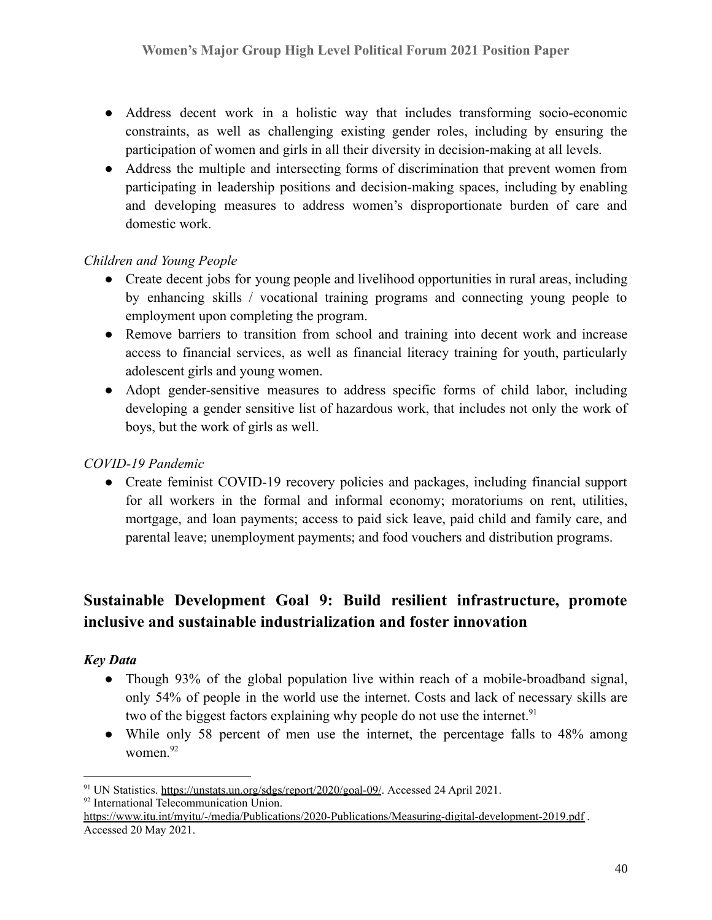- Address decent work in a holistic way that includes transforming socio-economic constraints, as well as challenging existing gender roles, including by ensuring the participation of women and girls in all their diversity in decision-making at all levels.
- Address the multiple and intersecting forms of discrimination that prevent women from participating in leadership positions and decision-making spaces, including by enabling and developing measures to address women's disproportionate burden of care and domestic work.

*Children and Young People*

- Create decent jobs for young people and livelihood opportunities in rural areas, including by enhancing skills / vocational training programs and connecting young people to employment upon completing the program.
- Remove barriers to transition from school and training into decent work and increase access to financial services, as well as financial literacy training for youth, particularly adolescent girls and young women.
- Adopt gender-sensitive measures to address specific forms of child labor, including developing a gender sensitive list of hazardous work, that includes not only the work of boys, but the work of girls as well.

*COVID-19 Pandemic*

- Create feminist COVID-19 recovery policies and packages, including financial support for all workers in the formal and informal economy; moratoriums on rent, utilities, mortgage, and loan payments; access to paid sick leave, paid child and family care, and parental leave; unemployment payments; and food vouchers and distribution programs.

## Sustainable Development Goal 9: Build resilient infrastructure, promote inclusive and sustainable industrialization and foster innovation

***Key Data***

- Though 93% of the global population live within reach of a mobile-broadband signal, only 54% of people in the world use the internet. Costs and lack of necessary skills are two of the biggest factors explaining why people do not use the internet.[91]
- While only 58 percent of men use the internet, the percentage falls to 48% among women.[92]

---

[91] UN Statistics. https://unstats.un.org/sdgs/report/2020/goal-09/. Accessed 24 April 2021.

[92] International Telecommunication Union. https://www.itu.int/myitu/-/media/Publications/2020-Publications/Measuring-digital-development-2019.pdf . Accessed 20 May 2021.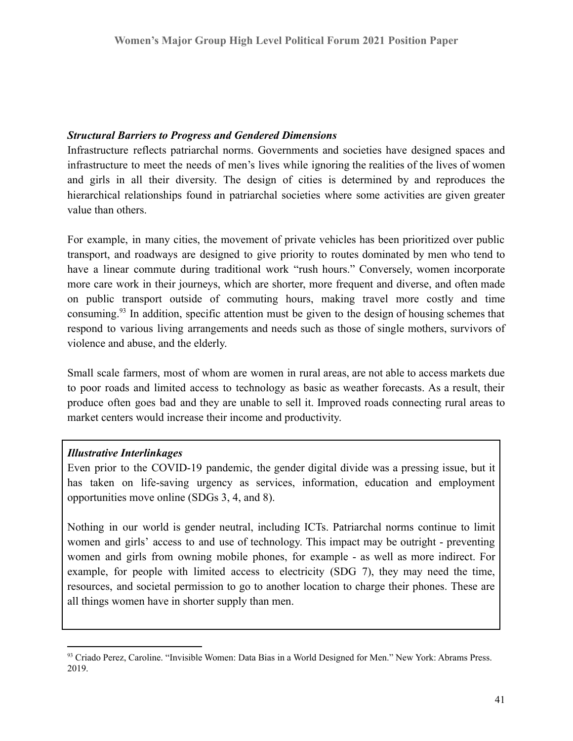***Structural Barriers to Progress and Gendered Dimensions***

Infrastructure reflects patriarchal norms. Governments and societies have designed spaces and infrastructure to meet the needs of men's lives while ignoring the realities of the lives of women and girls in all their diversity. The design of cities is determined by and reproduces the hierarchical relationships found in patriarchal societies where some activities are given greater value than others.

For example, in many cities, the movement of private vehicles has been prioritized over public transport, and roadways are designed to give priority to routes dominated by men who tend to have a linear commute during traditional work "rush hours." Conversely, women incorporate more care work in their journeys, which are shorter, more frequent and diverse, and often made on public transport outside of commuting hours, making travel more costly and time consuming.[93] In addition, specific attention must be given to the design of housing schemes that respond to various living arrangements and needs such as those of single mothers, survivors of violence and abuse, and the elderly.

Small scale farmers, most of whom are women in rural areas, are not able to access markets due to poor roads and limited access to technology as basic as weather forecasts. As a result, their produce often goes bad and they are unable to sell it. Improved roads connecting rural areas to market centers would increase their income and productivity.

***Illustrative Interlinkages***

Even prior to the COVID-19 pandemic, the gender digital divide was a pressing issue, but it has taken on life-saving urgency as services, information, education and employment opportunities move online (SDGs 3, 4, and 8).

Nothing in our world is gender neutral, including ICTs. Patriarchal norms continue to limit women and girls' access to and use of technology. This impact may be outright - preventing women and girls from owning mobile phones, for example - as well as more indirect. For example, for people with limited access to electricity (SDG 7), they may need the time, resources, and societal permission to go to another location to charge their phones. These are all things women have in shorter supply than men.

[93] Criado Perez, Caroline. "Invisible Women: Data Bias in a World Designed for Men." New York: Abrams Press. 2019.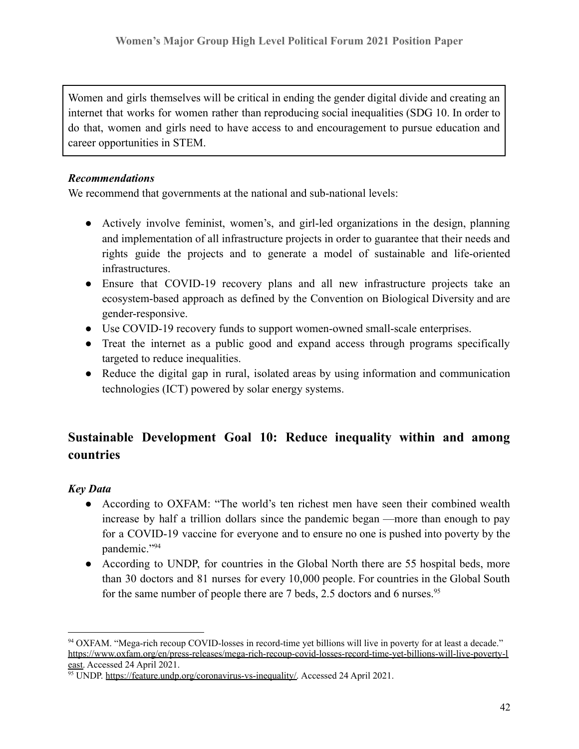Women and girls themselves will be critical in ending the gender digital divide and creating an internet that works for women rather than reproducing social inequalities (SDG 10. In order to do that, women and girls need to have access to and encouragement to pursue education and career opportunities in STEM.

***Recommendations***

We recommend that governments at the national and sub-national levels:

- Actively involve feminist, women's, and girl-led organizations in the design, planning and implementation of all infrastructure projects in order to guarantee that their needs and rights guide the projects and to generate a model of sustainable and life-oriented infrastructures.
- Ensure that COVID-19 recovery plans and all new infrastructure projects take an ecosystem-based approach as defined by the Convention on Biological Diversity and are gender-responsive.
- Use COVID-19 recovery funds to support women-owned small-scale enterprises.
- Treat the internet as a public good and expand access through programs specifically targeted to reduce inequalities.
- Reduce the digital gap in rural, isolated areas by using information and communication technologies (ICT) powered by solar energy systems.

## Sustainable Development Goal 10: Reduce inequality within and among countries

***Key Data***

- According to OXFAM: "The world's ten richest men have seen their combined wealth increase by half a trillion dollars since the pandemic began —more than enough to pay for a COVID-19 vaccine for everyone and to ensure no one is pushed into poverty by the pandemic."[94]
- According to UNDP, for countries in the Global North there are 55 hospital beds, more than 30 doctors and 81 nurses for every 10,000 people. For countries in the Global South for the same number of people there are 7 beds, 2.5 doctors and 6 nurses.[95]

---

[94] OXFAM. "Mega-rich recoup COVID-losses in record-time yet billions will live in poverty for at least a decade." https://www.oxfam.org/en/press-releases/mega-rich-recoup-covid-losses-record-time-yet-billions-will-live-poverty-least. Accessed 24 April 2021.

[95] UNDP. https://feature.undp.org/coronavirus-vs-inequality/. Accessed 24 April 2021.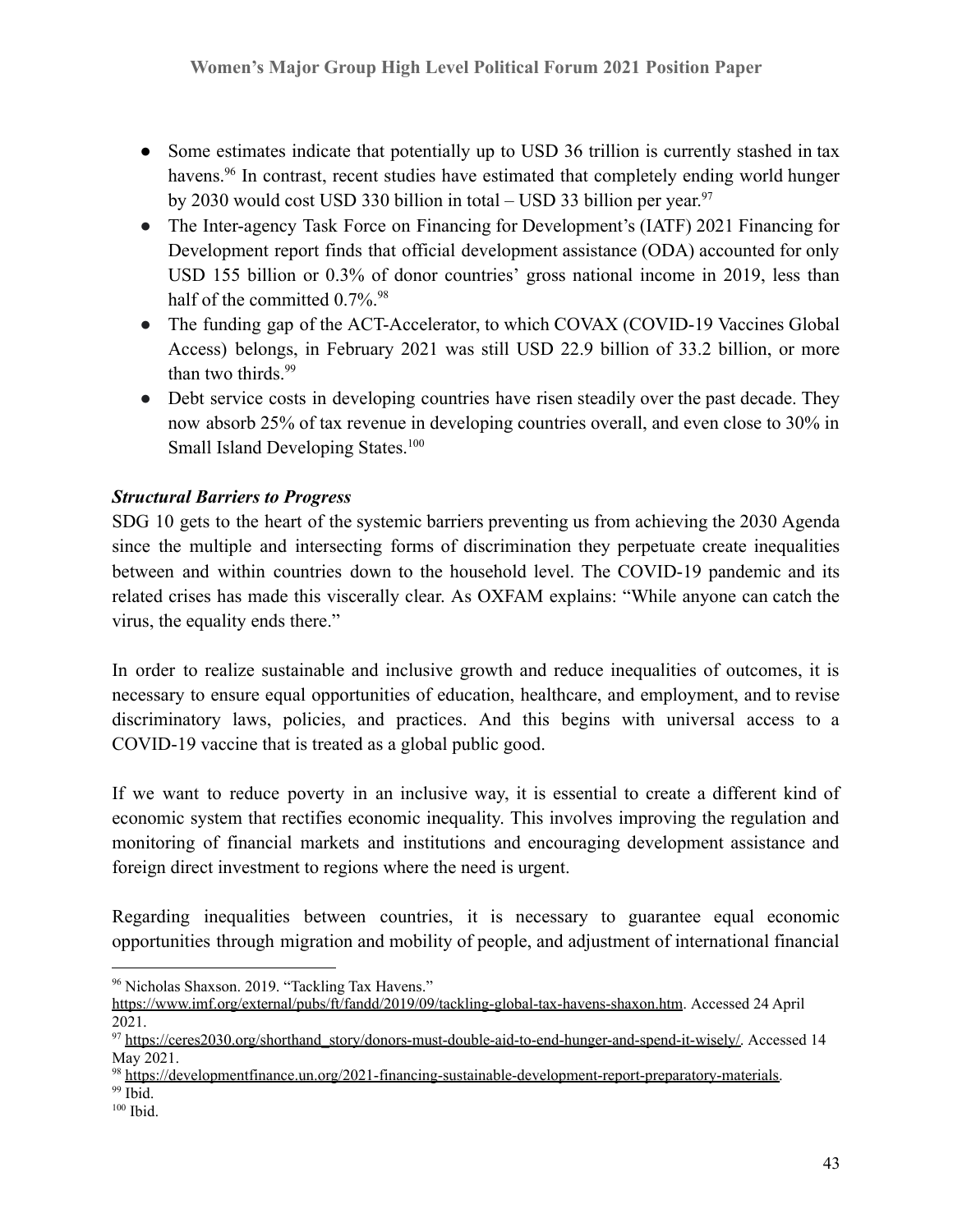- Some estimates indicate that potentially up to USD 36 trillion is currently stashed in tax havens.[96] In contrast, recent studies have estimated that completely ending world hunger by 2030 would cost USD 330 billion in total – USD 33 billion per year.[97]
- The Inter-agency Task Force on Financing for Development's (IATF) 2021 Financing for Development report finds that official development assistance (ODA) accounted for only USD 155 billion or 0.3% of donor countries' gross national income in 2019, less than half of the committed 0.7%.[98]
- The funding gap of the ACT-Accelerator, to which COVAX (COVID-19 Vaccines Global Access) belongs, in February 2021 was still USD 22.9 billion of 33.2 billion, or more than two thirds.[99]
- Debt service costs in developing countries have risen steadily over the past decade. They now absorb 25% of tax revenue in developing countries overall, and even close to 30% in Small Island Developing States.[100]

***Structural Barriers to Progress***

SDG 10 gets to the heart of the systemic barriers preventing us from achieving the 2030 Agenda since the multiple and intersecting forms of discrimination they perpetuate create inequalities between and within countries down to the household level. The COVID-19 pandemic and its related crises has made this viscerally clear. As OXFAM explains: "While anyone can catch the virus, the equality ends there."

In order to realize sustainable and inclusive growth and reduce inequalities of outcomes, it is necessary to ensure equal opportunities of education, healthcare, and employment, and to revise discriminatory laws, policies, and practices. And this begins with universal access to a COVID-19 vaccine that is treated as a global public good.

If we want to reduce poverty in an inclusive way, it is essential to create a different kind of economic system that rectifies economic inequality. This involves improving the regulation and monitoring of financial markets and institutions and encouraging development assistance and foreign direct investment to regions where the need is urgent.

Regarding inequalities between countries, it is necessary to guarantee equal economic opportunities through migration and mobility of people, and adjustment of international financial

---

[96] Nicholas Shaxson. 2019. "Tackling Tax Havens." https://www.imf.org/external/pubs/ft/fandd/2019/09/tackling-global-tax-havens-shaxon.htm. Accessed 24 April 2021.

[97] https://ceres2030.org/shorthand_story/donors-must-double-aid-to-end-hunger-and-spend-it-wisely/. Accessed 14 May 2021.

[98] https://developmentfinance.un.org/2021-financing-sustainable-development-report-preparatory-materials.

[99] Ibid.

[100] Ibid.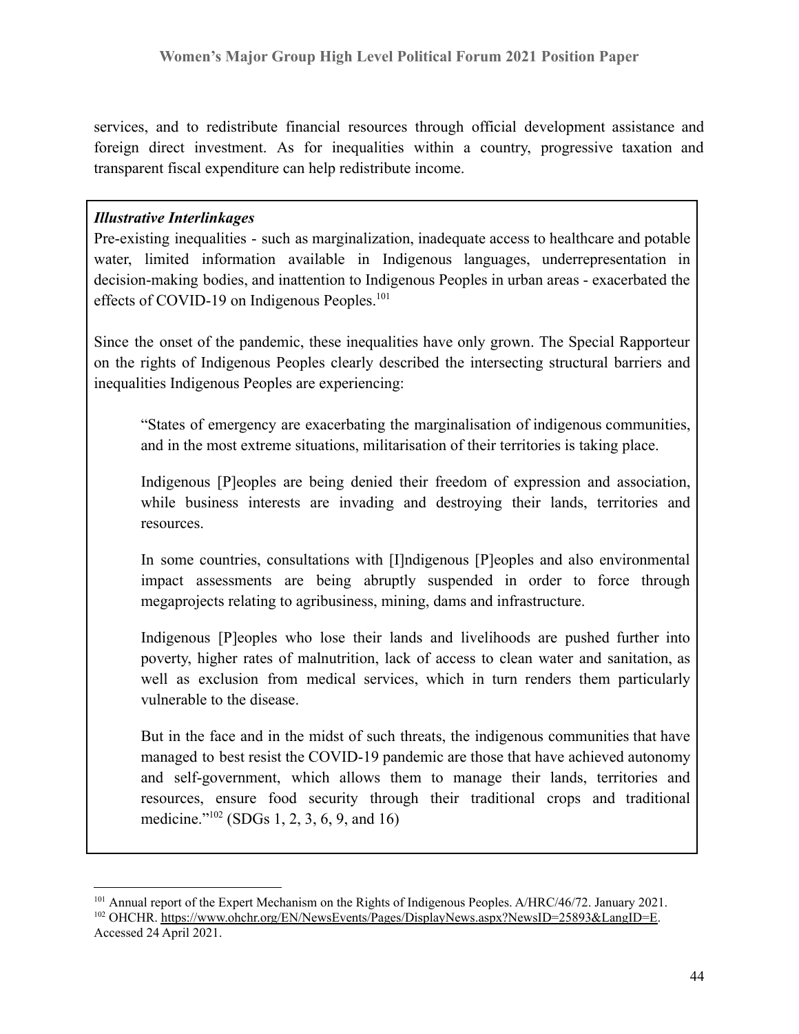services, and to redistribute financial resources through official development assistance and foreign direct investment. As for inequalities within a country, progressive taxation and transparent fiscal expenditure can help redistribute income.

***Illustrative Interlinkages***

Pre-existing inequalities - such as marginalization, inadequate access to healthcare and potable water, limited information available in Indigenous languages, underrepresentation in decision-making bodies, and inattention to Indigenous Peoples in urban areas - exacerbated the effects of COVID-19 on Indigenous Peoples.[101]

Since the onset of the pandemic, these inequalities have only grown. The Special Rapporteur on the rights of Indigenous Peoples clearly described the intersecting structural barriers and inequalities Indigenous Peoples are experiencing:

> "States of emergency are exacerbating the marginalisation of indigenous communities, and in the most extreme situations, militarisation of their territories is taking place.
>
> Indigenous [P]eoples are being denied their freedom of expression and association, while business interests are invading and destroying their lands, territories and resources.
>
> In some countries, consultations with [I]ndigenous [P]eoples and also environmental impact assessments are being abruptly suspended in order to force through megaprojects relating to agribusiness, mining, dams and infrastructure.
>
> Indigenous [P]eoples who lose their lands and livelihoods are pushed further into poverty, higher rates of malnutrition, lack of access to clean water and sanitation, as well as exclusion from medical services, which in turn renders them particularly vulnerable to the disease.
>
> But in the face and in the midst of such threats, the indigenous communities that have managed to best resist the COVID-19 pandemic are those that have achieved autonomy and self-government, which allows them to manage their lands, territories and resources, ensure food security through their traditional crops and traditional medicine."[102] (SDGs 1, 2, 3, 6, 9, and 16)

---

[101] Annual report of the Expert Mechanism on the Rights of Indigenous Peoples. A/HRC/46/72. January 2021.

[102] OHCHR. https://www.ohchr.org/EN/NewsEvents/Pages/DisplayNews.aspx?NewsID=25893&LangID=E. Accessed 24 April 2021.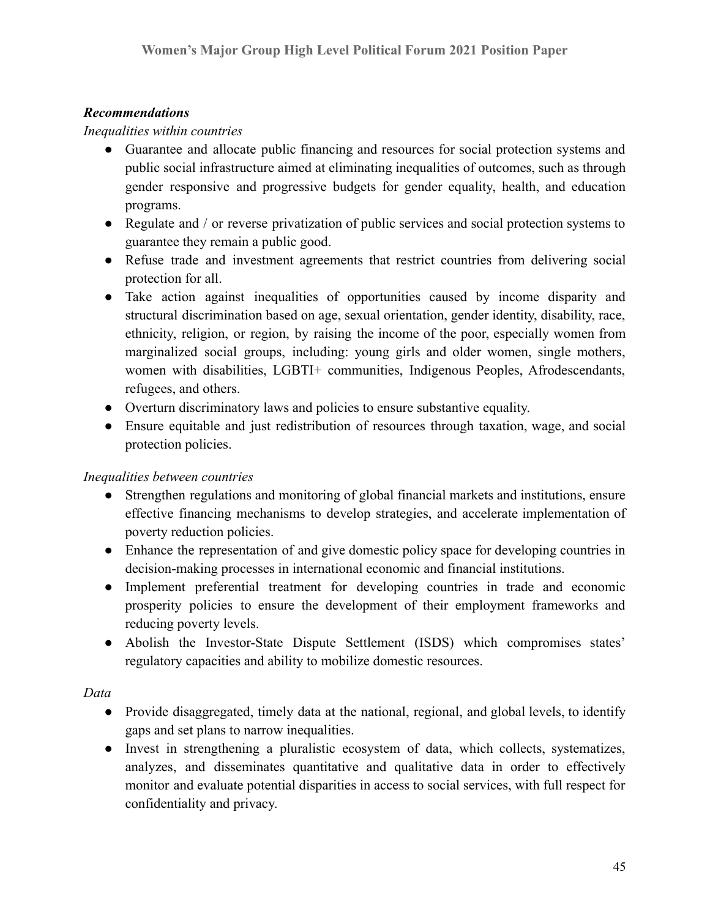***Recommendations***

*Inequalities within countries*

- Guarantee and allocate public financing and resources for social protection systems and public social infrastructure aimed at eliminating inequalities of outcomes, such as through gender responsive and progressive budgets for gender equality, health, and education programs.
- Regulate and / or reverse privatization of public services and social protection systems to guarantee they remain a public good.
- Refuse trade and investment agreements that restrict countries from delivering social protection for all.
- Take action against inequalities of opportunities caused by income disparity and structural discrimination based on age, sexual orientation, gender identity, disability, race, ethnicity, religion, or region, by raising the income of the poor, especially women from marginalized social groups, including: young girls and older women, single mothers, women with disabilities, LGBTI+ communities, Indigenous Peoples, Afrodescendants, refugees, and others.
- Overturn discriminatory laws and policies to ensure substantive equality.
- Ensure equitable and just redistribution of resources through taxation, wage, and social protection policies.

*Inequalities between countries*

- Strengthen regulations and monitoring of global financial markets and institutions, ensure effective financing mechanisms to develop strategies, and accelerate implementation of poverty reduction policies.
- Enhance the representation of and give domestic policy space for developing countries in decision-making processes in international economic and financial institutions.
- Implement preferential treatment for developing countries in trade and economic prosperity policies to ensure the development of their employment frameworks and reducing poverty levels.
- Abolish the Investor-State Dispute Settlement (ISDS) which compromises states' regulatory capacities and ability to mobilize domestic resources.

*Data*

- Provide disaggregated, timely data at the national, regional, and global levels, to identify gaps and set plans to narrow inequalities.
- Invest in strengthening a pluralistic ecosystem of data, which collects, systematizes, analyzes, and disseminates quantitative and qualitative data in order to effectively monitor and evaluate potential disparities in access to social services, with full respect for confidentiality and privacy.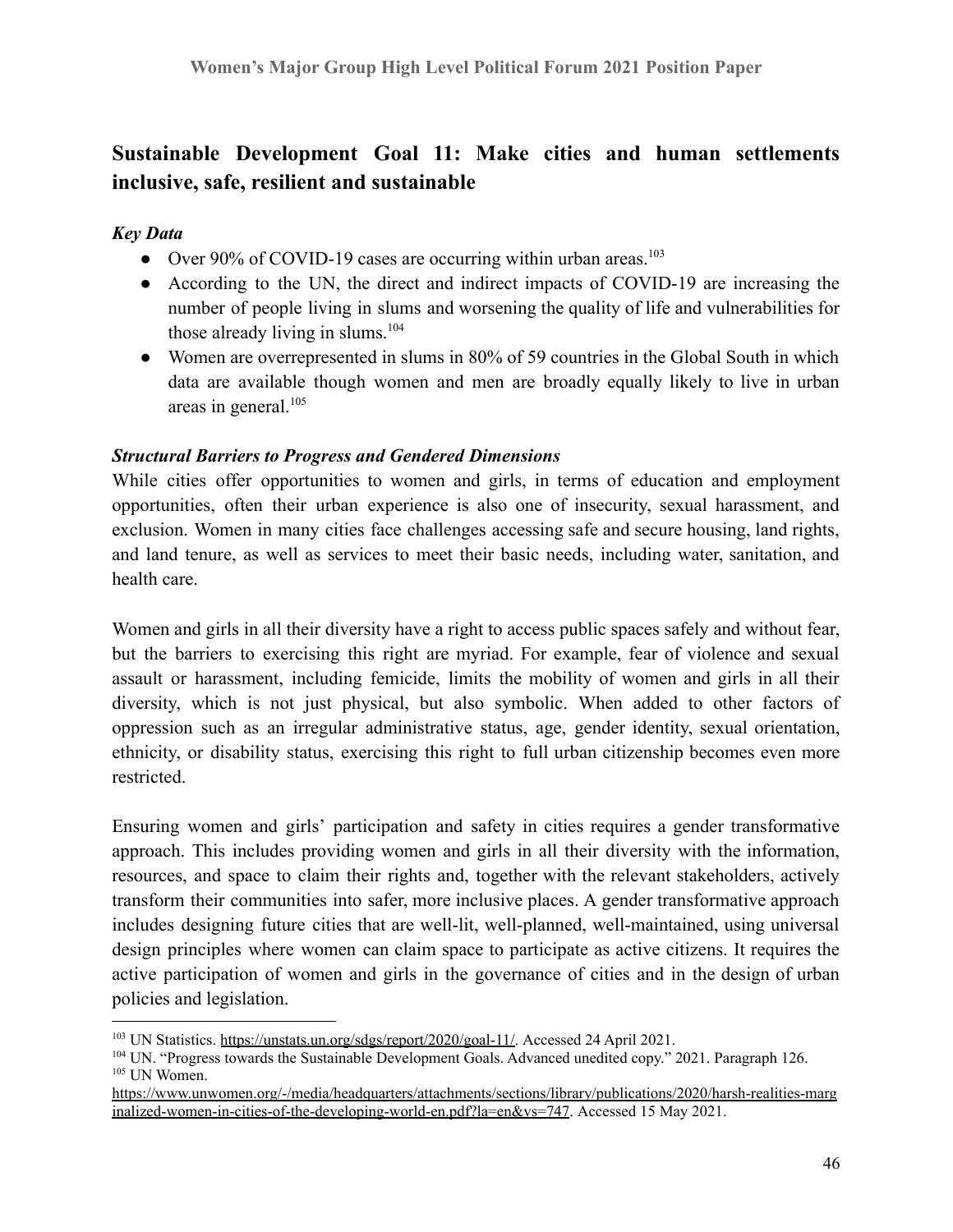## Sustainable Development Goal 11: Make cities and human settlements inclusive, safe, resilient and sustainable

### *Key Data*

- Over 90% of COVID-19 cases are occurring within urban areas.[103]
- According to the UN, the direct and indirect impacts of COVID-19 are increasing the number of people living in slums and worsening the quality of life and vulnerabilities for those already living in slums.[104]
- Women are overrepresented in slums in 80% of 59 countries in the Global South in which data are available though women and men are broadly equally likely to live in urban areas in general.[105]

### *Structural Barriers to Progress and Gendered Dimensions*

While cities offer opportunities to women and girls, in terms of education and employment opportunities, often their urban experience is also one of insecurity, sexual harassment, and exclusion. Women in many cities face challenges accessing safe and secure housing, land rights, and land tenure, as well as services to meet their basic needs, including water, sanitation, and health care.

Women and girls in all their diversity have a right to access public spaces safely and without fear, but the barriers to exercising this right are myriad. For example, fear of violence and sexual assault or harassment, including femicide, limits the mobility of women and girls in all their diversity, which is not just physical, but also symbolic. When added to other factors of oppression such as an irregular administrative status, age, gender identity, sexual orientation, ethnicity, or disability status, exercising this right to full urban citizenship becomes even more restricted.

Ensuring women and girls' participation and safety in cities requires a gender transformative approach. This includes providing women and girls in all their diversity with the information, resources, and space to claim their rights and, together with the relevant stakeholders, actively transform their communities into safer, more inclusive places. A gender transformative approach includes designing future cities that are well-lit, well-planned, well-maintained, using universal design principles where women can claim space to participate as active citizens. It requires the active participation of women and girls in the governance of cities and in the design of urban policies and legislation.

---

[103] UN Statistics. https://unstats.un.org/sdgs/report/2020/goal-11/. Accessed 24 April 2021.

[104] UN. "Progress towards the Sustainable Development Goals. Advanced unedited copy." 2021. Paragraph 126.

[105] UN Women. https://www.unwomen.org/-/media/headquarters/attachments/sections/library/publications/2020/harsh-realities-marginalized-women-in-cities-of-the-developing-world-en.pdf?la=en&vs=747. Accessed 15 May 2021.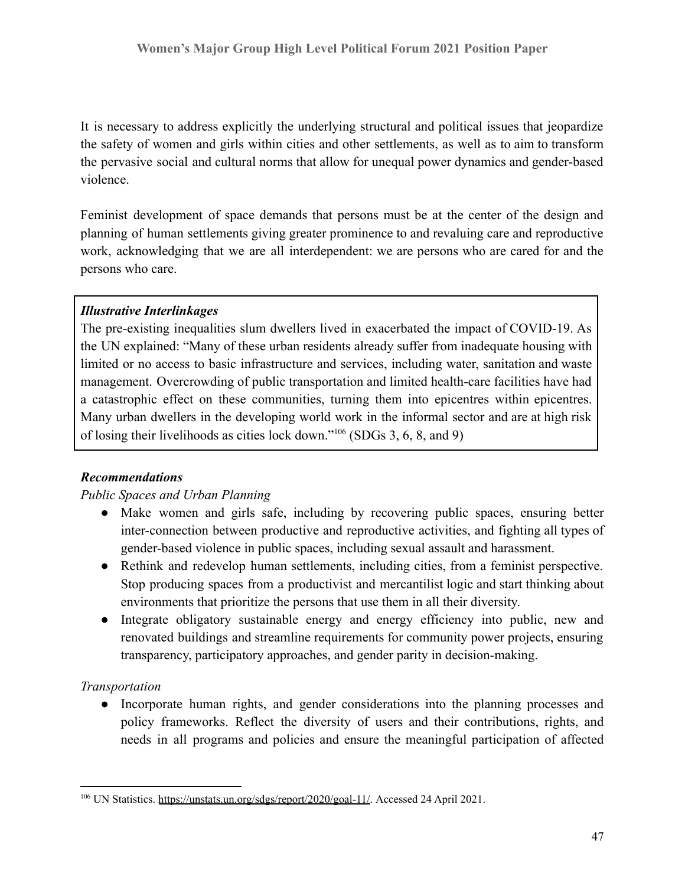It is necessary to address explicitly the underlying structural and political issues that jeopardize the safety of women and girls within cities and other settlements, as well as to aim to transform the pervasive social and cultural norms that allow for unequal power dynamics and gender-based violence.

Feminist development of space demands that persons must be at the center of the design and planning of human settlements giving greater prominence to and revaluing care and reproductive work, acknowledging that we are all interdependent: we are persons who are cared for and the persons who care.

> ***Illustrative Interlinkages***
> The pre-existing inequalities slum dwellers lived in exacerbated the impact of COVID-19. As the UN explained: "Many of these urban residents already suffer from inadequate housing with limited or no access to basic infrastructure and services, including water, sanitation and waste management. Overcrowding of public transportation and limited health-care facilities have had a catastrophic effect on these communities, turning them into epicentres within epicentres. Many urban dwellers in the developing world work in the informal sector and are at high risk of losing their livelihoods as cities lock down."[106] (SDGs 3, 6, 8, and 9)

***Recommendations***

*Public Spaces and Urban Planning*

- Make women and girls safe, including by recovering public spaces, ensuring better inter-connection between productive and reproductive activities, and fighting all types of gender-based violence in public spaces, including sexual assault and harassment.
- Rethink and redevelop human settlements, including cities, from a feminist perspective. Stop producing spaces from a productivist and mercantilist logic and start thinking about environments that prioritize the persons that use them in all their diversity.
- Integrate obligatory sustainable energy and energy efficiency into public, new and renovated buildings and streamline requirements for community power projects, ensuring transparency, participatory approaches, and gender parity in decision-making.

*Transportation*

- Incorporate human rights, and gender considerations into the planning processes and policy frameworks. Reflect the diversity of users and their contributions, rights, and needs in all programs and policies and ensure the meaningful participation of affected

[106] UN Statistics. https://unstats.un.org/sdgs/report/2020/goal-11/. Accessed 24 April 2021.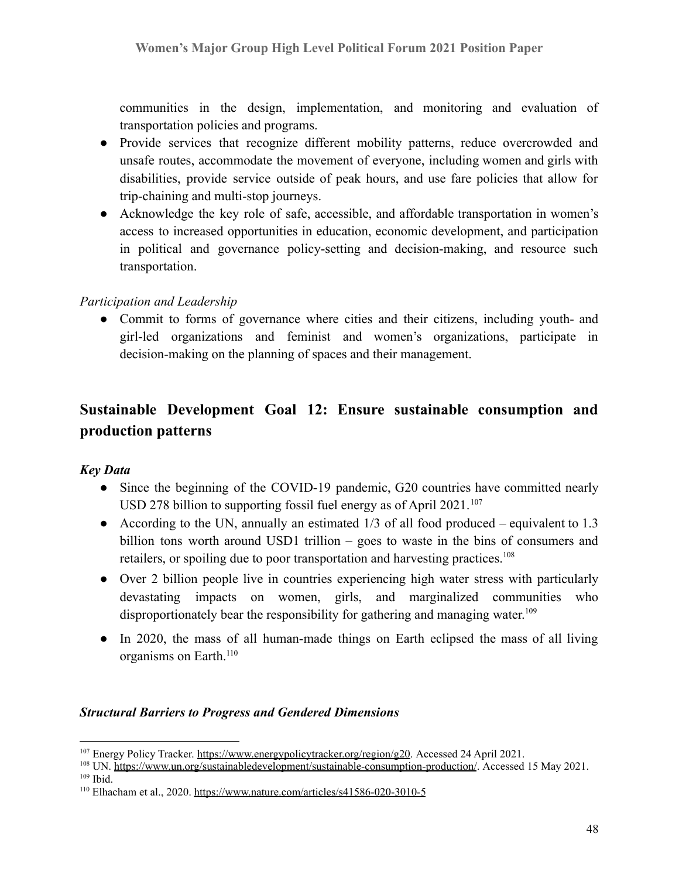communities in the design, implementation, and monitoring and evaluation of transportation policies and programs.

- Provide services that recognize different mobility patterns, reduce overcrowded and unsafe routes, accommodate the movement of everyone, including women and girls with disabilities, provide service outside of peak hours, and use fare policies that allow for trip-chaining and multi-stop journeys.
- Acknowledge the key role of safe, accessible, and affordable transportation in women's access to increased opportunities in education, economic development, and participation in political and governance policy-setting and decision-making, and resource such transportation.

*Participation and Leadership*

- Commit to forms of governance where cities and their citizens, including youth- and girl-led organizations and feminist and women's organizations, participate in decision-making on the planning of spaces and their management.

## Sustainable Development Goal 12: Ensure sustainable consumption and production patterns

***Key Data***

- Since the beginning of the COVID-19 pandemic, G20 countries have committed nearly USD 278 billion to supporting fossil fuel energy as of April 2021.[107]
- According to the UN, annually an estimated 1/3 of all food produced – equivalent to 1.3 billion tons worth around USD1 trillion – goes to waste in the bins of consumers and retailers, or spoiling due to poor transportation and harvesting practices.[108]
- Over 2 billion people live in countries experiencing high water stress with particularly devastating impacts on women, girls, and marginalized communities who disproportionately bear the responsibility for gathering and managing water.[109]
- In 2020, the mass of all human-made things on Earth eclipsed the mass of all living organisms on Earth.[110]

***Structural Barriers to Progress and Gendered Dimensions***

---

[107] Energy Policy Tracker. https://www.energypolicytracker.org/region/g20. Accessed 24 April 2021.
[108] UN. https://www.un.org/sustainabledevelopment/sustainable-consumption-production/. Accessed 15 May 2021.
[109] Ibid.
[110] Elhacham et al., 2020. https://www.nature.com/articles/s41586-020-3010-5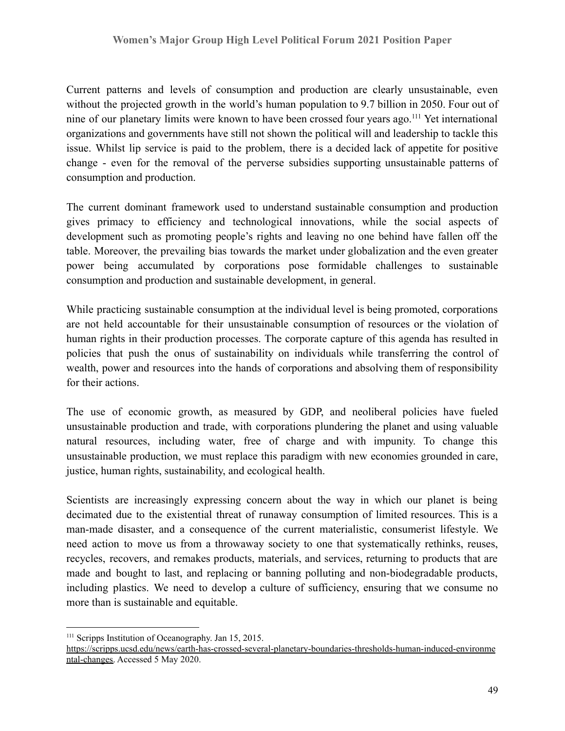Current patterns and levels of consumption and production are clearly unsustainable, even without the projected growth in the world's human population to 9.7 billion in 2050. Four out of nine of our planetary limits were known to have been crossed four years ago.[111] Yet international organizations and governments have still not shown the political will and leadership to tackle this issue. Whilst lip service is paid to the problem, there is a decided lack of appetite for positive change - even for the removal of the perverse subsidies supporting unsustainable patterns of consumption and production.

The current dominant framework used to understand sustainable consumption and production gives primacy to efficiency and technological innovations, while the social aspects of development such as promoting people's rights and leaving no one behind have fallen off the table. Moreover, the prevailing bias towards the market under globalization and the even greater power being accumulated by corporations pose formidable challenges to sustainable consumption and production and sustainable development, in general.

While practicing sustainable consumption at the individual level is being promoted, corporations are not held accountable for their unsustainable consumption of resources or the violation of human rights in their production processes. The corporate capture of this agenda has resulted in policies that push the onus of sustainability on individuals while transferring the control of wealth, power and resources into the hands of corporations and absolving them of responsibility for their actions.

The use of economic growth, as measured by GDP, and neoliberal policies have fueled unsustainable production and trade, with corporations plundering the planet and using valuable natural resources, including water, free of charge and with impunity. To change this unsustainable production, we must replace this paradigm with new economies grounded in care, justice, human rights, sustainability, and ecological health.

Scientists are increasingly expressing concern about the way in which our planet is being decimated due to the existential threat of runaway consumption of limited resources. This is a man-made disaster, and a consequence of the current materialistic, consumerist lifestyle. We need action to move us from a throwaway society to one that systematically rethinks, reuses, recycles, recovers, and remakes products, materials, and services, returning to products that are made and bought to last, and replacing or banning polluting and non-biodegradable products, including plastics. We need to develop a culture of sufficiency, ensuring that we consume no more than is sustainable and equitable.

---

[111] Scripps Institution of Oceanography. Jan 15, 2015. https://scripps.ucsd.edu/news/earth-has-crossed-several-planetary-boundaries-thresholds-human-induced-environmental-changes. Accessed 5 May 2020.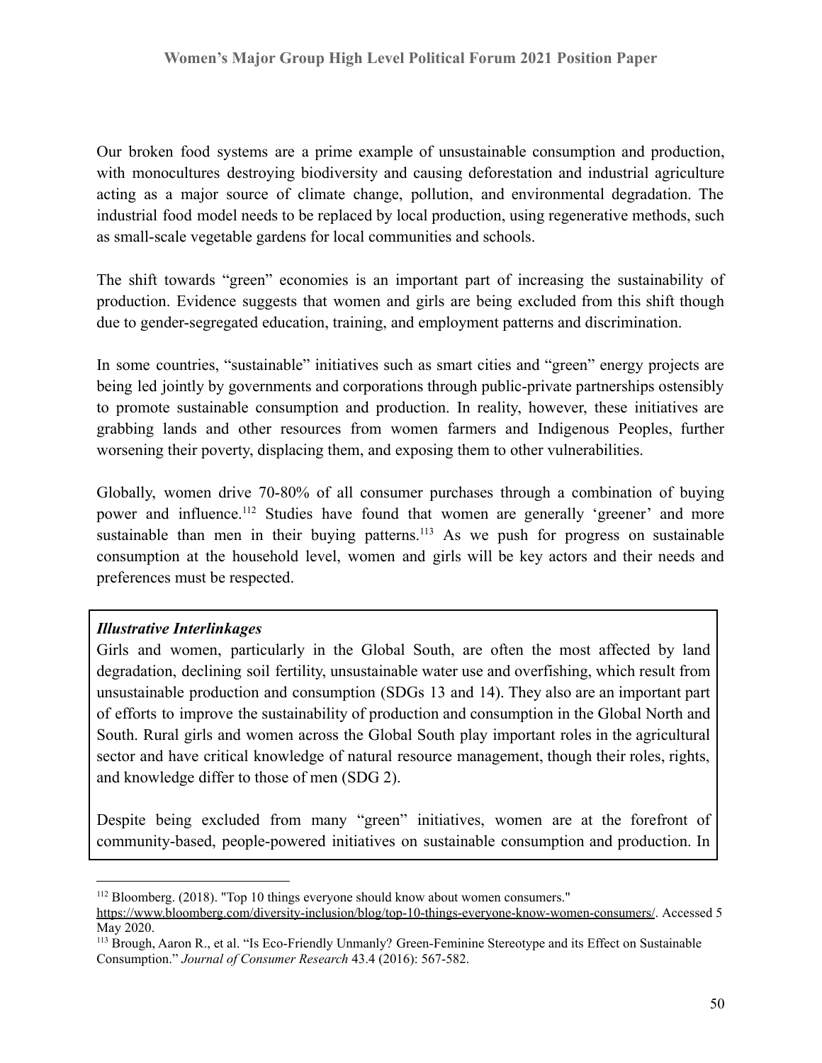Our broken food systems are a prime example of unsustainable consumption and production, with monocultures destroying biodiversity and causing deforestation and industrial agriculture acting as a major source of climate change, pollution, and environmental degradation. The industrial food model needs to be replaced by local production, using regenerative methods, such as small-scale vegetable gardens for local communities and schools.

The shift towards "green" economies is an important part of increasing the sustainability of production. Evidence suggests that women and girls are being excluded from this shift though due to gender-segregated education, training, and employment patterns and discrimination.

In some countries, "sustainable" initiatives such as smart cities and "green" energy projects are being led jointly by governments and corporations through public-private partnerships ostensibly to promote sustainable consumption and production. In reality, however, these initiatives are grabbing lands and other resources from women farmers and Indigenous Peoples, further worsening their poverty, displacing them, and exposing them to other vulnerabilities.

Globally, women drive 70-80% of all consumer purchases through a combination of buying power and influence.[112] Studies have found that women are generally 'greener' and more sustainable than men in their buying patterns.[113] As we push for progress on sustainable consumption at the household level, women and girls will be key actors and their needs and preferences must be respected.

***Illustrative Interlinkages***

Girls and women, particularly in the Global South, are often the most affected by land degradation, declining soil fertility, unsustainable water use and overfishing, which result from unsustainable production and consumption (SDGs 13 and 14). They also are an important part of efforts to improve the sustainability of production and consumption in the Global North and South. Rural girls and women across the Global South play important roles in the agricultural sector and have critical knowledge of natural resource management, though their roles, rights, and knowledge differ to those of men (SDG 2).

Despite being excluded from many "green" initiatives, women are at the forefront of community-based, people-powered initiatives on sustainable consumption and production. In

---

[112] Bloomberg. (2018). "Top 10 things everyone should know about women consumers." https://www.bloomberg.com/diversity-inclusion/blog/top-10-things-everyone-know-women-consumers/. Accessed 5 May 2020.

[113] Brough, Aaron R., et al. "Is Eco-Friendly Unmanly? Green-Feminine Stereotype and its Effect on Sustainable Consumption." *Journal of Consumer Research* 43.4 (2016): 567-582.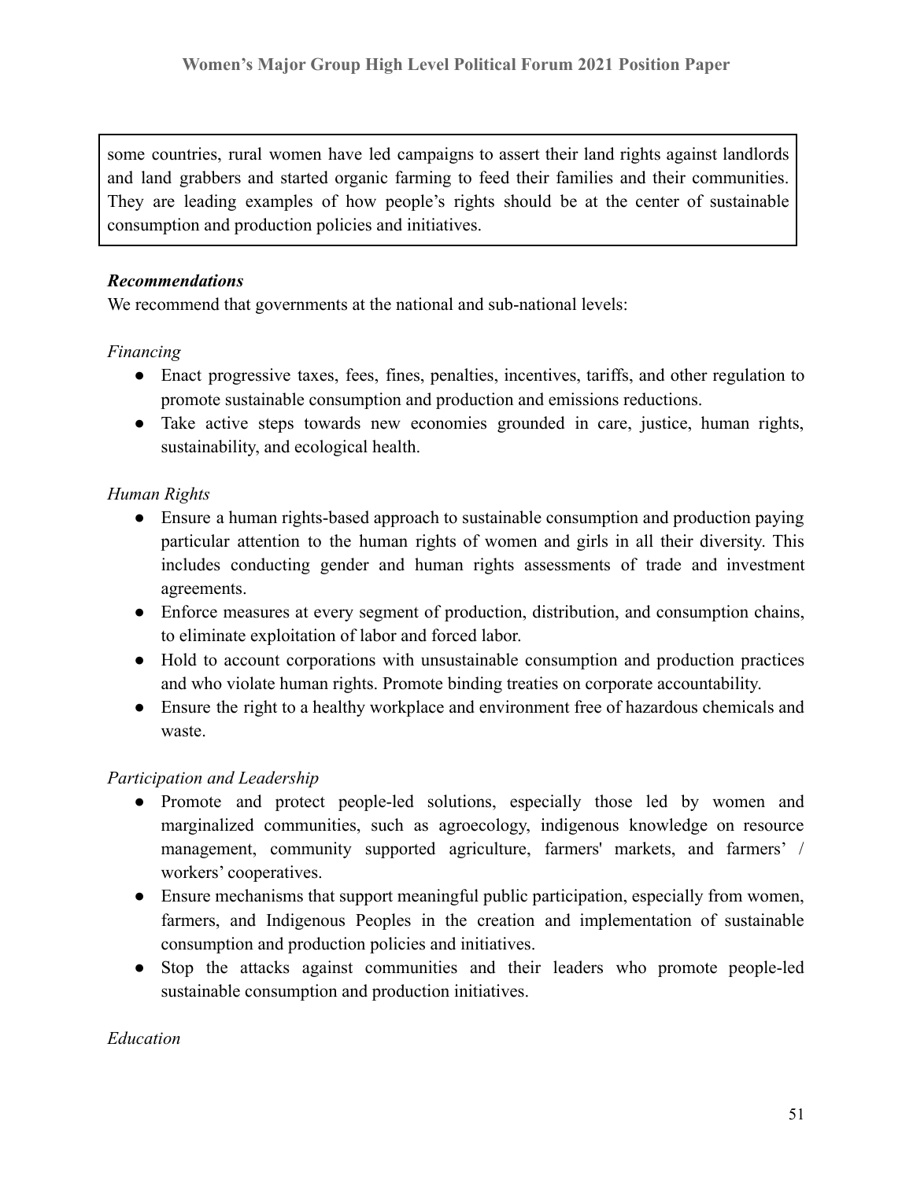some countries, rural women have led campaigns to assert their land rights against landlords and land grabbers and started organic farming to feed their families and their communities. They are leading examples of how people's rights should be at the center of sustainable consumption and production policies and initiatives.

***Recommendations***

We recommend that governments at the national and sub-national levels:

*Financing*

- Enact progressive taxes, fees, fines, penalties, incentives, tariffs, and other regulation to promote sustainable consumption and production and emissions reductions.
- Take active steps towards new economies grounded in care, justice, human rights, sustainability, and ecological health.

*Human Rights*

- Ensure a human rights-based approach to sustainable consumption and production paying particular attention to the human rights of women and girls in all their diversity. This includes conducting gender and human rights assessments of trade and investment agreements.
- Enforce measures at every segment of production, distribution, and consumption chains, to eliminate exploitation of labor and forced labor.
- Hold to account corporations with unsustainable consumption and production practices and who violate human rights. Promote binding treaties on corporate accountability.
- Ensure the right to a healthy workplace and environment free of hazardous chemicals and waste.

*Participation and Leadership*

- Promote and protect people-led solutions, especially those led by women and marginalized communities, such as agroecology, indigenous knowledge on resource management, community supported agriculture, farmers' markets, and farmers' / workers' cooperatives.
- Ensure mechanisms that support meaningful public participation, especially from women, farmers, and Indigenous Peoples in the creation and implementation of sustainable consumption and production policies and initiatives.
- Stop the attacks against communities and their leaders who promote people-led sustainable consumption and production initiatives.

*Education*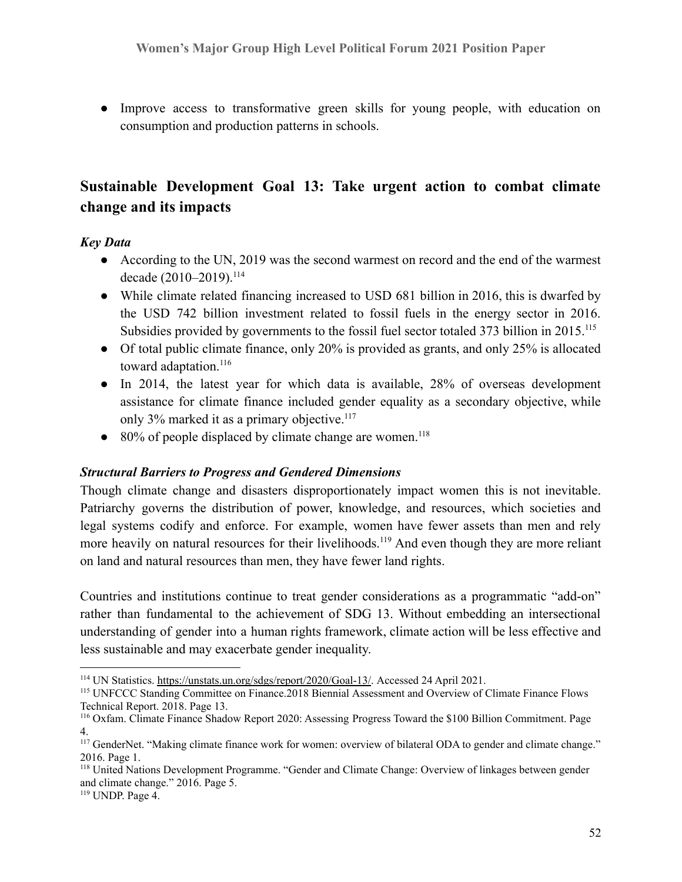- Improve access to transformative green skills for young people, with education on consumption and production patterns in schools.

## Sustainable Development Goal 13: Take urgent action to combat climate change and its impacts

### *Key Data*

- According to the UN, 2019 was the second warmest on record and the end of the warmest decade (2010–2019).[114]
- While climate related financing increased to USD 681 billion in 2016, this is dwarfed by the USD 742 billion investment related to fossil fuels in the energy sector in 2016. Subsidies provided by governments to the fossil fuel sector totaled 373 billion in 2015.[115]
- Of total public climate finance, only 20% is provided as grants, and only 25% is allocated toward adaptation.[116]
- In 2014, the latest year for which data is available, 28% of overseas development assistance for climate finance included gender equality as a secondary objective, while only 3% marked it as a primary objective.[117]
- 80% of people displaced by climate change are women.[118]

### *Structural Barriers to Progress and Gendered Dimensions*

Though climate change and disasters disproportionately impact women this is not inevitable. Patriarchy governs the distribution of power, knowledge, and resources, which societies and legal systems codify and enforce. For example, women have fewer assets than men and rely more heavily on natural resources for their livelihoods.[119] And even though they are more reliant on land and natural resources than men, they have fewer land rights.

Countries and institutions continue to treat gender considerations as a programmatic "add-on" rather than fundamental to the achievement of SDG 13. Without embedding an intersectional understanding of gender into a human rights framework, climate action will be less effective and less sustainable and may exacerbate gender inequality.

---

[114] UN Statistics. https://unstats.un.org/sdgs/report/2020/Goal-13/. Accessed 24 April 2021.

[115] UNFCCC Standing Committee on Finance.2018 Biennial Assessment and Overview of Climate Finance Flows Technical Report. 2018. Page 13.

[116] Oxfam. Climate Finance Shadow Report 2020: Assessing Progress Toward the $100 Billion Commitment. Page 4.

[117] GenderNet. "Making climate finance work for women: overview of bilateral ODA to gender and climate change." 2016. Page 1.

[118] United Nations Development Programme. "Gender and Climate Change: Overview of linkages between gender and climate change." 2016. Page 5.

[119] UNDP. Page 4.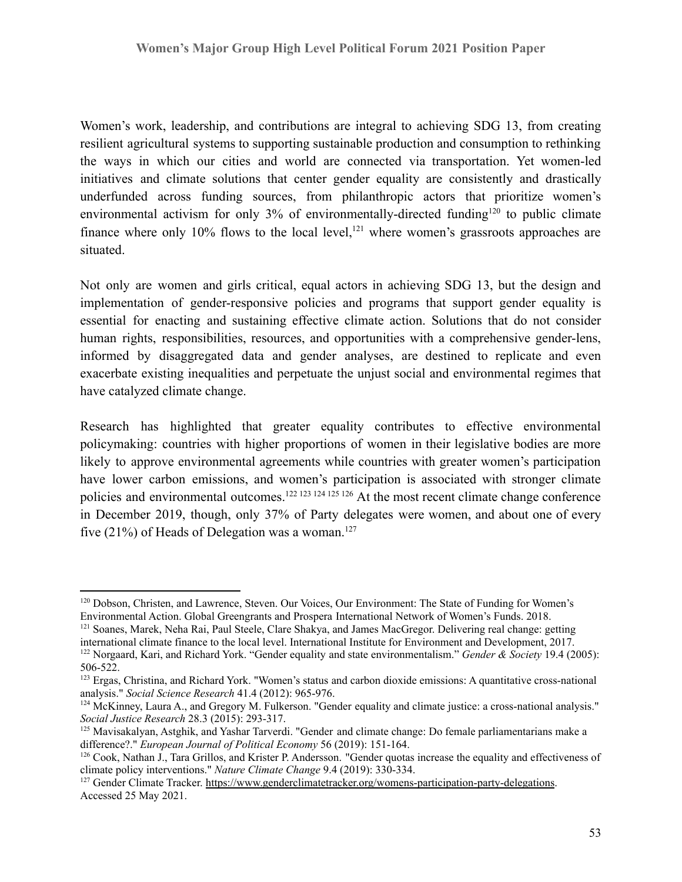Women's work, leadership, and contributions are integral to achieving SDG 13, from creating resilient agricultural systems to supporting sustainable production and consumption to rethinking the ways in which our cities and world are connected via transportation. Yet women-led initiatives and climate solutions that center gender equality are consistently and drastically underfunded across funding sources, from philanthropic actors that prioritize women's environmental activism for only 3% of environmentally-directed funding[120] to public climate finance where only 10% flows to the local level,[121] where women's grassroots approaches are situated.

Not only are women and girls critical, equal actors in achieving SDG 13, but the design and implementation of gender-responsive policies and programs that support gender equality is essential for enacting and sustaining effective climate action. Solutions that do not consider human rights, responsibilities, resources, and opportunities with a comprehensive gender-lens, informed by disaggregated data and gender analyses, are destined to replicate and even exacerbate existing inequalities and perpetuate the unjust social and environmental regimes that have catalyzed climate change.

Research has highlighted that greater equality contributes to effective environmental policymaking: countries with higher proportions of women in their legislative bodies are more likely to approve environmental agreements while countries with greater women's participation have lower carbon emissions, and women's participation is associated with stronger climate policies and environmental outcomes.[122] [123] [124] [125] [126] At the most recent climate change conference in December 2019, though, only 37% of Party delegates were women, and about one of every five (21%) of Heads of Delegation was a woman.[127]

---

[120] Dobson, Christen, and Lawrence, Steven. Our Voices, Our Environment: The State of Funding for Women's Environmental Action. Global Greengrants and Prospera International Network of Women's Funds. 2018.

[121] Soanes, Marek, Neha Rai, Paul Steele, Clare Shakya, and James MacGregor. Delivering real change: getting international climate finance to the local level. International Institute for Environment and Development, 2017.

[122] Norgaard, Kari, and Richard York. "Gender equality and state environmentalism." *Gender & Society* 19.4 (2005): 506-522.

[123] Ergas, Christina, and Richard York. "Women's status and carbon dioxide emissions: A quantitative cross-national analysis." *Social Science Research* 41.4 (2012): 965-976.

[124] McKinney, Laura A., and Gregory M. Fulkerson. "Gender equality and climate justice: a cross-national analysis." *Social Justice Research* 28.3 (2015): 293-317.

[125] Mavisakalyan, Astghik, and Yashar Tarverdi. "Gender and climate change: Do female parliamentarians make a difference?." *European Journal of Political Economy* 56 (2019): 151-164.

[126] Cook, Nathan J., Tara Grillos, and Krister P. Andersson. "Gender quotas increase the equality and effectiveness of climate policy interventions." *Nature Climate Change* 9.4 (2019): 330-334.

[127] Gender Climate Tracker. https://www.genderclimatetracker.org/womens-participation-party-delegations. Accessed 25 May 2021.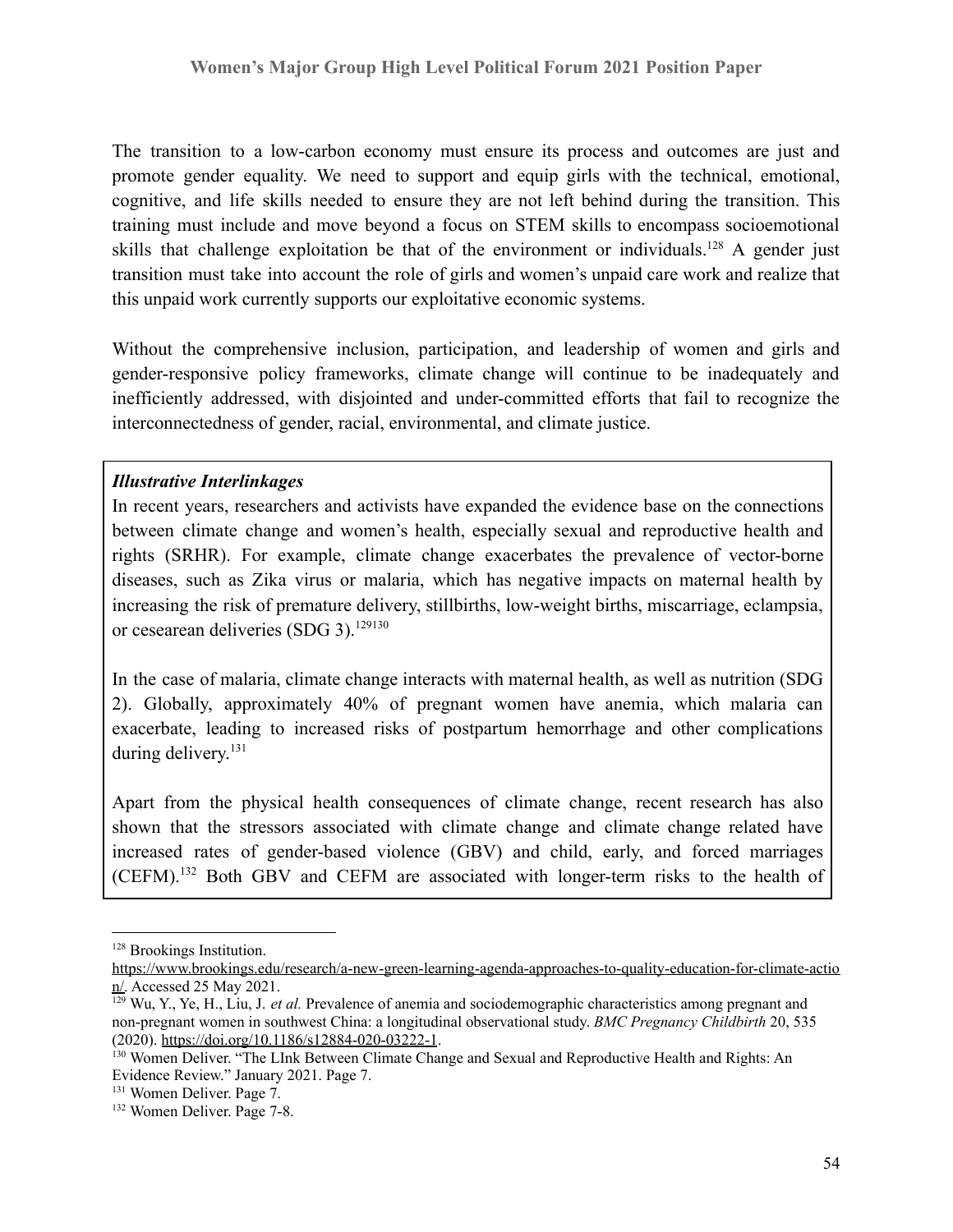The transition to a low-carbon economy must ensure its process and outcomes are just and promote gender equality. We need to support and equip girls with the technical, emotional, cognitive, and life skills needed to ensure they are not left behind during the transition. This training must include and move beyond a focus on STEM skills to encompass socioemotional skills that challenge exploitation be that of the environment or individuals.[128] A gender just transition must take into account the role of girls and women's unpaid care work and realize that this unpaid work currently supports our exploitative economic systems.

Without the comprehensive inclusion, participation, and leadership of women and girls and gender-responsive policy frameworks, climate change will continue to be inadequately and inefficiently addressed, with disjointed and under-committed efforts that fail to recognize the interconnectedness of gender, racial, environmental, and climate justice.

***Illustrative Interlinkages***

In recent years, researchers and activists have expanded the evidence base on the connections between climate change and women's health, especially sexual and reproductive health and rights (SRHR). For example, climate change exacerbates the prevalence of vector-borne diseases, such as Zika virus or malaria, which has negative impacts on maternal health by increasing the risk of premature delivery, stillbirths, low-weight births, miscarriage, eclampsia, or cesearean deliveries (SDG 3).[129][130]

In the case of malaria, climate change interacts with maternal health, as well as nutrition (SDG 2). Globally, approximately 40% of pregnant women have anemia, which malaria can exacerbate, leading to increased risks of postpartum hemorrhage and other complications during delivery.[131]

Apart from the physical health consequences of climate change, recent research has also shown that the stressors associated with climate change and climate change related have increased rates of gender-based violence (GBV) and child, early, and forced marriages (CEFM).[132] Both GBV and CEFM are associated with longer-term risks to the health of

---

[128] Brookings Institution. https://www.brookings.edu/research/a-new-green-learning-agenda-approaches-to-quality-education-for-climate-action/. Accessed 25 May 2021.

[129] Wu, Y., Ye, H., Liu, J. *et al.* Prevalence of anemia and sociodemographic characteristics among pregnant and non-pregnant women in southwest China: a longitudinal observational study. *BMC Pregnancy Childbirth* 20, 535 (2020). https://doi.org/10.1186/s12884-020-03222-1.

[130] Women Deliver. "The LInk Between Climate Change and Sexual and Reproductive Health and Rights: An Evidence Review." January 2021. Page 7.

[131] Women Deliver. Page 7.

[132] Women Deliver. Page 7-8.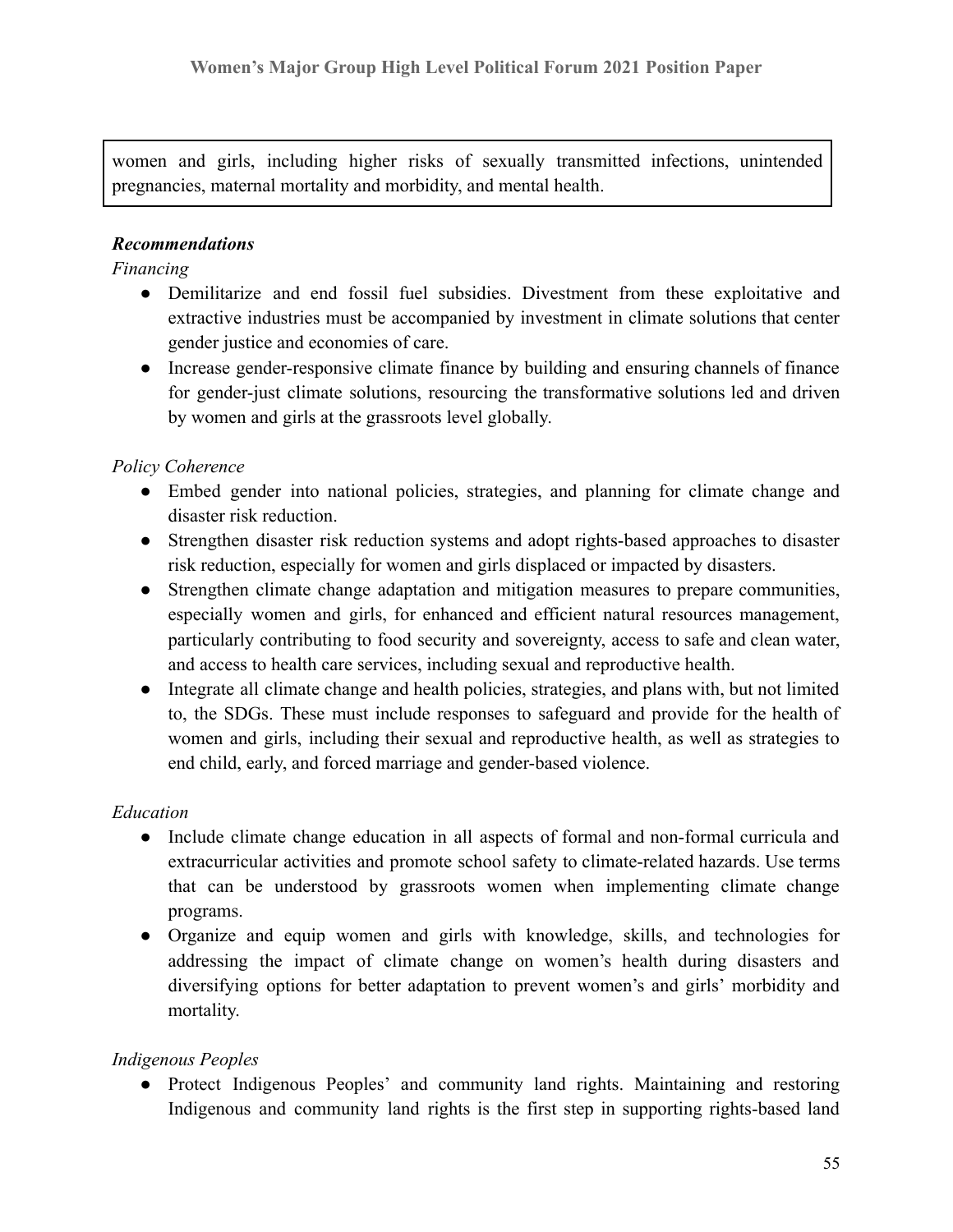women and girls, including higher risks of sexually transmitted infections, unintended pregnancies, maternal mortality and morbidity, and mental health.

***Recommendations***

*Financing*

- Demilitarize and end fossil fuel subsidies. Divestment from these exploitative and extractive industries must be accompanied by investment in climate solutions that center gender justice and economies of care.
- Increase gender-responsive climate finance by building and ensuring channels of finance for gender-just climate solutions, resourcing the transformative solutions led and driven by women and girls at the grassroots level globally.

*Policy Coherence*

- Embed gender into national policies, strategies, and planning for climate change and disaster risk reduction.
- Strengthen disaster risk reduction systems and adopt rights-based approaches to disaster risk reduction, especially for women and girls displaced or impacted by disasters.
- Strengthen climate change adaptation and mitigation measures to prepare communities, especially women and girls, for enhanced and efficient natural resources management, particularly contributing to food security and sovereignty, access to safe and clean water, and access to health care services, including sexual and reproductive health.
- Integrate all climate change and health policies, strategies, and plans with, but not limited to, the SDGs. These must include responses to safeguard and provide for the health of women and girls, including their sexual and reproductive health, as well as strategies to end child, early, and forced marriage and gender-based violence.

*Education*

- Include climate change education in all aspects of formal and non-formal curricula and extracurricular activities and promote school safety to climate-related hazards. Use terms that can be understood by grassroots women when implementing climate change programs.
- Organize and equip women and girls with knowledge, skills, and technologies for addressing the impact of climate change on women's health during disasters and diversifying options for better adaptation to prevent women's and girls' morbidity and mortality.

*Indigenous Peoples*

- Protect Indigenous Peoples' and community land rights. Maintaining and restoring Indigenous and community land rights is the first step in supporting rights-based land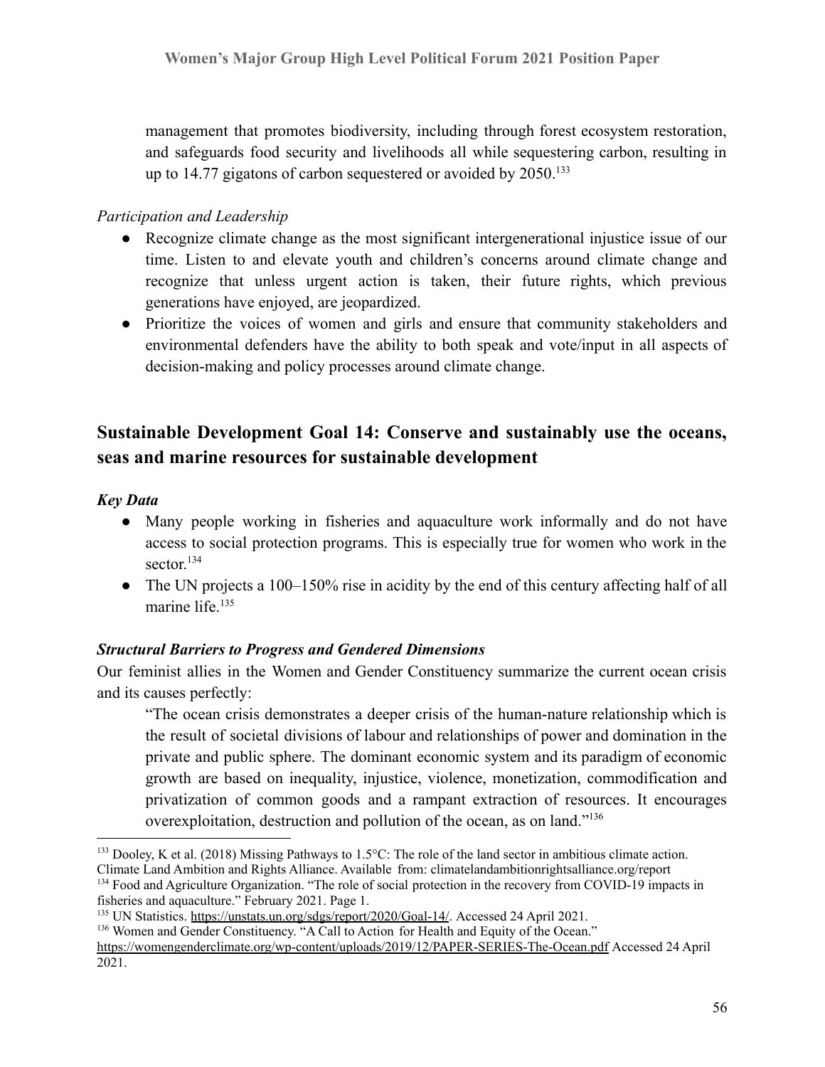management that promotes biodiversity, including through forest ecosystem restoration, and safeguards food security and livelihoods all while sequestering carbon, resulting in up to 14.77 gigatons of carbon sequestered or avoided by 2050.[133]

*Participation and Leadership*

- Recognize climate change as the most significant intergenerational injustice issue of our time. Listen to and elevate youth and children's concerns around climate change and recognize that unless urgent action is taken, their future rights, which previous generations have enjoyed, are jeopardized.
- Prioritize the voices of women and girls and ensure that community stakeholders and environmental defenders have the ability to both speak and vote/input in all aspects of decision-making and policy processes around climate change.

## Sustainable Development Goal 14: Conserve and sustainably use the oceans, seas and marine resources for sustainable development

***Key Data***

- Many people working in fisheries and aquaculture work informally and do not have access to social protection programs. This is especially true for women who work in the sector.[134]
- The UN projects a 100–150% rise in acidity by the end of this century affecting half of all marine life.[135]

***Structural Barriers to Progress and Gendered Dimensions***

Our feminist allies in the Women and Gender Constituency summarize the current ocean crisis and its causes perfectly:

> "The ocean crisis demonstrates a deeper crisis of the human-nature relationship which is the result of societal divisions of labour and relationships of power and domination in the private and public sphere. The dominant economic system and its paradigm of economic growth are based on inequality, injustice, violence, monetization, commodification and privatization of common goods and a rampant extraction of resources. It encourages overexploitation, destruction and pollution of the ocean, as on land."[136]

---

[133] Dooley, K et al. (2018) Missing Pathways to 1.5°C: The role of the land sector in ambitious climate action. Climate Land Ambition and Rights Alliance. Available from: climatelandambitionrightsalliance.org/report

[134] Food and Agriculture Organization. "The role of social protection in the recovery from COVID-19 impacts in fisheries and aquaculture." February 2021. Page 1.

[135] UN Statistics. https://unstats.un.org/sdgs/report/2020/Goal-14/. Accessed 24 April 2021.

[136] Women and Gender Constituency. "A Call to Action for Health and Equity of the Ocean." https://womengenderclimate.org/wp-content/uploads/2019/12/PAPER-SERIES-The-Ocean.pdf Accessed 24 April 2021.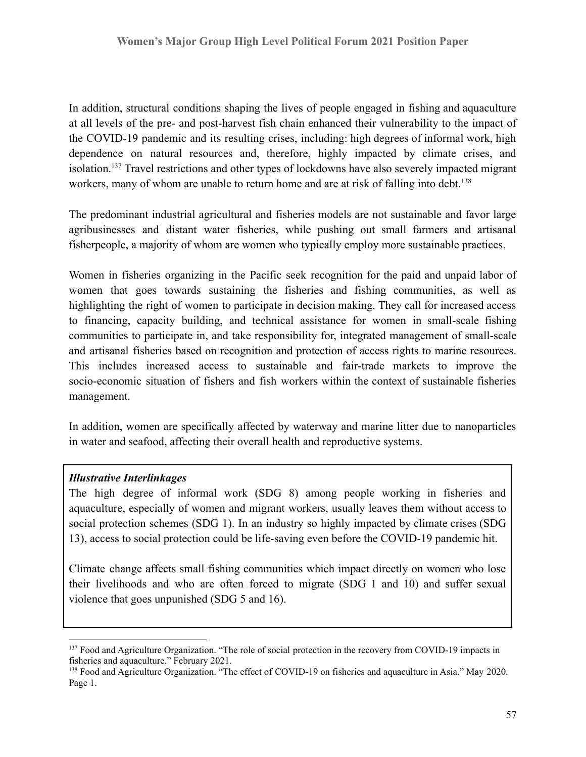In addition, structural conditions shaping the lives of people engaged in fishing and aquaculture at all levels of the pre- and post-harvest fish chain enhanced their vulnerability to the impact of the COVID-19 pandemic and its resulting crises, including: high degrees of informal work, high dependence on natural resources and, therefore, highly impacted by climate crises, and isolation.[137] Travel restrictions and other types of lockdowns have also severely impacted migrant workers, many of whom are unable to return home and are at risk of falling into debt.[138]

The predominant industrial agricultural and fisheries models are not sustainable and favor large agribusinesses and distant water fisheries, while pushing out small farmers and artisanal fisherpeople, a majority of whom are women who typically employ more sustainable practices.

Women in fisheries organizing in the Pacific seek recognition for the paid and unpaid labor of women that goes towards sustaining the fisheries and fishing communities, as well as highlighting the right of women to participate in decision making. They call for increased access to financing, capacity building, and technical assistance for women in small-scale fishing communities to participate in, and take responsibility for, integrated management of small-scale and artisanal fisheries based on recognition and protection of access rights to marine resources. This includes increased access to sustainable and fair-trade markets to improve the socio-economic situation of fishers and fish workers within the context of sustainable fisheries management.

In addition, women are specifically affected by waterway and marine litter due to nanoparticles in water and seafood, affecting their overall health and reproductive systems.

> ***Illustrative Interlinkages***
>
> The high degree of informal work (SDG 8) among people working in fisheries and aquaculture, especially of women and migrant workers, usually leaves them without access to social protection schemes (SDG 1). In an industry so highly impacted by climate crises (SDG 13), access to social protection could be life-saving even before the COVID-19 pandemic hit.
>
> Climate change affects small fishing communities which impact directly on women who lose their livelihoods and who are often forced to migrate (SDG 1 and 10) and suffer sexual violence that goes unpunished (SDG 5 and 16).

---

[137] Food and Agriculture Organization. "The role of social protection in the recovery from COVID-19 impacts in fisheries and aquaculture." February 2021.

[138] Food and Agriculture Organization. "The effect of COVID-19 on fisheries and aquaculture in Asia." May 2020. Page 1.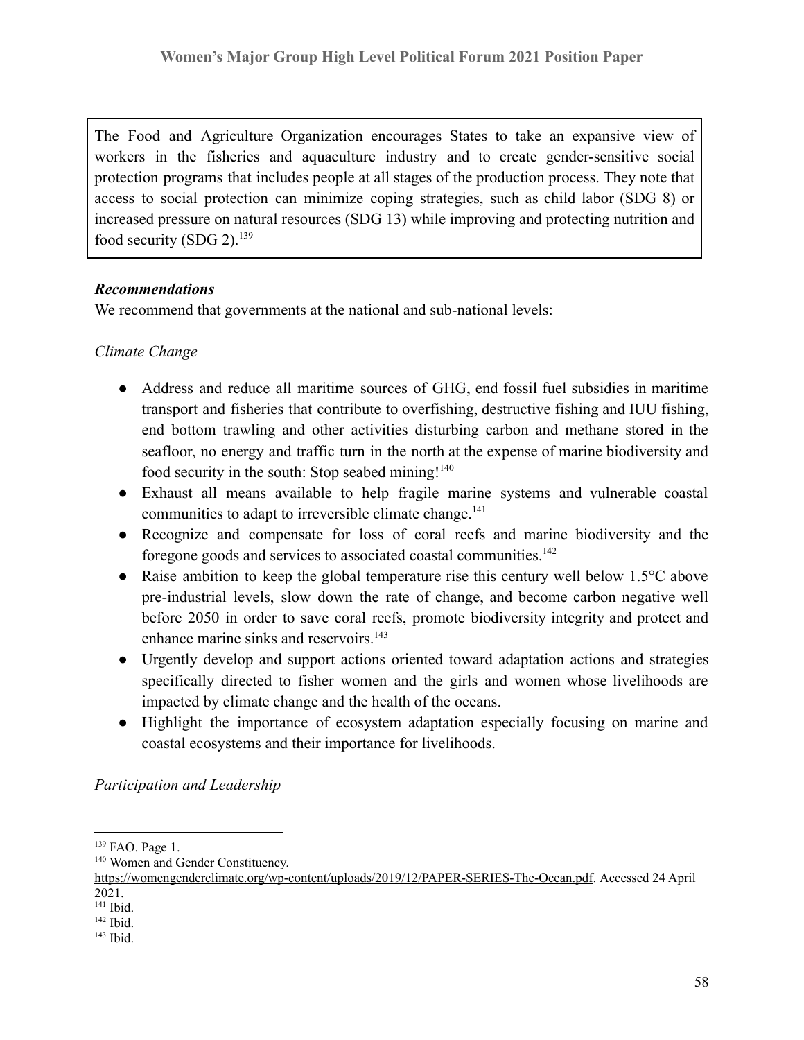The Food and Agriculture Organization encourages States to take an expansive view of workers in the fisheries and aquaculture industry and to create gender-sensitive social protection programs that includes people at all stages of the production process. They note that access to social protection can minimize coping strategies, such as child labor (SDG 8) or increased pressure on natural resources (SDG 13) while improving and protecting nutrition and food security (SDG 2).[139]

***Recommendations***

We recommend that governments at the national and sub-national levels:

*Climate Change*

- Address and reduce all maritime sources of GHG, end fossil fuel subsidies in maritime transport and fisheries that contribute to overfishing, destructive fishing and IUU fishing, end bottom trawling and other activities disturbing carbon and methane stored in the seafloor, no energy and traffic turn in the north at the expense of marine biodiversity and food security in the south: Stop seabed mining![140]
- Exhaust all means available to help fragile marine systems and vulnerable coastal communities to adapt to irreversible climate change.[141]
- Recognize and compensate for loss of coral reefs and marine biodiversity and the foregone goods and services to associated coastal communities.[142]
- Raise ambition to keep the global temperature rise this century well below 1.5°C above pre-industrial levels, slow down the rate of change, and become carbon negative well before 2050 in order to save coral reefs, promote biodiversity integrity and protect and enhance marine sinks and reservoirs.[143]
- Urgently develop and support actions oriented toward adaptation actions and strategies specifically directed to fisher women and the girls and women whose livelihoods are impacted by climate change and the health of the oceans.
- Highlight the importance of ecosystem adaptation especially focusing on marine and coastal ecosystems and their importance for livelihoods.

*Participation and Leadership*

---

[139] FAO. Page 1.

[140] Women and Gender Constituency. https://womengenderclimate.org/wp-content/uploads/2019/12/PAPER-SERIES-The-Ocean.pdf. Accessed 24 April 2021.

[141] Ibid.

[142] Ibid.

[143] Ibid.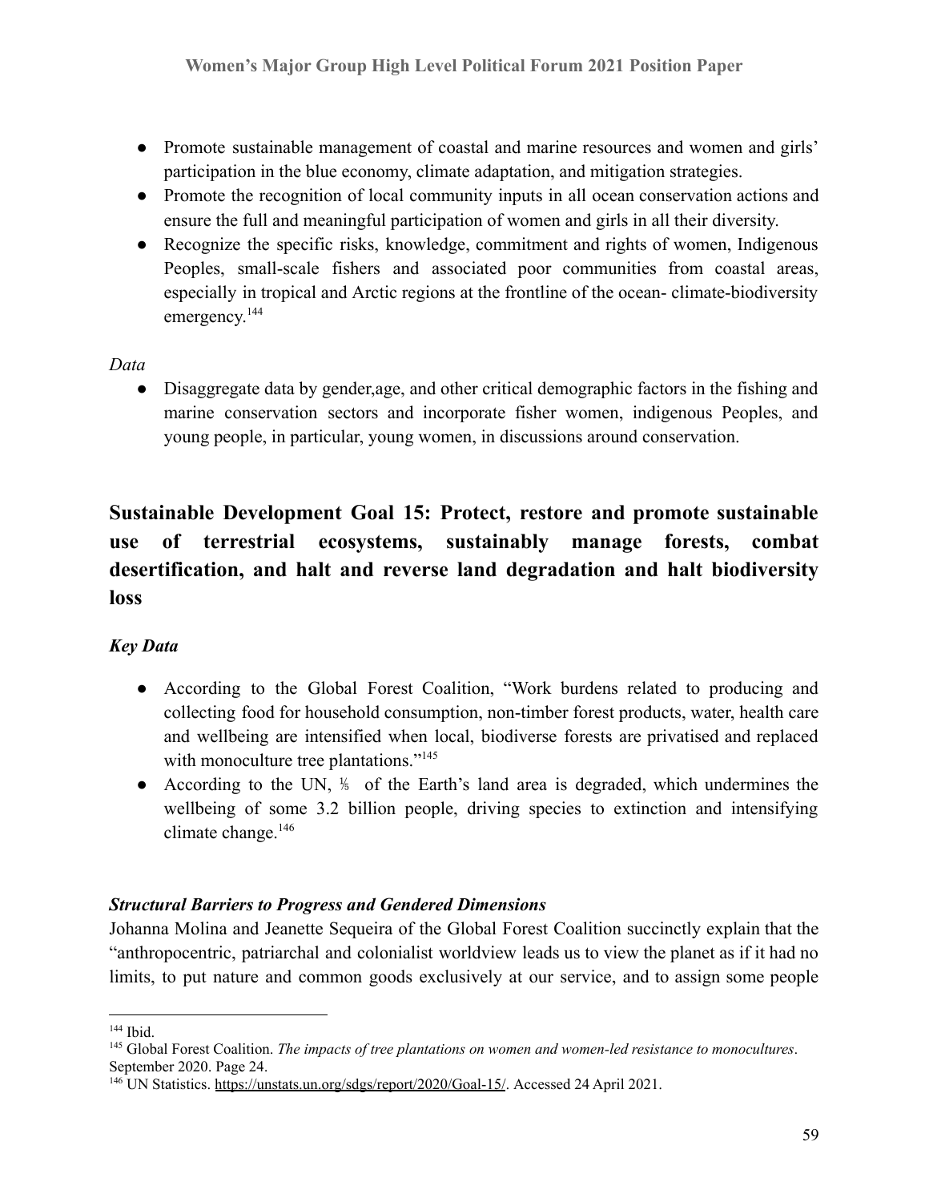- Promote sustainable management of coastal and marine resources and women and girls' participation in the blue economy, climate adaptation, and mitigation strategies.
- Promote the recognition of local community inputs in all ocean conservation actions and ensure the full and meaningful participation of women and girls in all their diversity.
- Recognize the specific risks, knowledge, commitment and rights of women, Indigenous Peoples, small-scale fishers and associated poor communities from coastal areas, especially in tropical and Arctic regions at the frontline of the ocean- climate-biodiversity emergency.[144]

*Data*

- Disaggregate data by gender,age, and other critical demographic factors in the fishing and marine conservation sectors and incorporate fisher women, indigenous Peoples, and young people, in particular, young women, in discussions around conservation.

## Sustainable Development Goal 15: Protect, restore and promote sustainable use of terrestrial ecosystems, sustainably manage forests, combat desertification, and halt and reverse land degradation and halt biodiversity loss

### *Key Data*

- According to the Global Forest Coalition, "Work burdens related to producing and collecting food for household consumption, non-timber forest products, water, health care and wellbeing are intensified when local, biodiverse forests are privatised and replaced with monoculture tree plantations."[145]
- According to the UN, ⅕ of the Earth's land area is degraded, which undermines the wellbeing of some 3.2 billion people, driving species to extinction and intensifying climate change.[146]

### *Structural Barriers to Progress and Gendered Dimensions*

Johanna Molina and Jeanette Sequeira of the Global Forest Coalition succinctly explain that the "anthropocentric, patriarchal and colonialist worldview leads us to view the planet as if it had no limits, to put nature and common goods exclusively at our service, and to assign some people

---

[144] Ibid.

[145] Global Forest Coalition. *The impacts of tree plantations on women and women-led resistance to monocultures*. September 2020. Page 24.

[146] UN Statistics. https://unstats.un.org/sdgs/report/2020/Goal-15/. Accessed 24 April 2021.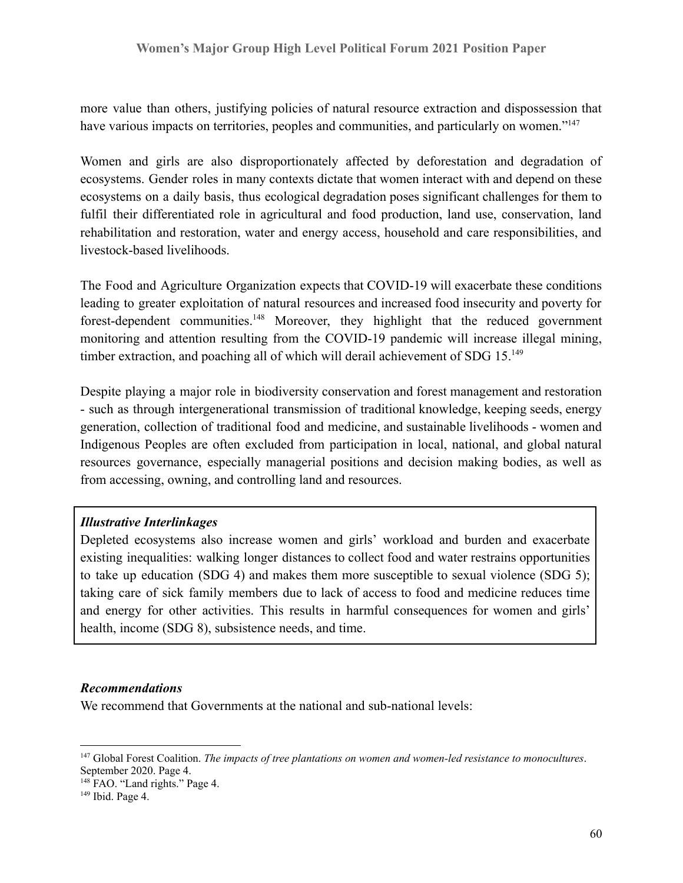more value than others, justifying policies of natural resource extraction and dispossession that have various impacts on territories, peoples and communities, and particularly on women."[147]

Women and girls are also disproportionately affected by deforestation and degradation of ecosystems. Gender roles in many contexts dictate that women interact with and depend on these ecosystems on a daily basis, thus ecological degradation poses significant challenges for them to fulfil their differentiated role in agricultural and food production, land use, conservation, land rehabilitation and restoration, water and energy access, household and care responsibilities, and livestock-based livelihoods.

The Food and Agriculture Organization expects that COVID-19 will exacerbate these conditions leading to greater exploitation of natural resources and increased food insecurity and poverty for forest-dependent communities.[148] Moreover, they highlight that the reduced government monitoring and attention resulting from the COVID-19 pandemic will increase illegal mining, timber extraction, and poaching all of which will derail achievement of SDG 15.[149]

Despite playing a major role in biodiversity conservation and forest management and restoration - such as through intergenerational transmission of traditional knowledge, keeping seeds, energy generation, collection of traditional food and medicine, and sustainable livelihoods - women and Indigenous Peoples are often excluded from participation in local, national, and global natural resources governance, especially managerial positions and decision making bodies, as well as from accessing, owning, and controlling land and resources.

> ***Illustrative Interlinkages***
> Depleted ecosystems also increase women and girls' workload and burden and exacerbate existing inequalities: walking longer distances to collect food and water restrains opportunities to take up education (SDG 4) and makes them more susceptible to sexual violence (SDG 5); taking care of sick family members due to lack of access to food and medicine reduces time and energy for other activities. This results in harmful consequences for women and girls' health, income (SDG 8), subsistence needs, and time.

***Recommendations***

We recommend that Governments at the national and sub-national levels:

---

[147] Global Forest Coalition. *The impacts of tree plantations on women and women-led resistance to monocultures*. September 2020. Page 4.

[148] FAO. "Land rights." Page 4.

[149] Ibid. Page 4.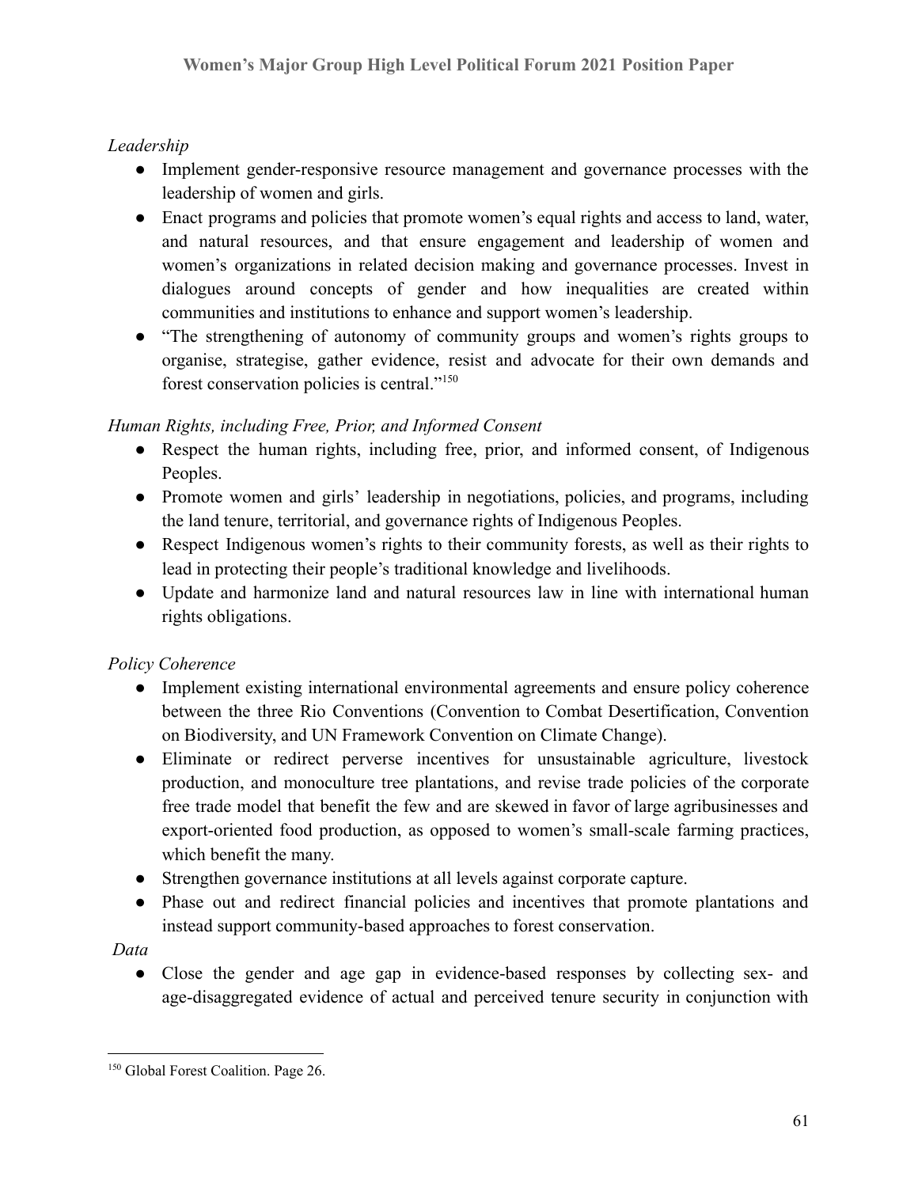*Leadership*

- Implement gender-responsive resource management and governance processes with the leadership of women and girls.
- Enact programs and policies that promote women's equal rights and access to land, water, and natural resources, and that ensure engagement and leadership of women and women's organizations in related decision making and governance processes. Invest in dialogues around concepts of gender and how inequalities are created within communities and institutions to enhance and support women's leadership.
- "The strengthening of autonomy of community groups and women's rights groups to organise, strategise, gather evidence, resist and advocate for their own demands and forest conservation policies is central."[150]

*Human Rights, including Free, Prior, and Informed Consent*

- Respect the human rights, including free, prior, and informed consent, of Indigenous Peoples.
- Promote women and girls' leadership in negotiations, policies, and programs, including the land tenure, territorial, and governance rights of Indigenous Peoples.
- Respect Indigenous women's rights to their community forests, as well as their rights to lead in protecting their people's traditional knowledge and livelihoods.
- Update and harmonize land and natural resources law in line with international human rights obligations.

*Policy Coherence*

- Implement existing international environmental agreements and ensure policy coherence between the three Rio Conventions (Convention to Combat Desertification, Convention on Biodiversity, and UN Framework Convention on Climate Change).
- Eliminate or redirect perverse incentives for unsustainable agriculture, livestock production, and monoculture tree plantations, and revise trade policies of the corporate free trade model that benefit the few and are skewed in favor of large agribusinesses and export-oriented food production, as opposed to women's small-scale farming practices, which benefit the many.
- Strengthen governance institutions at all levels against corporate capture.
- Phase out and redirect financial policies and incentives that promote plantations and instead support community-based approaches to forest conservation.

*Data*

- Close the gender and age gap in evidence-based responses by collecting sex- and age-disaggregated evidence of actual and perceived tenure security in conjunction with

[150] Global Forest Coalition. Page 26.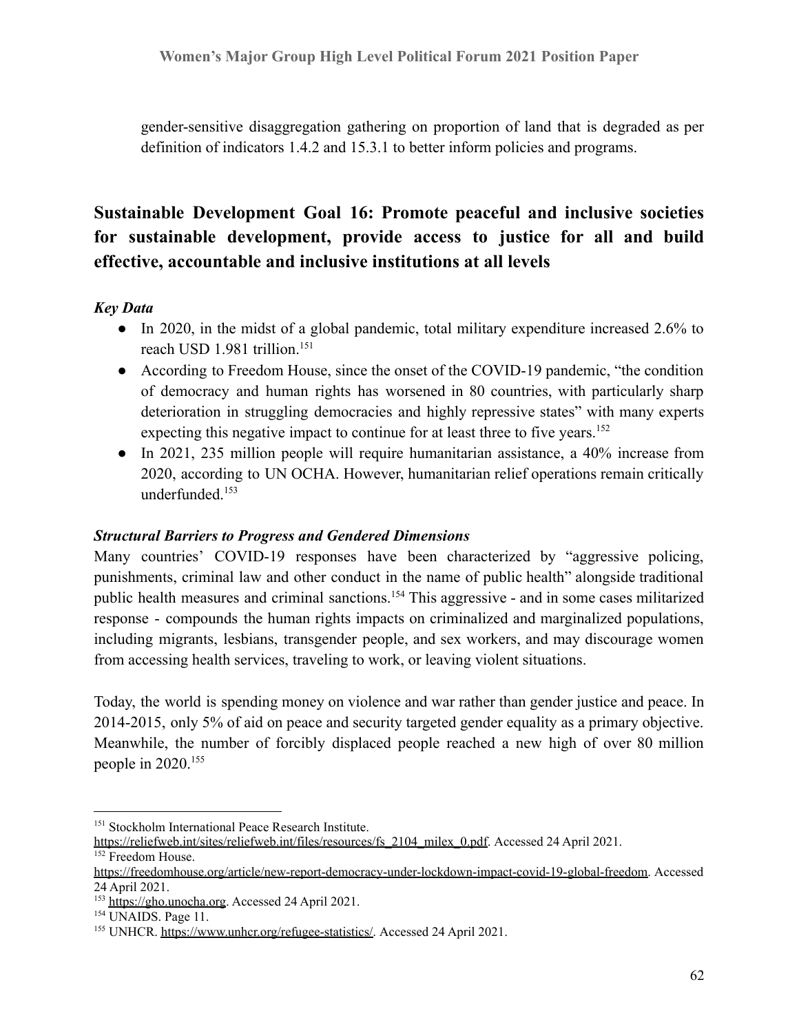gender-sensitive disaggregation gathering on proportion of land that is degraded as per definition of indicators 1.4.2 and 15.3.1 to better inform policies and programs.

## Sustainable Development Goal 16: Promote peaceful and inclusive societies for sustainable development, provide access to justice for all and build effective, accountable and inclusive institutions at all levels

### *Key Data*

- In 2020, in the midst of a global pandemic, total military expenditure increased 2.6% to reach USD 1.981 trillion.[151]
- According to Freedom House, since the onset of the COVID-19 pandemic, "the condition of democracy and human rights has worsened in 80 countries, with particularly sharp deterioration in struggling democracies and highly repressive states" with many experts expecting this negative impact to continue for at least three to five years.[152]
- In 2021, 235 million people will require humanitarian assistance, a 40% increase from 2020, according to UN OCHA. However, humanitarian relief operations remain critically underfunded.[153]

### *Structural Barriers to Progress and Gendered Dimensions*

Many countries' COVID-19 responses have been characterized by "aggressive policing, punishments, criminal law and other conduct in the name of public health" alongside traditional public health measures and criminal sanctions.[154] This aggressive - and in some cases militarized response - compounds the human rights impacts on criminalized and marginalized populations, including migrants, lesbians, transgender people, and sex workers, and may discourage women from accessing health services, traveling to work, or leaving violent situations.

Today, the world is spending money on violence and war rather than gender justice and peace. In 2014-2015, only 5% of aid on peace and security targeted gender equality as a primary objective. Meanwhile, the number of forcibly displaced people reached a new high of over 80 million people in 2020.[155]

---

[151] Stockholm International Peace Research Institute. https://reliefweb.int/sites/reliefweb.int/files/resources/fs_2104_milex_0.pdf. Accessed 24 April 2021.

[152] Freedom House. https://freedomhouse.org/article/new-report-democracy-under-lockdown-impact-covid-19-global-freedom. Accessed 24 April 2021.

[153] https://gho.unocha.org. Accessed 24 April 2021.

[154] UNAIDS. Page 11.

[155] UNHCR. https://www.unhcr.org/refugee-statistics/. Accessed 24 April 2021.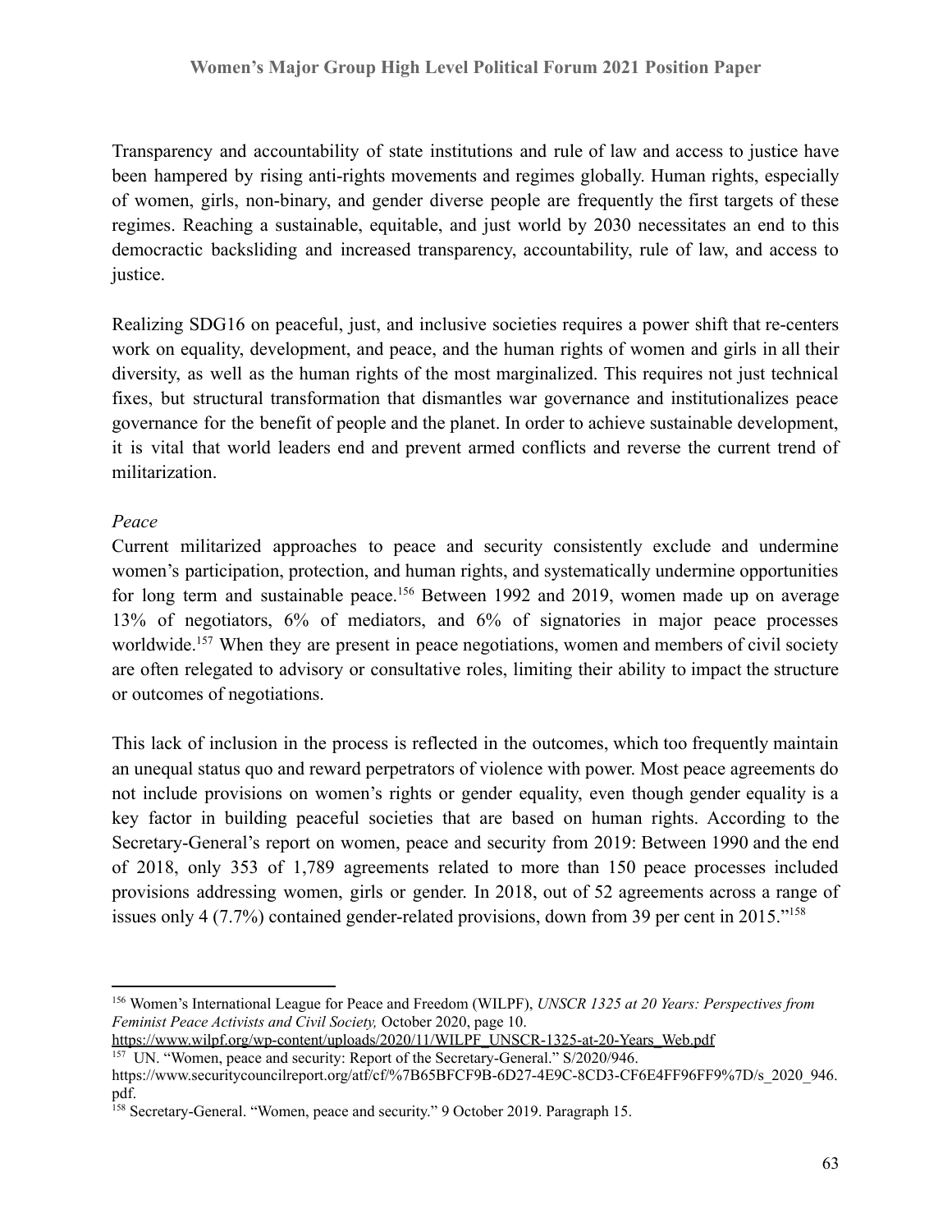Transparency and accountability of state institutions and rule of law and access to justice have been hampered by rising anti-rights movements and regimes globally. Human rights, especially of women, girls, non-binary, and gender diverse people are frequently the first targets of these regimes. Reaching a sustainable, equitable, and just world by 2030 necessitates an end to this democractic backsliding and increased transparency, accountability, rule of law, and access to justice.

Realizing SDG16 on peaceful, just, and inclusive societies requires a power shift that re-centers work on equality, development, and peace, and the human rights of women and girls in all their diversity, as well as the human rights of the most marginalized. This requires not just technical fixes, but structural transformation that dismantles war governance and institutionalizes peace governance for the benefit of people and the planet. In order to achieve sustainable development, it is vital that world leaders end and prevent armed conflicts and reverse the current trend of militarization.

*Peace*

Current militarized approaches to peace and security consistently exclude and undermine women's participation, protection, and human rights, and systematically undermine opportunities for long term and sustainable peace.[156] Between 1992 and 2019, women made up on average 13% of negotiators, 6% of mediators, and 6% of signatories in major peace processes worldwide.[157] When they are present in peace negotiations, women and members of civil society are often relegated to advisory or consultative roles, limiting their ability to impact the structure or outcomes of negotiations.

This lack of inclusion in the process is reflected in the outcomes, which too frequently maintain an unequal status quo and reward perpetrators of violence with power. Most peace agreements do not include provisions on women's rights or gender equality, even though gender equality is a key factor in building peaceful societies that are based on human rights. According to the Secretary-General's report on women, peace and security from 2019: Between 1990 and the end of 2018, only 353 of 1,789 agreements related to more than 150 peace processes included provisions addressing women, girls or gender. In 2018, out of 52 agreements across a range of issues only 4 (7.7%) contained gender-related provisions, down from 39 per cent in 2015."[158]

---

[156] Women's International League for Peace and Freedom (WILPF), *UNSCR 1325 at 20 Years: Perspectives from Feminist Peace Activists and Civil Society,* October 2020, page 10. https://www.wilpf.org/wp-content/uploads/2020/11/WILPF_UNSCR-1325-at-20-Years_Web.pdf

[157] UN. "Women, peace and security: Report of the Secretary-General." S/2020/946. https://www.securitycouncilreport.org/atf/cf/%7B65BFCF9B-6D27-4E9C-8CD3-CF6E4FF96FF9%7D/s_2020_946.pdf.

[158] Secretary-General. "Women, peace and security." 9 October 2019. Paragraph 15.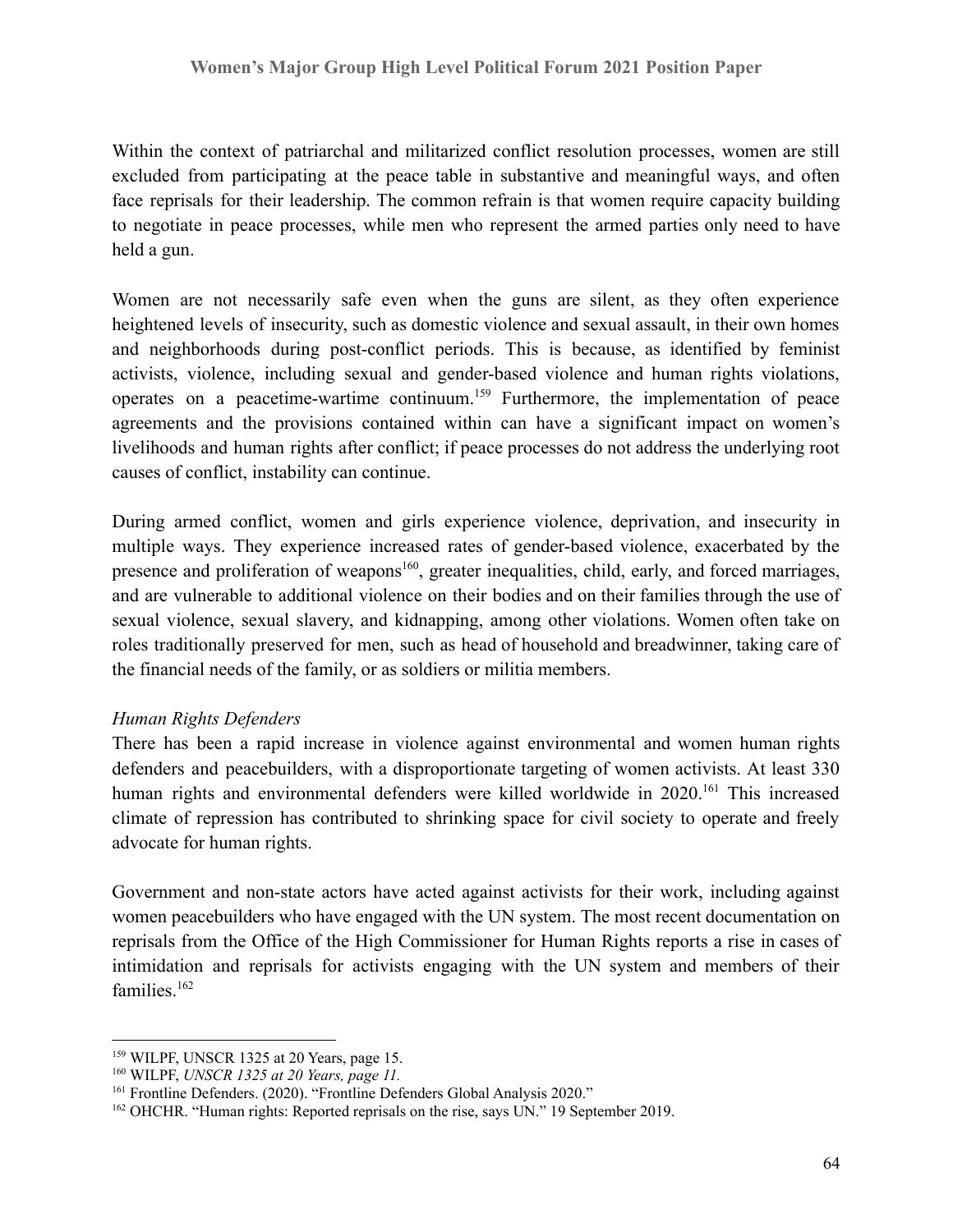Within the context of patriarchal and militarized conflict resolution processes, women are still excluded from participating at the peace table in substantive and meaningful ways, and often face reprisals for their leadership. The common refrain is that women require capacity building to negotiate in peace processes, while men who represent the armed parties only need to have held a gun.

Women are not necessarily safe even when the guns are silent, as they often experience heightened levels of insecurity, such as domestic violence and sexual assault, in their own homes and neighborhoods during post-conflict periods. This is because, as identified by feminist activists, violence, including sexual and gender-based violence and human rights violations, operates on a peacetime-wartime continuum.[159] Furthermore, the implementation of peace agreements and the provisions contained within can have a significant impact on women's livelihoods and human rights after conflict; if peace processes do not address the underlying root causes of conflict, instability can continue.

During armed conflict, women and girls experience violence, deprivation, and insecurity in multiple ways. They experience increased rates of gender-based violence, exacerbated by the presence and proliferation of weapons[160], greater inequalities, child, early, and forced marriages, and are vulnerable to additional violence on their bodies and on their families through the use of sexual violence, sexual slavery, and kidnapping, among other violations. Women often take on roles traditionally preserved for men, such as head of household and breadwinner, taking care of the financial needs of the family, or as soldiers or militia members.

*Human Rights Defenders*

There has been a rapid increase in violence against environmental and women human rights defenders and peacebuilders, with a disproportionate targeting of women activists. At least 330 human rights and environmental defenders were killed worldwide in 2020.[161] This increased climate of repression has contributed to shrinking space for civil society to operate and freely advocate for human rights.

Government and non-state actors have acted against activists for their work, including against women peacebuilders who have engaged with the UN system. The most recent documentation on reprisals from the Office of the High Commissioner for Human Rights reports a rise in cases of intimidation and reprisals for activists engaging with the UN system and members of their families.[162]

---

[159] WILPF, UNSCR 1325 at 20 Years, page 15.

[160] WILPF, *UNSCR 1325 at 20 Years, page 11.*

[161] Frontline Defenders. (2020). "Frontline Defenders Global Analysis 2020."

[162] OHCHR. "Human rights: Reported reprisals on the rise, says UN." 19 September 2019.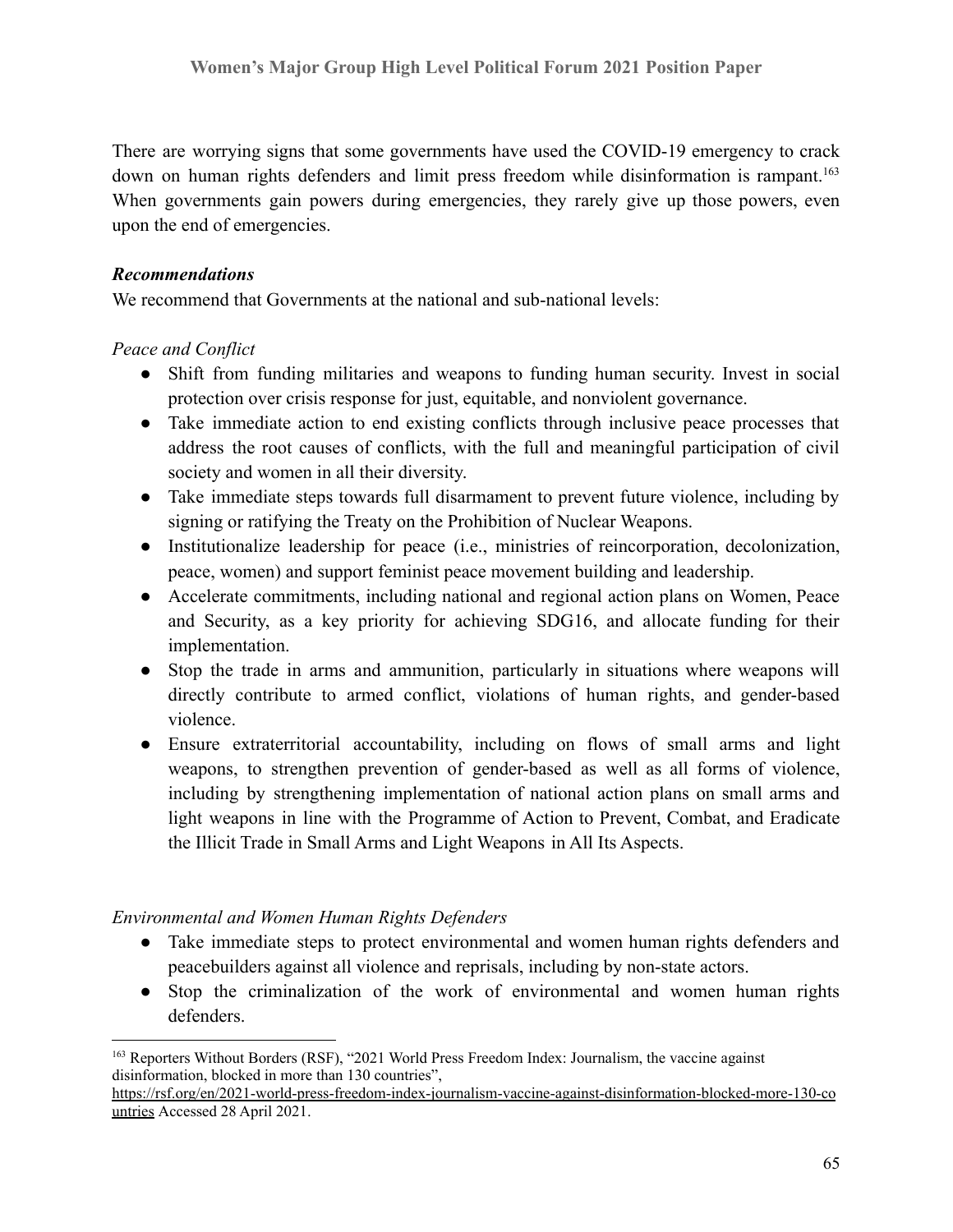There are worrying signs that some governments have used the COVID-19 emergency to crack down on human rights defenders and limit press freedom while disinformation is rampant.[163] When governments gain powers during emergencies, they rarely give up those powers, even upon the end of emergencies.

***Recommendations***

We recommend that Governments at the national and sub-national levels:

*Peace and Conflict*

- Shift from funding militaries and weapons to funding human security. Invest in social protection over crisis response for just, equitable, and nonviolent governance.
- Take immediate action to end existing conflicts through inclusive peace processes that address the root causes of conflicts, with the full and meaningful participation of civil society and women in all their diversity.
- Take immediate steps towards full disarmament to prevent future violence, including by signing or ratifying the Treaty on the Prohibition of Nuclear Weapons.
- Institutionalize leadership for peace (i.e., ministries of reincorporation, decolonization, peace, women) and support feminist peace movement building and leadership.
- Accelerate commitments, including national and regional action plans on Women, Peace and Security, as a key priority for achieving SDG16, and allocate funding for their implementation.
- Stop the trade in arms and ammunition, particularly in situations where weapons will directly contribute to armed conflict, violations of human rights, and gender-based violence.
- Ensure extraterritorial accountability, including on flows of small arms and light weapons, to strengthen prevention of gender-based as well as all forms of violence, including by strengthening implementation of national action plans on small arms and light weapons in line with the Programme of Action to Prevent, Combat, and Eradicate the Illicit Trade in Small Arms and Light Weapons in All Its Aspects.

*Environmental and Women Human Rights Defenders*

- Take immediate steps to protect environmental and women human rights defenders and peacebuilders against all violence and reprisals, including by non-state actors.
- Stop the criminalization of the work of environmental and women human rights defenders.

---

[163] Reporters Without Borders (RSF), "2021 World Press Freedom Index: Journalism, the vaccine against disinformation, blocked in more than 130 countries", https://rsf.org/en/2021-world-press-freedom-index-journalism-vaccine-against-disinformation-blocked-more-130-countries Accessed 28 April 2021.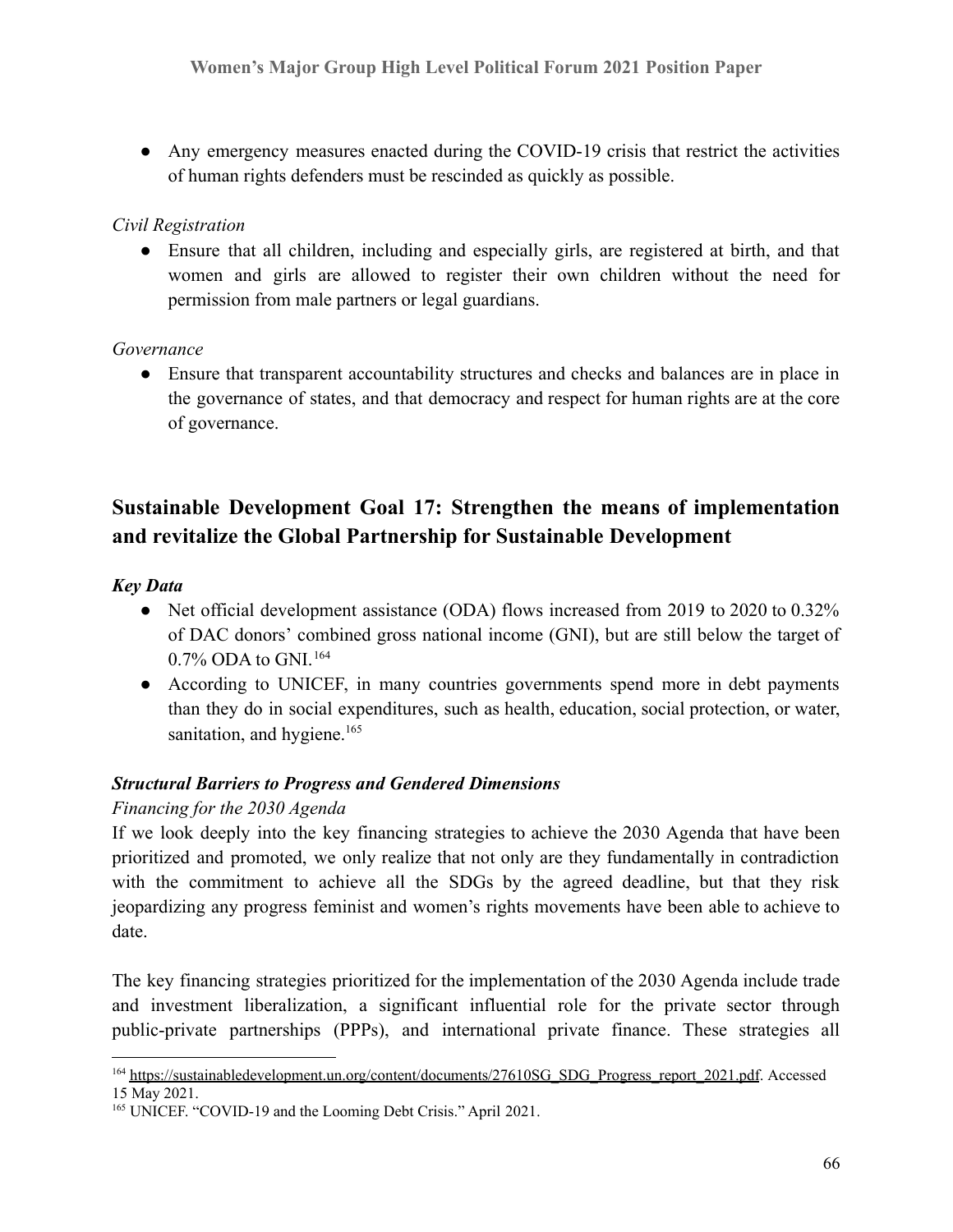- Any emergency measures enacted during the COVID-19 crisis that restrict the activities of human rights defenders must be rescinded as quickly as possible.

*Civil Registration*

- Ensure that all children, including and especially girls, are registered at birth, and that women and girls are allowed to register their own children without the need for permission from male partners or legal guardians.

*Governance*

- Ensure that transparent accountability structures and checks and balances are in place in the governance of states, and that democracy and respect for human rights are at the core of governance.

## Sustainable Development Goal 17: Strengthen the means of implementation and revitalize the Global Partnership for Sustainable Development

***Key Data***

- Net official development assistance (ODA) flows increased from 2019 to 2020 to 0.32% of DAC donors' combined gross national income (GNI), but are still below the target of 0.7% ODA to GNI.[164]
- According to UNICEF, in many countries governments spend more in debt payments than they do in social expenditures, such as health, education, social protection, or water, sanitation, and hygiene.[165]

***Structural Barriers to Progress and Gendered Dimensions***

*Financing for the 2030 Agenda*

If we look deeply into the key financing strategies to achieve the 2030 Agenda that have been prioritized and promoted, we only realize that not only are they fundamentally in contradiction with the commitment to achieve all the SDGs by the agreed deadline, but that they risk jeopardizing any progress feminist and women's rights movements have been able to achieve to date.

The key financing strategies prioritized for the implementation of the 2030 Agenda include trade and investment liberalization, a significant influential role for the private sector through public-private partnerships (PPPs), and international private finance. These strategies all

[164] https://sustainabledevelopment.un.org/content/documents/27610SG_SDG_Progress_report_2021.pdf. Accessed 15 May 2021.

[165] UNICEF. "COVID-19 and the Looming Debt Crisis." April 2021.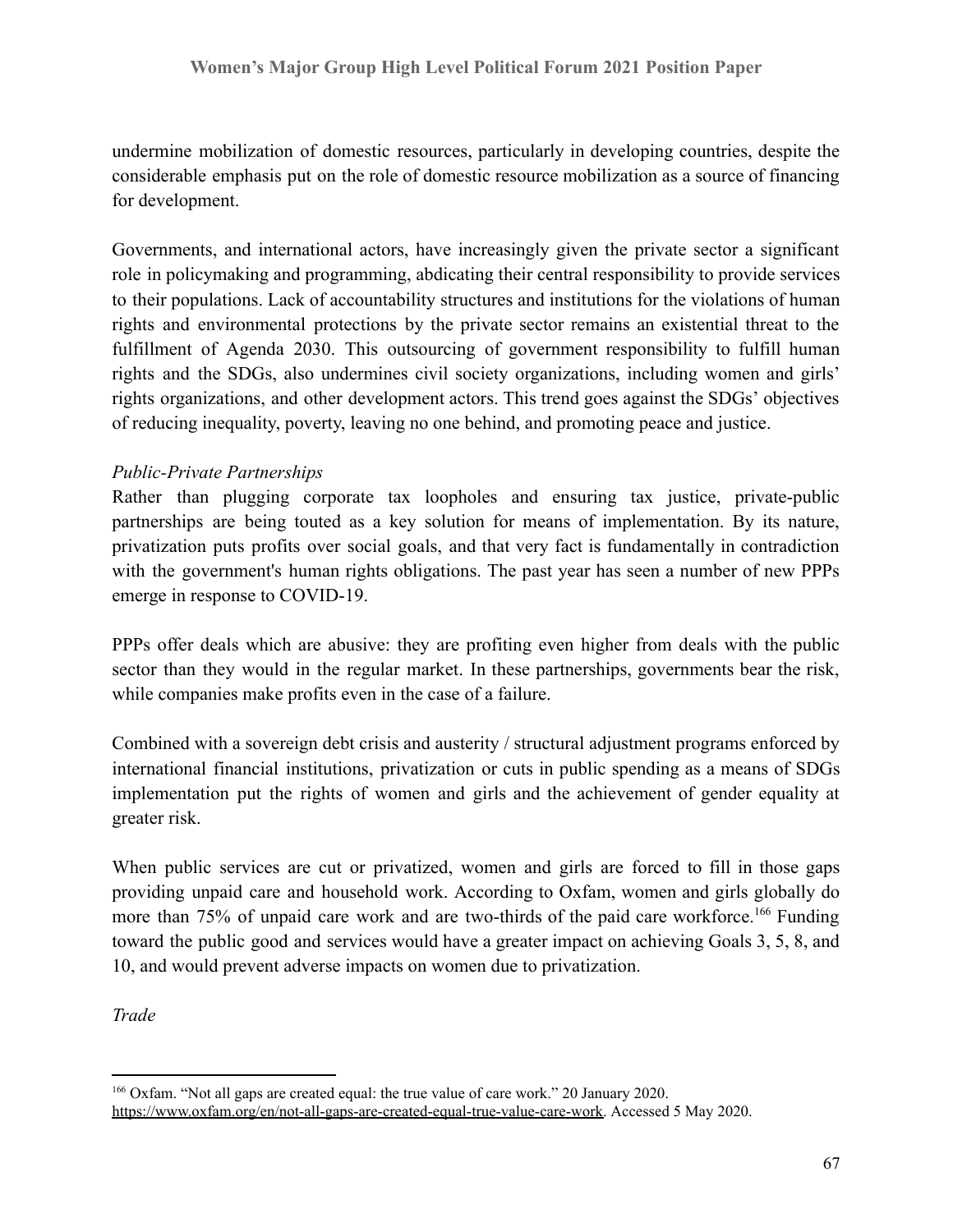undermine mobilization of domestic resources, particularly in developing countries, despite the considerable emphasis put on the role of domestic resource mobilization as a source of financing for development.

Governments, and international actors, have increasingly given the private sector a significant role in policymaking and programming, abdicating their central responsibility to provide services to their populations. Lack of accountability structures and institutions for the violations of human rights and environmental protections by the private sector remains an existential threat to the fulfillment of Agenda 2030. This outsourcing of government responsibility to fulfill human rights and the SDGs, also undermines civil society organizations, including women and girls' rights organizations, and other development actors. This trend goes against the SDGs' objectives of reducing inequality, poverty, leaving no one behind, and promoting peace and justice.

*Public-Private Partnerships*

Rather than plugging corporate tax loopholes and ensuring tax justice, private-public partnerships are being touted as a key solution for means of implementation. By its nature, privatization puts profits over social goals, and that very fact is fundamentally in contradiction with the government's human rights obligations. The past year has seen a number of new PPPs emerge in response to COVID-19.

PPPs offer deals which are abusive: they are profiting even higher from deals with the public sector than they would in the regular market. In these partnerships, governments bear the risk, while companies make profits even in the case of a failure.

Combined with a sovereign debt crisis and austerity / structural adjustment programs enforced by international financial institutions, privatization or cuts in public spending as a means of SDGs implementation put the rights of women and girls and the achievement of gender equality at greater risk.

When public services are cut or privatized, women and girls are forced to fill in those gaps providing unpaid care and household work. According to Oxfam, women and girls globally do more than 75% of unpaid care work and are two-thirds of the paid care workforce.[166] Funding toward the public good and services would have a greater impact on achieving Goals 3, 5, 8, and 10, and would prevent adverse impacts on women due to privatization.

*Trade*

---

[166] Oxfam. "Not all gaps are created equal: the true value of care work." 20 January 2020. https://www.oxfam.org/en/not-all-gaps-are-created-equal-true-value-care-work. Accessed 5 May 2020.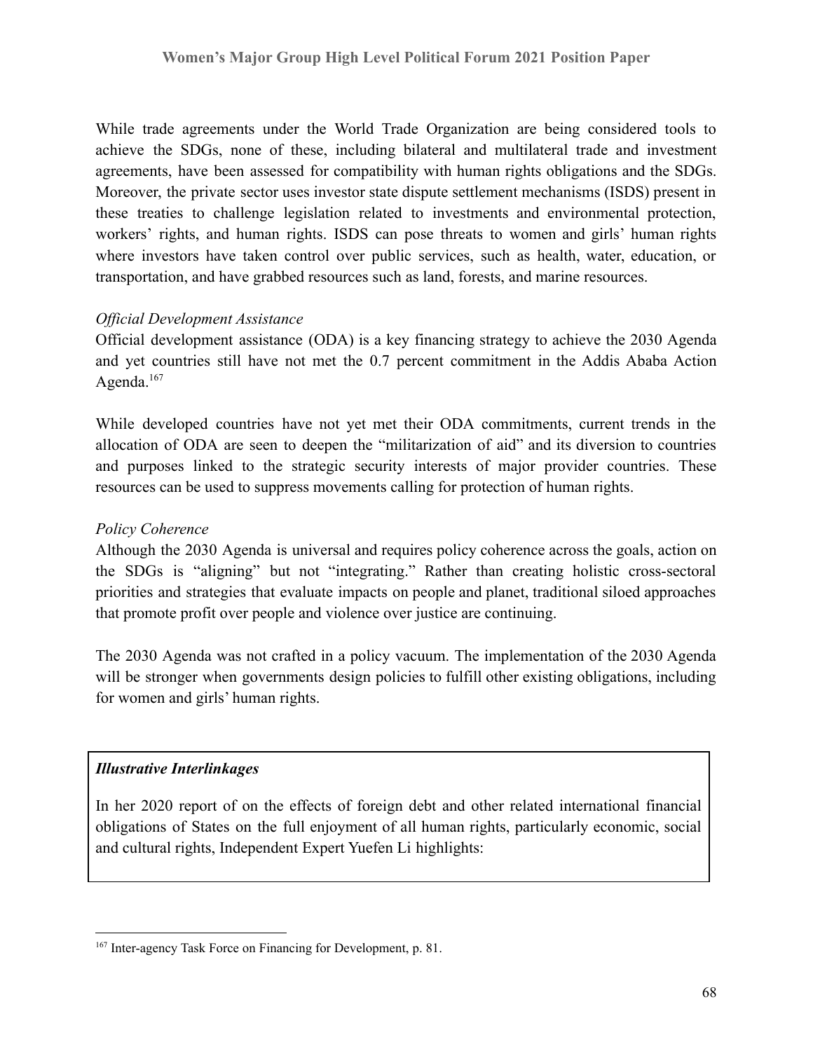While trade agreements under the World Trade Organization are being considered tools to achieve the SDGs, none of these, including bilateral and multilateral trade and investment agreements, have been assessed for compatibility with human rights obligations and the SDGs. Moreover, the private sector uses investor state dispute settlement mechanisms (ISDS) present in these treaties to challenge legislation related to investments and environmental protection, workers' rights, and human rights. ISDS can pose threats to women and girls' human rights where investors have taken control over public services, such as health, water, education, or transportation, and have grabbed resources such as land, forests, and marine resources.

*Official Development Assistance*

Official development assistance (ODA) is a key financing strategy to achieve the 2030 Agenda and yet countries still have not met the 0.7 percent commitment in the Addis Ababa Action Agenda.[167]

While developed countries have not yet met their ODA commitments, current trends in the allocation of ODA are seen to deepen the "militarization of aid" and its diversion to countries and purposes linked to the strategic security interests of major provider countries. These resources can be used to suppress movements calling for protection of human rights.

*Policy Coherence*

Although the 2030 Agenda is universal and requires policy coherence across the goals, action on the SDGs is "aligning" but not "integrating." Rather than creating holistic cross-sectoral priorities and strategies that evaluate impacts on people and planet, traditional siloed approaches that promote profit over people and violence over justice are continuing.

The 2030 Agenda was not crafted in a policy vacuum. The implementation of the 2030 Agenda will be stronger when governments design policies to fulfill other existing obligations, including for women and girls' human rights.

***Illustrative Interlinkages***

In her 2020 report of on the effects of foreign debt and other related international financial obligations of States on the full enjoyment of all human rights, particularly economic, social and cultural rights, Independent Expert Yuefen Li highlights:

---

[167] Inter-agency Task Force on Financing for Development, p. 81.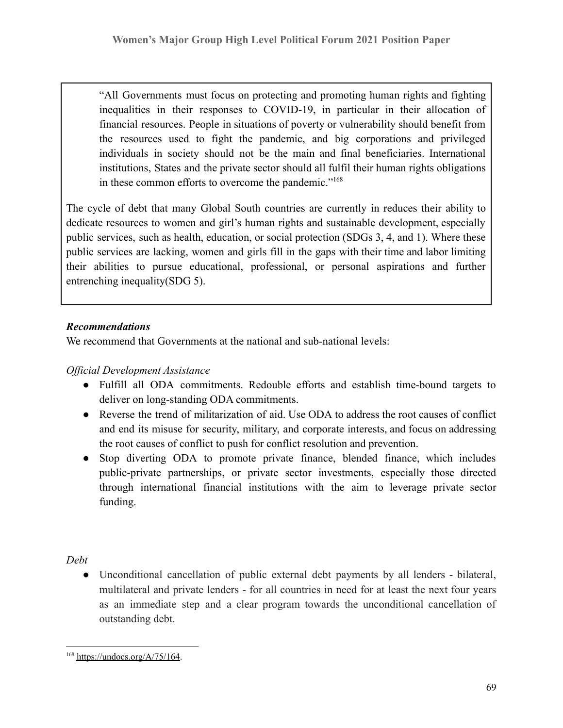> "All Governments must focus on protecting and promoting human rights and fighting inequalities in their responses to COVID-19, in particular in their allocation of financial resources. People in situations of poverty or vulnerability should benefit from the resources used to fight the pandemic, and big corporations and privileged individuals in society should not be the main and final beneficiaries. International institutions, States and the private sector should all fulfil their human rights obligations in these common efforts to overcome the pandemic."[168]

The cycle of debt that many Global South countries are currently in reduces their ability to dedicate resources to women and girl's human rights and sustainable development, especially public services, such as health, education, or social protection (SDGs 3, 4, and 1). Where these public services are lacking, women and girls fill in the gaps with their time and labor limiting their abilities to pursue educational, professional, or personal aspirations and further entrenching inequality(SDG 5).

***Recommendations***

We recommend that Governments at the national and sub-national levels:

*Official Development Assistance*

- Fulfill all ODA commitments. Redouble efforts and establish time-bound targets to deliver on long-standing ODA commitments.
- Reverse the trend of militarization of aid. Use ODA to address the root causes of conflict and end its misuse for security, military, and corporate interests, and focus on addressing the root causes of conflict to push for conflict resolution and prevention.
- Stop diverting ODA to promote private finance, blended finance, which includes public-private partnerships, or private sector investments, especially those directed through international financial institutions with the aim to leverage private sector funding.

*Debt*

- Unconditional cancellation of public external debt payments by all lenders - bilateral, multilateral and private lenders - for all countries in need for at least the next four years as an immediate step and a clear program towards the unconditional cancellation of outstanding debt.

---

[168] https://undocs.org/A/75/164.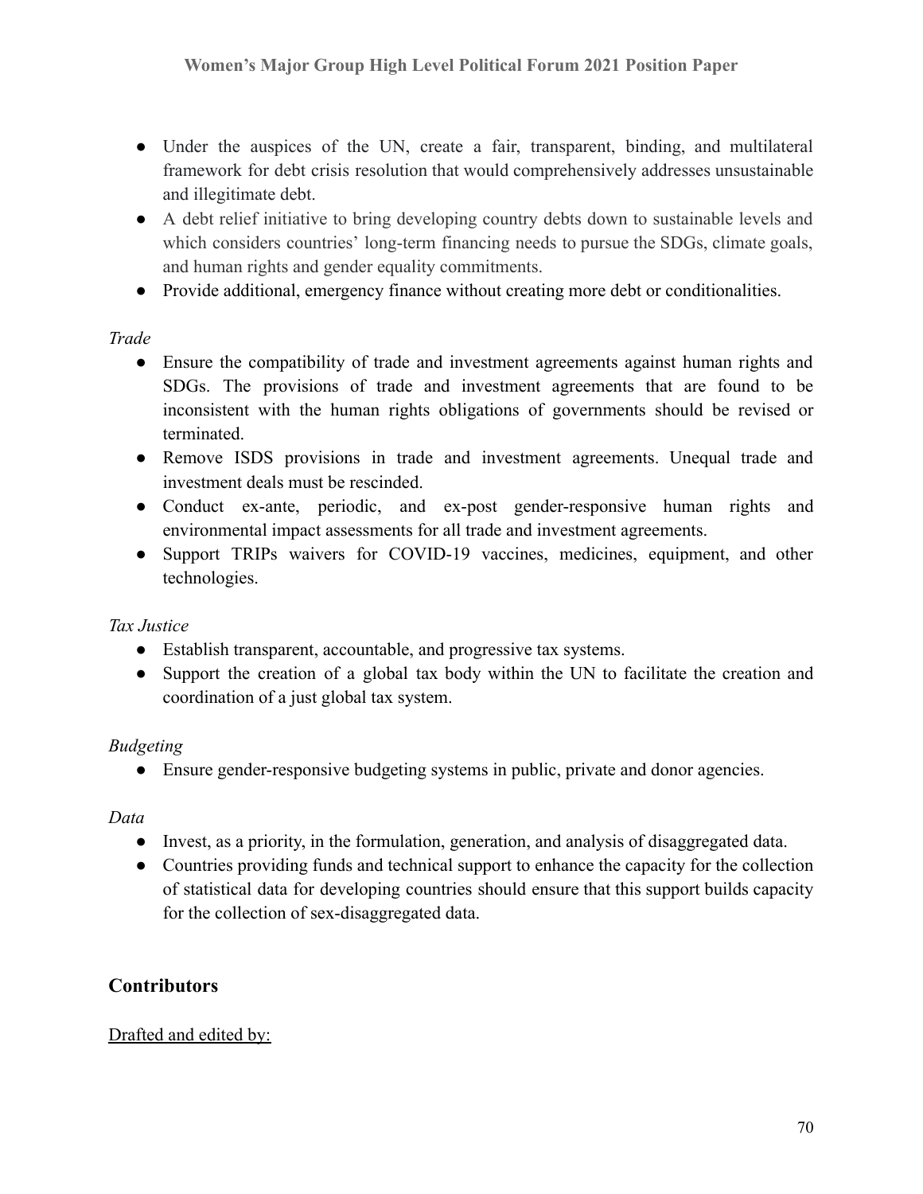- Under the auspices of the UN, create a fair, transparent, binding, and multilateral framework for debt crisis resolution that would comprehensively addresses unsustainable and illegitimate debt.
- A debt relief initiative to bring developing country debts down to sustainable levels and which considers countries' long-term financing needs to pursue the SDGs, climate goals, and human rights and gender equality commitments.
- Provide additional, emergency finance without creating more debt or conditionalities.

*Trade*

- Ensure the compatibility of trade and investment agreements against human rights and SDGs. The provisions of trade and investment agreements that are found to be inconsistent with the human rights obligations of governments should be revised or terminated.
- Remove ISDS provisions in trade and investment agreements. Unequal trade and investment deals must be rescinded.
- Conduct ex-ante, periodic, and ex-post gender-responsive human rights and environmental impact assessments for all trade and investment agreements.
- Support TRIPs waivers for COVID-19 vaccines, medicines, equipment, and other technologies.

*Tax Justice*

- Establish transparent, accountable, and progressive tax systems.
- Support the creation of a global tax body within the UN to facilitate the creation and coordination of a just global tax system.

*Budgeting*

- Ensure gender-responsive budgeting systems in public, private and donor agencies.

*Data*

- Invest, as a priority, in the formulation, generation, and analysis of disaggregated data.
- Countries providing funds and technical support to enhance the capacity for the collection of statistical data for developing countries should ensure that this support builds capacity for the collection of sex-disaggregated data.

## Contributors

<u>Drafted and edited by:</u>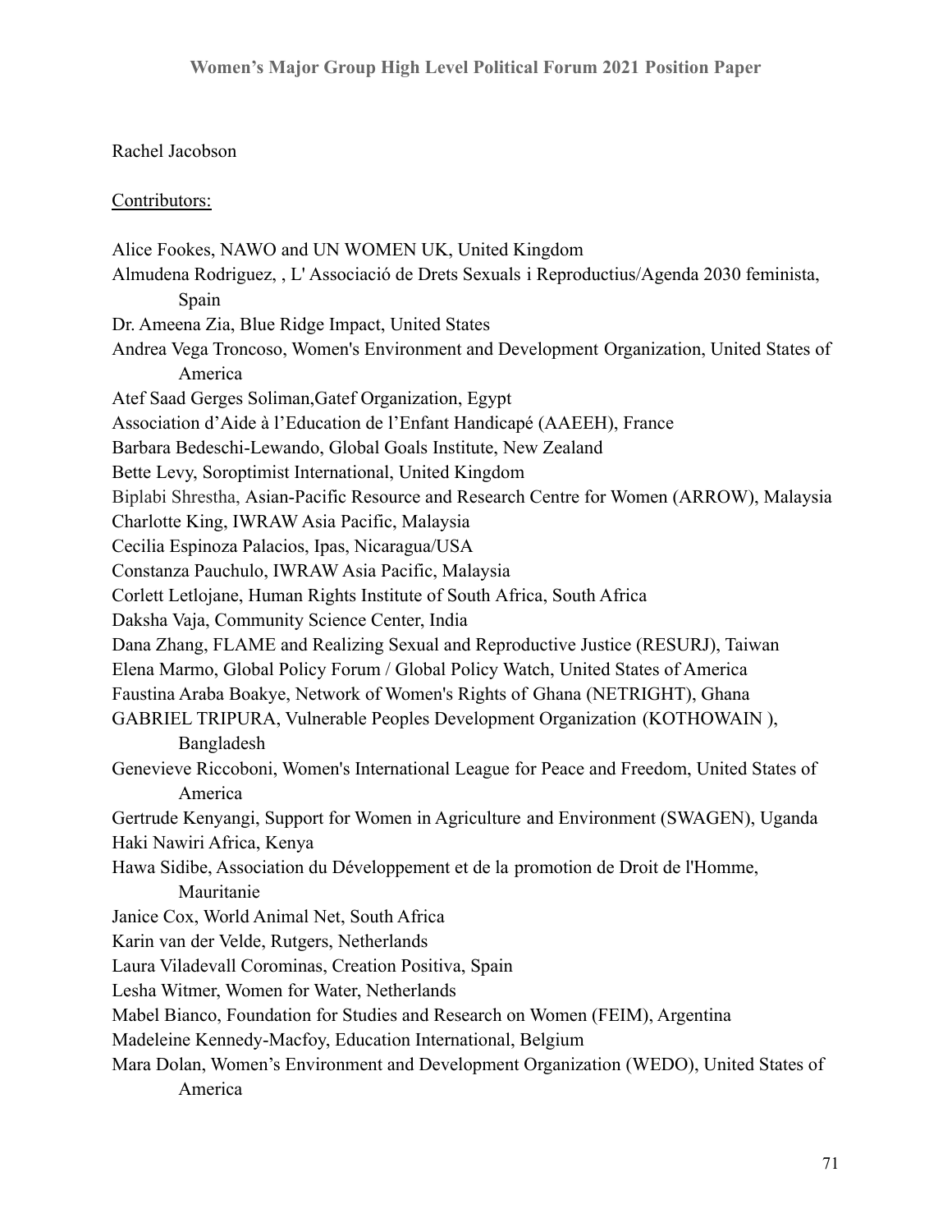Rachel Jacobson

Contributors:

Alice Fookes, NAWO and UN WOMEN UK, United Kingdom
Almudena Rodriguez, , L' Associació de Drets Sexuals i Reproductius/Agenda 2030 feminista, Spain
Dr. Ameena Zia, Blue Ridge Impact, United States
Andrea Vega Troncoso, Women's Environment and Development Organization, United States of America
Atef Saad Gerges Soliman,Gatef Organization, Egypt
Association d'Aide à l'Education de l'Enfant Handicapé (AAEEH), France
Barbara Bedeschi-Lewando, Global Goals Institute, New Zealand
Bette Levy, Soroptimist International, United Kingdom
Biplabi Shrestha, Asian-Pacific Resource and Research Centre for Women (ARROW), Malaysia
Charlotte King, IWRAW Asia Pacific, Malaysia
Cecilia Espinoza Palacios, Ipas, Nicaragua/USA
Constanza Pauchulo, IWRAW Asia Pacific, Malaysia
Corlett Letlojane, Human Rights Institute of South Africa, South Africa
Daksha Vaja, Community Science Center, India
Dana Zhang, FLAME and Realizing Sexual and Reproductive Justice (RESURJ), Taiwan
Elena Marmo, Global Policy Forum / Global Policy Watch, United States of America
Faustina Araba Boakye, Network of Women's Rights of Ghana (NETRIGHT), Ghana
GABRIEL TRIPURA, Vulnerable Peoples Development Organization (KOTHOWAIN ), Bangladesh
Genevieve Riccoboni, Women's International League for Peace and Freedom, United States of America
Gertrude Kenyangi, Support for Women in Agriculture and Environment (SWAGEN), Uganda
Haki Nawiri Africa, Kenya
Hawa Sidibe, Association du Développement et de la promotion de Droit de l'Homme, Mauritanie
Janice Cox, World Animal Net, South Africa
Karin van der Velde, Rutgers, Netherlands
Laura Viladevall Corominas, Creation Positiva, Spain
Lesha Witmer, Women for Water, Netherlands
Mabel Bianco, Foundation for Studies and Research on Women (FEIM), Argentina
Madeleine Kennedy-Macfoy, Education International, Belgium
Mara Dolan, Women's Environment and Development Organization (WEDO), United States of America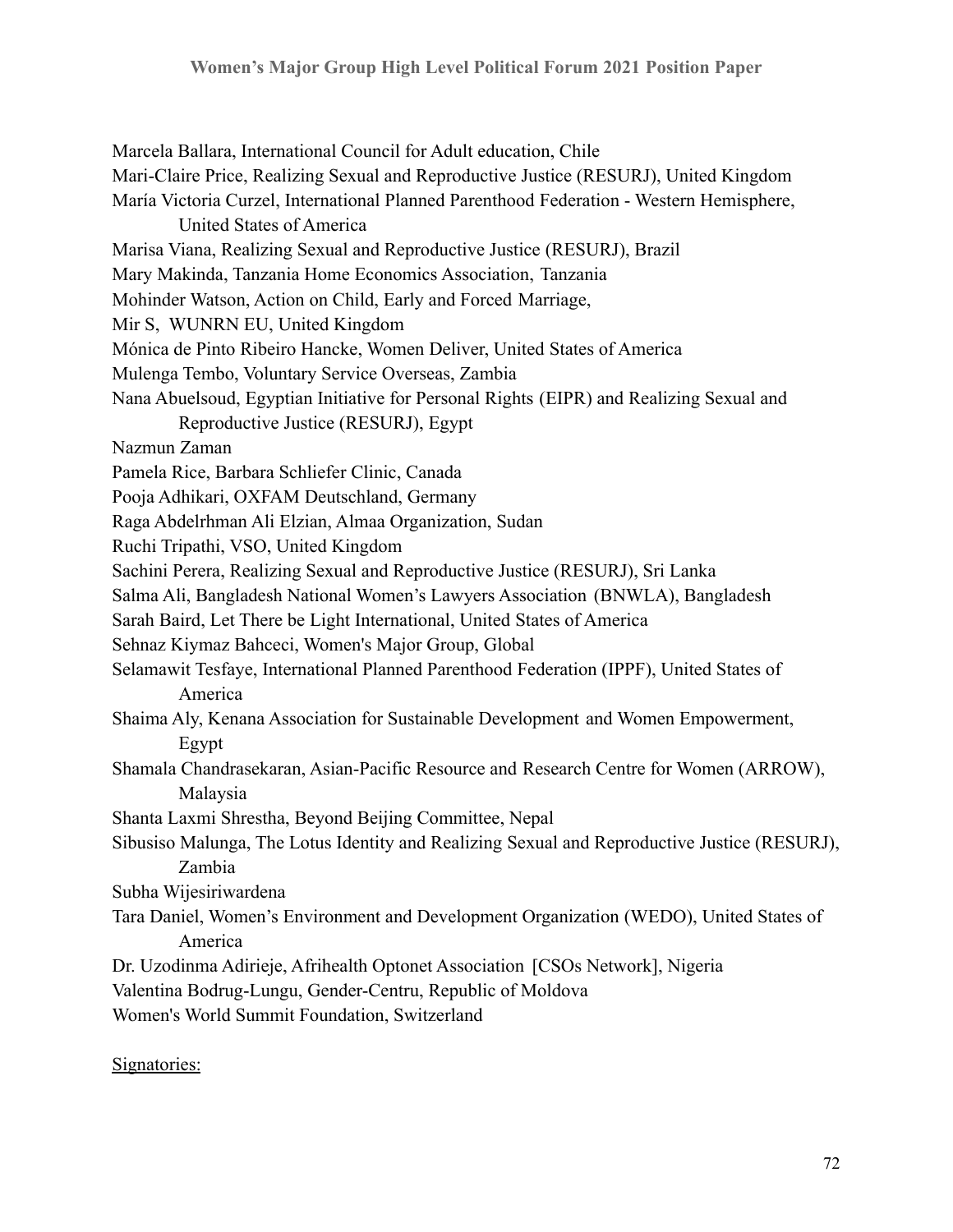Marcela Ballara, International Council for Adult education, Chile

Mari-Claire Price, Realizing Sexual and Reproductive Justice (RESURJ), United Kingdom

María Victoria Curzel, International Planned Parenthood Federation - Western Hemisphere, United States of America

Marisa Viana, Realizing Sexual and Reproductive Justice (RESURJ), Brazil

Mary Makinda, Tanzania Home Economics Association, Tanzania

Mohinder Watson, Action on Child, Early and Forced Marriage,

Mir S, WUNRN EU, United Kingdom

Mónica de Pinto Ribeiro Hancke, Women Deliver, United States of America

Mulenga Tembo, Voluntary Service Overseas, Zambia

Nana Abuelsoud, Egyptian Initiative for Personal Rights (EIPR) and Realizing Sexual and Reproductive Justice (RESURJ), Egypt

Nazmun Zaman

Pamela Rice, Barbara Schliefer Clinic, Canada

Pooja Adhikari, OXFAM Deutschland, Germany

Raga Abdelrhman Ali Elzian, Almaa Organization, Sudan

Ruchi Tripathi, VSO, United Kingdom

Sachini Perera, Realizing Sexual and Reproductive Justice (RESURJ), Sri Lanka

Salma Ali, Bangladesh National Women's Lawyers Association (BNWLA), Bangladesh

Sarah Baird, Let There be Light International, United States of America

Sehnaz Kiymaz Bahceci, Women's Major Group, Global

Selamawit Tesfaye, International Planned Parenthood Federation (IPPF), United States of America

Shaima Aly, Kenana Association for Sustainable Development and Women Empowerment, Egypt

Shamala Chandrasekaran, Asian-Pacific Resource and Research Centre for Women (ARROW), Malaysia

Shanta Laxmi Shrestha, Beyond Beijing Committee, Nepal

Sibusiso Malunga, The Lotus Identity and Realizing Sexual and Reproductive Justice (RESURJ), Zambia

Subha Wijesiriwardena

Tara Daniel, Women's Environment and Development Organization (WEDO), United States of America

Dr. Uzodinma Adirieje, Afrihealth Optonet Association [CSOs Network], Nigeria

Valentina Bodrug-Lungu, Gender-Centru, Republic of Moldova

Women's World Summit Foundation, Switzerland

Signatories: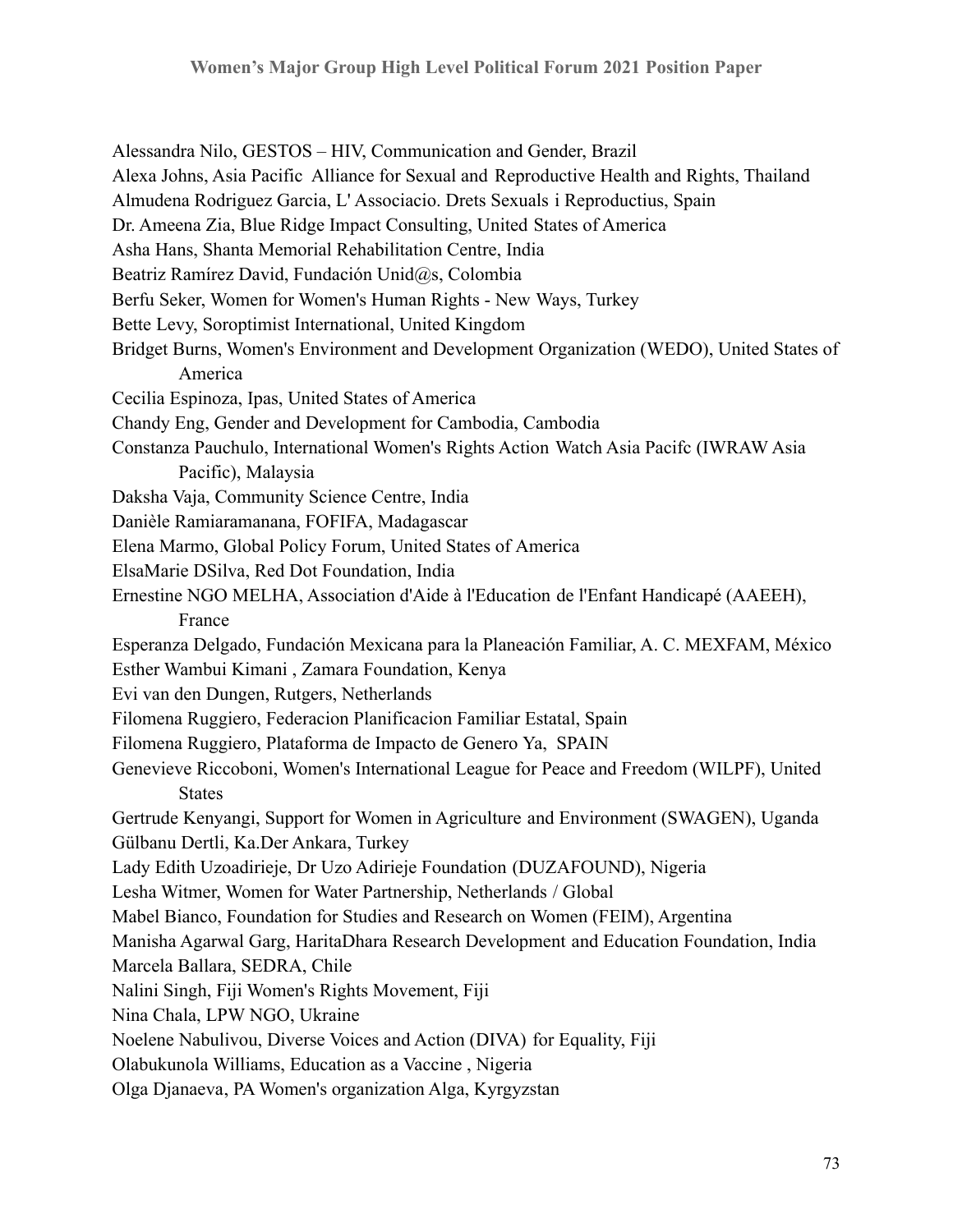Alessandra Nilo, GESTOS – HIV, Communication and Gender, Brazil

Alexa Johns, Asia Pacific  Alliance for Sexual and Reproductive Health and Rights, Thailand

Almudena Rodriguez Garcia, L' Associacio. Drets Sexuals i Reproductius, Spain

Dr. Ameena Zia, Blue Ridge Impact Consulting, United States of America

Asha Hans, Shanta Memorial Rehabilitation Centre, India

Beatriz Ramírez David, Fundación Unid@s, Colombia

Berfu Seker, Women for Women's Human Rights - New Ways, Turkey

Bette Levy, Soroptimist International, United Kingdom

Bridget Burns, Women's Environment and Development Organization (WEDO), United States of America

Cecilia Espinoza, Ipas, United States of America

Chandy Eng, Gender and Development for Cambodia, Cambodia

Constanza Pauchulo, International Women's Rights Action Watch Asia Pacifc (IWRAW Asia Pacific), Malaysia

Daksha Vaja, Community Science Centre, India

Danièle Ramiaramanana, FOFIFA, Madagascar

Elena Marmo, Global Policy Forum, United States of America

ElsaMarie DSilva, Red Dot Foundation, India

Ernestine NGO MELHA, Association d'Aide à l'Education de l'Enfant Handicapé (AAEEH), France

Esperanza Delgado, Fundación Mexicana para la Planeación Familiar, A. C. MEXFAM, México

Esther Wambui Kimani , Zamara Foundation, Kenya

Evi van den Dungen, Rutgers, Netherlands

Filomena Ruggiero, Federacion Planificacion Familiar Estatal, Spain

Filomena Ruggiero, Plataforma de Impacto de Genero Ya,  SPAIN

Genevieve Riccoboni, Women's International League for Peace and Freedom (WILPF), United States

Gertrude Kenyangi, Support for Women in Agriculture and Environment (SWAGEN), Uganda

Gülbanu Dertli, Ka.Der Ankara, Turkey

Lady Edith Uzoadirieje, Dr Uzo Adirieje Foundation (DUZAFOUND), Nigeria

Lesha Witmer, Women for Water Partnership, Netherlands / Global

Mabel Bianco, Foundation for Studies and Research on Women (FEIM), Argentina

Manisha Agarwal Garg, HaritaDhara Research Development and Education Foundation, India

Marcela Ballara, SEDRA, Chile

Nalini Singh, Fiji Women's Rights Movement, Fiji

Nina Chala, LPW NGO, Ukraine

Noelene Nabulivou, Diverse Voices and Action (DIVA) for Equality, Fiji

Olabukunola Williams, Education as a Vaccine , Nigeria

Olga Djanaeva, PA Women's organization Alga, Kyrgyzstan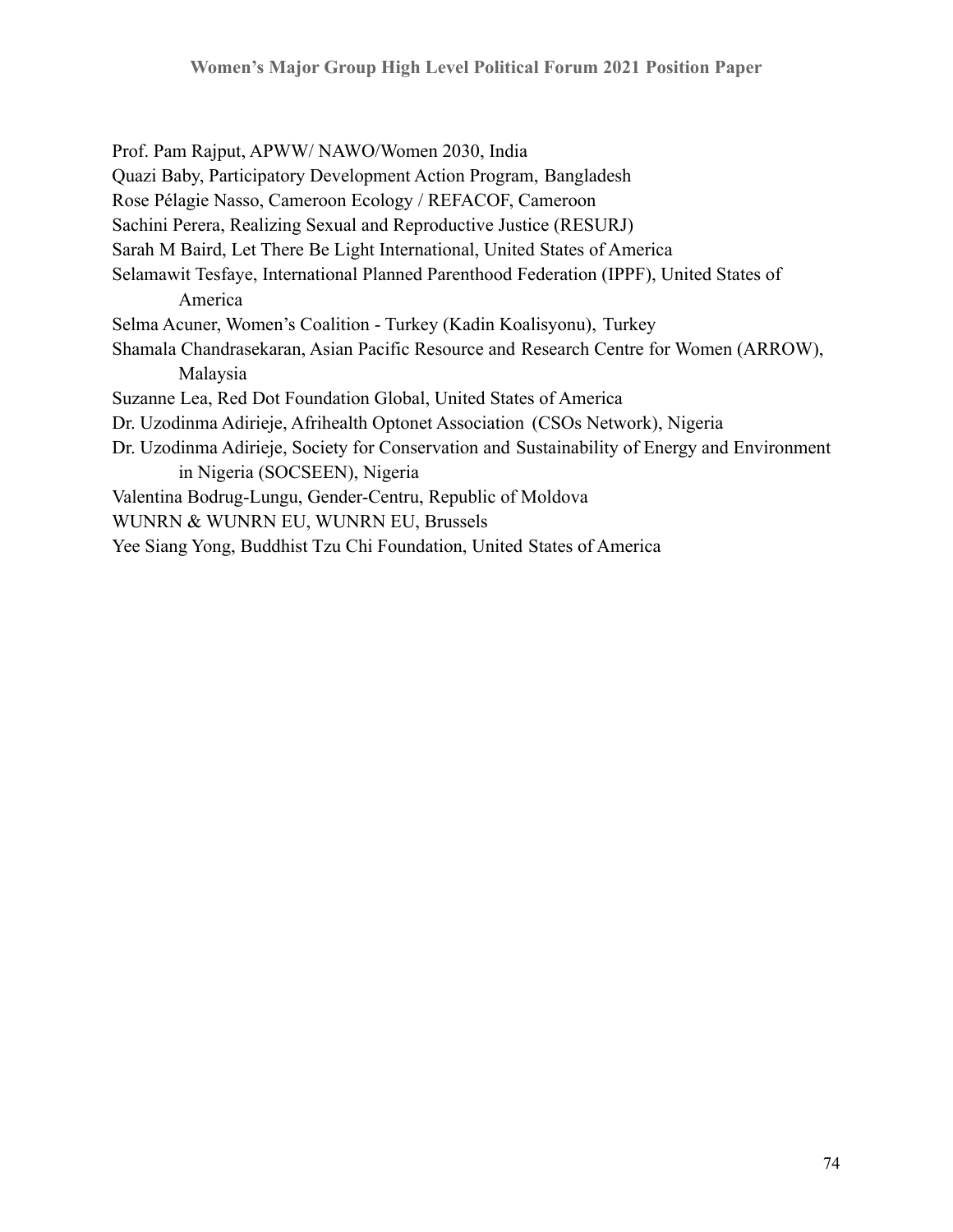Prof. Pam Rajput, APWW/ NAWO/Women 2030, India
Quazi Baby, Participatory Development Action Program, Bangladesh
Rose Pélagie Nasso, Cameroon Ecology / REFACOF, Cameroon
Sachini Perera, Realizing Sexual and Reproductive Justice (RESURJ)
Sarah M Baird, Let There Be Light International, United States of America
Selamawit Tesfaye, International Planned Parenthood Federation (IPPF), United States of America
Selma Acuner, Women's Coalition - Turkey (Kadin Koalisyonu), Turkey
Shamala Chandrasekaran, Asian Pacific Resource and Research Centre for Women (ARROW), Malaysia
Suzanne Lea, Red Dot Foundation Global, United States of America
Dr. Uzodinma Adirieje, Afrihealth Optonet Association (CSOs Network), Nigeria
Dr. Uzodinma Adirieje, Society for Conservation and Sustainability of Energy and Environment in Nigeria (SOCSEEN), Nigeria
Valentina Bodrug-Lungu, Gender-Centru, Republic of Moldova
WUNRN & WUNRN EU, WUNRN EU, Brussels
Yee Siang Yong, Buddhist Tzu Chi Foundation, United States of America